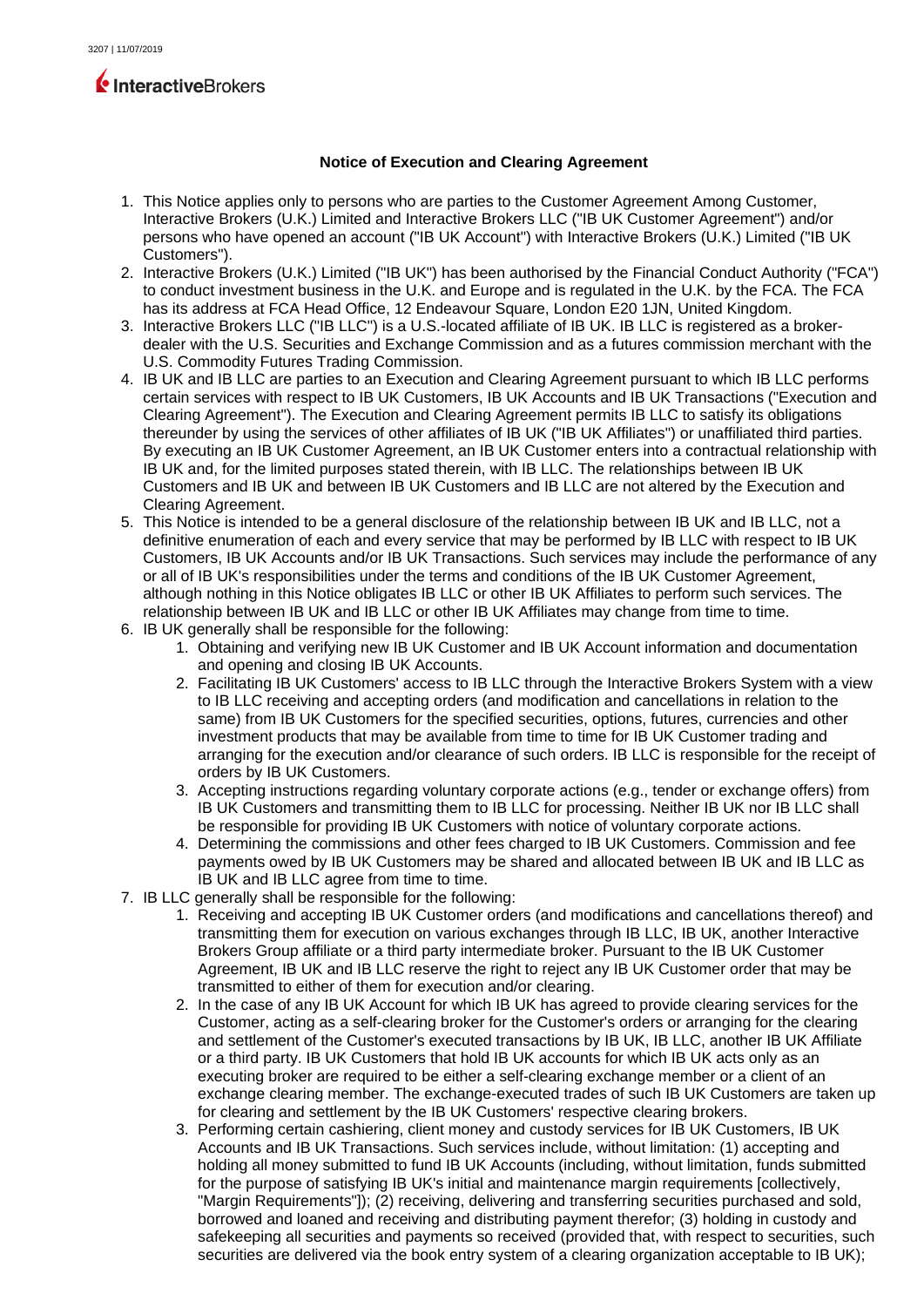**Notice of Execution and Clearing Agreement**

1. This Notice applies only to persons who are parties to the Customer Agreement Among Customer, Interactive Brokers (U.K.) Limited and Interactive Brokers LLC ("IB UK Customer Agreement") and/or persons who have opened an account ("IB UK Account") with Interactive Brokers (U.K.) Limited ("IB UK Customers").
2. Interactive Brokers (U.K.) Limited ("IB UK") has been authorised by the Financial Conduct Authority ("FCA") to conduct investment business in the U.K. and Europe and is regulated in the U.K. by the FCA. The FCA has its address at FCA Head Office, 12 Endeavour Square, London E20 1JN, United Kingdom.
3. Interactive Brokers LLC ("IB LLC") is a U.S.-located affiliate of IB UK. IB LLC is registered as a broker-dealer with the U.S. Securities and Exchange Commission and as a futures commission merchant with the U.S. Commodity Futures Trading Commission.
4. IB UK and IB LLC are parties to an Execution and Clearing Agreement pursuant to which IB LLC performs certain services with respect to IB UK Customers, IB UK Accounts and IB UK Transactions ("Execution and Clearing Agreement"). The Execution and Clearing Agreement permits IB LLC to satisfy its obligations thereunder by using the services of other affiliates of IB UK ("IB UK Affiliates") or unaffiliated third parties. By executing an IB UK Customer Agreement, an IB UK Customer enters into a contractual relationship with IB UK and, for the limited purposes stated therein, with IB LLC. The relationships between IB UK Customers and IB UK and between IB UK Customers and IB LLC are not altered by the Execution and Clearing Agreement.
5. This Notice is intended to be a general disclosure of the relationship between IB UK and IB LLC, not a definitive enumeration of each and every service that may be performed by IB LLC with respect to IB UK Customers, IB UK Accounts and/or IB UK Transactions. Such services may include the performance of any or all of IB UK's responsibilities under the terms and conditions of the IB UK Customer Agreement, although nothing in this Notice obligates IB LLC or other IB UK Affiliates to perform such services. The relationship between IB UK and IB LLC or other IB UK Affiliates may change from time to time.
6. IB UK generally shall be responsible for the following:
    1. Obtaining and verifying new IB UK Customer and IB UK Account information and documentation and opening and closing IB UK Accounts.
    2. Facilitating IB UK Customers' access to IB LLC through the Interactive Brokers System with a view to IB LLC receiving and accepting orders (and modification and cancellations in relation to the same) from IB UK Customers for the specified securities, options, futures, currencies and other investment products that may be available from time to time for IB UK Customer trading and arranging for the execution and/or clearance of such orders. IB LLC is responsible for the receipt of orders by IB UK Customers.
    3. Accepting instructions regarding voluntary corporate actions (e.g., tender or exchange offers) from IB UK Customers and transmitting them to IB LLC for processing. Neither IB UK nor IB LLC shall be responsible for providing IB UK Customers with notice of voluntary corporate actions.
    4. Determining the commissions and other fees charged to IB UK Customers. Commission and fee payments owed by IB UK Customers may be shared and allocated between IB UK and IB LLC as IB UK and IB LLC agree from time to time.
7. IB LLC generally shall be responsible for the following:
    1. Receiving and accepting IB UK Customer orders (and modifications and cancellations thereof) and transmitting them for execution on various exchanges through IB LLC, IB UK, another Interactive Brokers Group affiliate or a third party intermediate broker. Pursuant to the IB UK Customer Agreement, IB UK and IB LLC reserve the right to reject any IB UK Customer order that may be transmitted to either of them for execution and/or clearing.
    2. In the case of any IB UK Account for which IB UK has agreed to provide clearing services for the Customer, acting as a self-clearing broker for the Customer's orders or arranging for the clearing and settlement of the Customer's executed transactions by IB UK, IB LLC, another IB UK Affiliate or a third party. IB UK Customers that hold IB UK accounts for which IB UK acts only as an executing broker are required to be either a self-clearing exchange member or a client of an exchange clearing member. The exchange-executed trades of such IB UK Customers are taken up for clearing and settlement by the IB UK Customers' respective clearing brokers.
    3. Performing certain cashiering, client money and custody services for IB UK Customers, IB UK Accounts and IB UK Transactions. Such services include, without limitation: (1) accepting and holding all money submitted to fund IB UK Accounts (including, without limitation, funds submitted for the purpose of satisfying IB UK's initial and maintenance margin requirements [collectively, "Margin Requirements"]); (2) receiving, delivering and transferring securities purchased and sold, borrowed and loaned and receiving and distributing payment therefor; (3) holding in custody and safekeeping all securities and payments so received (provided that, with respect to securities, such securities are delivered via the book entry system of a clearing organization acceptable to IB UK);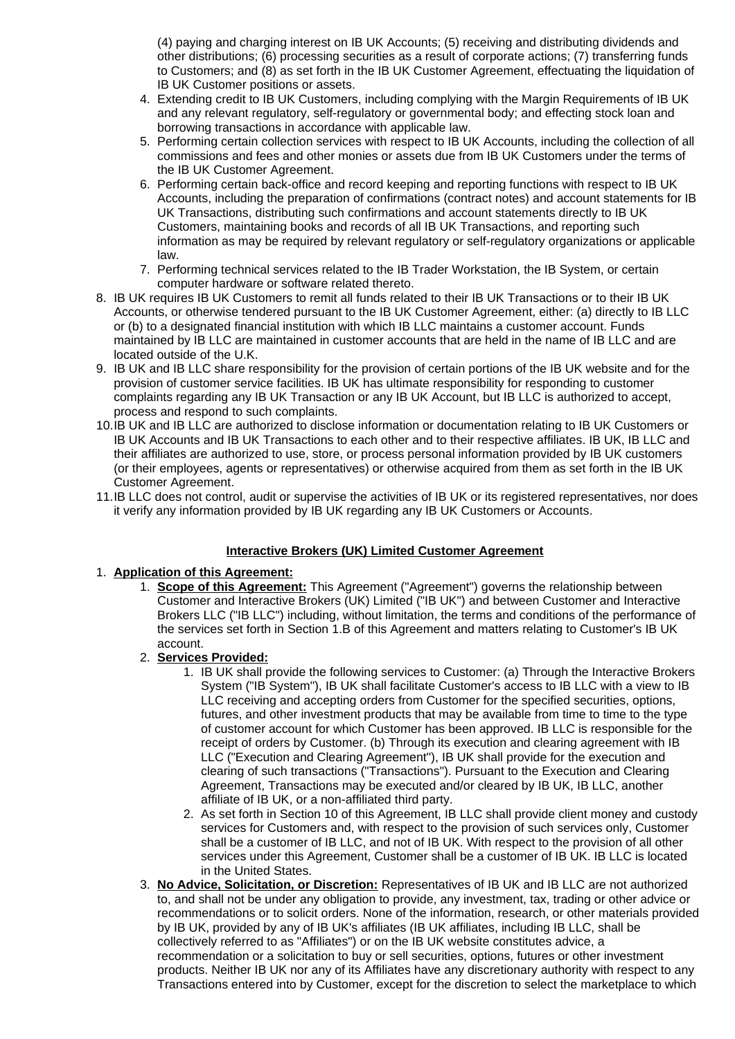(4) paying and charging interest on IB UK Accounts; (5) receiving and distributing dividends and other distributions; (6) processing securities as a result of corporate actions; (7) transferring funds to Customers; and (8) as set forth in the IB UK Customer Agreement, effectuating the liquidation of IB UK Customer positions or assets.

4. Extending credit to IB UK Customers, including complying with the Margin Requirements of IB UK and any relevant regulatory, self-regulatory or governmental body; and effecting stock loan and borrowing transactions in accordance with applicable law.
5. Performing certain collection services with respect to IB UK Accounts, including the collection of all commissions and fees and other monies or assets due from IB UK Customers under the terms of the IB UK Customer Agreement.
6. Performing certain back-office and record keeping and reporting functions with respect to IB UK Accounts, including the preparation of confirmations (contract notes) and account statements for IB UK Transactions, distributing such confirmations and account statements directly to IB UK Customers, maintaining books and records of all IB UK Transactions, and reporting such information as may be required by relevant regulatory or self-regulatory organizations or applicable law.
7. Performing technical services related to the IB Trader Workstation, the IB System, or certain computer hardware or software related thereto.

8. IB UK requires IB UK Customers to remit all funds related to their IB UK Transactions or to their IB UK Accounts, or otherwise tendered pursuant to the IB UK Customer Agreement, either: (a) directly to IB LLC or (b) to a designated financial institution with which IB LLC maintains a customer account. Funds maintained by IB LLC are maintained in customer accounts that are held in the name of IB LLC and are located outside of the U.K.
9. IB UK and IB LLC share responsibility for the provision of certain portions of the IB UK website and for the provision of customer service facilities. IB UK has ultimate responsibility for responding to customer complaints regarding any IB UK Transaction or any IB UK Account, but IB LLC is authorized to accept, process and respond to such complaints.
10. IB UK and IB LLC are authorized to disclose information or documentation relating to IB UK Customers or IB UK Accounts and IB UK Transactions to each other and to their respective affiliates. IB UK, IB LLC and their affiliates are authorized to use, store, or process personal information provided by IB UK customers (or their employees, agents or representatives) or otherwise acquired from them as set forth in the IB UK Customer Agreement.
11. IB LLC does not control, audit or supervise the activities of IB UK or its registered representatives, nor does it verify any information provided by IB UK regarding any IB UK Customers or Accounts.

## Interactive Brokers (UK) Limited Customer Agreement

1. **Application of this Agreement:**
    1. **Scope of this Agreement:** This Agreement ("Agreement") governs the relationship between Customer and Interactive Brokers (UK) Limited ("IB UK") and between Customer and Interactive Brokers LLC ("IB LLC") including, without limitation, the terms and conditions of the performance of the services set forth in Section 1.B of this Agreement and matters relating to Customer's IB UK account.
    2. **Services Provided:**
        1. IB UK shall provide the following services to Customer: (a) Through the Interactive Brokers System ("IB System"), IB UK shall facilitate Customer's access to IB LLC with a view to IB LLC receiving and accepting orders from Customer for the specified securities, options, futures, and other investment products that may be available from time to time to the type of customer account for which Customer has been approved. IB LLC is responsible for the receipt of orders by Customer. (b) Through its execution and clearing agreement with IB LLC ("Execution and Clearing Agreement"), IB UK shall provide for the execution and clearing of such transactions ("Transactions"). Pursuant to the Execution and Clearing Agreement, Transactions may be executed and/or cleared by IB UK, IB LLC, another affiliate of IB UK, or a non-affiliated third party.
        2. As set forth in Section 10 of this Agreement, IB LLC shall provide client money and custody services for Customers and, with respect to the provision of such services only, Customer shall be a customer of IB LLC, and not of IB UK. With respect to the provision of all other services under this Agreement, Customer shall be a customer of IB UK. IB LLC is located in the United States.
    3. **No Advice, Solicitation, or Discretion:** Representatives of IB UK and IB LLC are not authorized to, and shall not be under any obligation to provide, any investment, tax, trading or other advice or recommendations or to solicit orders. None of the information, research, or other materials provided by IB UK, provided by any of IB UK's affiliates (IB UK affiliates, including IB LLC, shall be collectively referred to as "Affiliates") or on the IB UK website constitutes advice, a recommendation or a solicitation to buy or sell securities, options, futures or other investment products. Neither IB UK nor any of its Affiliates have any discretionary authority with respect to any Transactions entered into by Customer, except for the discretion to select the marketplace to which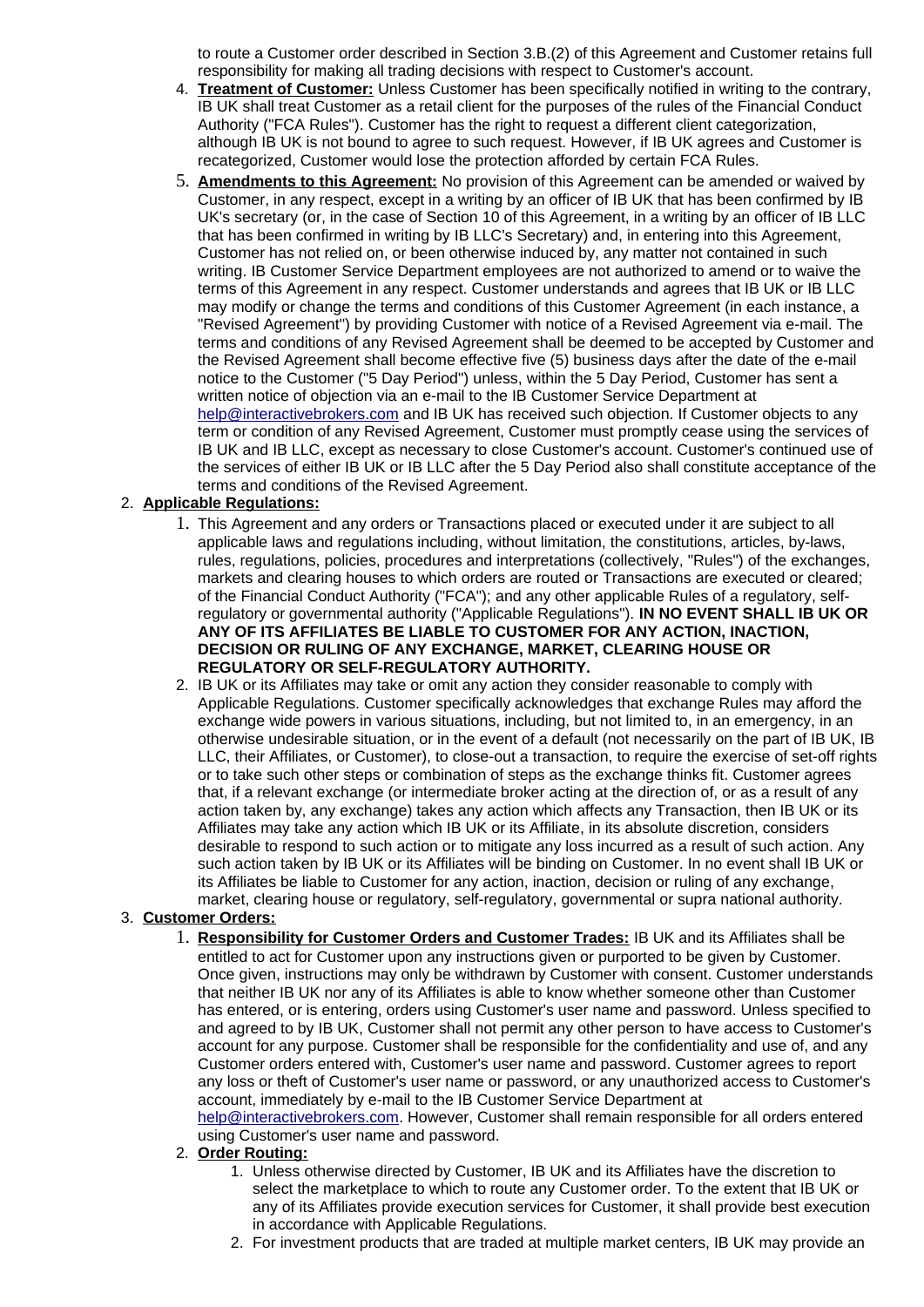to route a Customer order described in Section 3.B.(2) of this Agreement and Customer retains full responsibility for making all trading decisions with respect to Customer's account.

4. **Treatment of Customer:** Unless Customer has been specifically notified in writing to the contrary, IB UK shall treat Customer as a retail client for the purposes of the rules of the Financial Conduct Authority ("FCA Rules"). Customer has the right to request a different client categorization, although IB UK is not bound to agree to such request. However, if IB UK agrees and Customer is recategorized, Customer would lose the protection afforded by certain FCA Rules.
5. **Amendments to this Agreement:** No provision of this Agreement can be amended or waived by Customer, in any respect, except in a writing by an officer of IB UK that has been confirmed by IB UK's secretary (or, in the case of Section 10 of this Agreement, in a writing by an officer of IB LLC that has been confirmed in writing by IB LLC's Secretary) and, in entering into this Agreement, Customer has not relied on, or been otherwise induced by, any matter not contained in such writing. IB Customer Service Department employees are not authorized to amend or to waive the terms of this Agreement in any respect. Customer understands and agrees that IB UK or IB LLC may modify or change the terms and conditions of this Customer Agreement (in each instance, a "Revised Agreement") by providing Customer with notice of a Revised Agreement via e-mail. The terms and conditions of any Revised Agreement shall be deemed to be accepted by Customer and the Revised Agreement shall become effective five (5) business days after the date of the e-mail notice to the Customer ("5 Day Period") unless, within the 5 Day Period, Customer has sent a written notice of objection via an e-mail to the IB Customer Service Department at help@interactivebrokers.com and IB UK has received such objection. If Customer objects to any term or condition of any Revised Agreement, Customer must promptly cease using the services of IB UK and IB LLC, except as necessary to close Customer's account. Customer's continued use of the services of either IB UK or IB LLC after the 5 Day Period also shall constitute acceptance of the terms and conditions of the Revised Agreement.

2. **Applicable Regulations:**
    1. This Agreement and any orders or Transactions placed or executed under it are subject to all applicable laws and regulations including, without limitation, the constitutions, articles, by-laws, rules, regulations, policies, procedures and interpretations (collectively, "Rules") of the exchanges, markets and clearing houses to which orders are routed or Transactions are executed or cleared; of the Financial Conduct Authority ("FCA"); and any other applicable Rules of a regulatory, self-regulatory or governmental authority ("Applicable Regulations"). **IN NO EVENT SHALL IB UK OR ANY OF ITS AFFILIATES BE LIABLE TO CUSTOMER FOR ANY ACTION, INACTION, DECISION OR RULING OF ANY EXCHANGE, MARKET, CLEARING HOUSE OR REGULATORY OR SELF-REGULATORY AUTHORITY.**
    2. IB UK or its Affiliates may take or omit any action they consider reasonable to comply with Applicable Regulations. Customer specifically acknowledges that exchange Rules may afford the exchange wide powers in various situations, including, but not limited to, in an emergency, in an otherwise undesirable situation, or in the event of a default (not necessarily on the part of IB UK, IB LLC, their Affiliates, or Customer), to close-out a transaction, to require the exercise of set-off rights or to take such other steps or combination of steps as the exchange thinks fit. Customer agrees that, if a relevant exchange (or intermediate broker acting at the direction of, or as a result of any action taken by, any exchange) takes any action which affects any Transaction, then IB UK or its Affiliates may take any action which IB UK or its Affiliate, in its absolute discretion, considers desirable to respond to such action or to mitigate any loss incurred as a result of such action. Any such action taken by IB UK or its Affiliates will be binding on Customer. In no event shall IB UK or its Affiliates be liable to Customer for any action, inaction, decision or ruling of any exchange, market, clearing house or regulatory, self-regulatory, governmental or supra national authority.
3. **Customer Orders:**
    1. **Responsibility for Customer Orders and Customer Trades:** IB UK and its Affiliates shall be entitled to act for Customer upon any instructions given or purported to be given by Customer. Once given, instructions may only be withdrawn by Customer with consent. Customer understands that neither IB UK nor any of its Affiliates is able to know whether someone other than Customer has entered, or is entering, orders using Customer's user name and password. Unless specified to and agreed to by IB UK, Customer shall not permit any other person to have access to Customer's account for any purpose. Customer shall be responsible for the confidentiality and use of, and any Customer orders entered with, Customer's user name and password. Customer agrees to report any loss or theft of Customer's user name or password, or any unauthorized access to Customer's account, immediately by e-mail to the IB Customer Service Department at help@interactivebrokers.com. However, Customer shall remain responsible for all orders entered using Customer's user name and password.
    2. **Order Routing:**
        1. Unless otherwise directed by Customer, IB UK and its Affiliates have the discretion to select the marketplace to which to route any Customer order. To the extent that IB UK or any of its Affiliates provide execution services for Customer, it shall provide best execution in accordance with Applicable Regulations.
        2. For investment products that are traded at multiple market centers, IB UK may provide an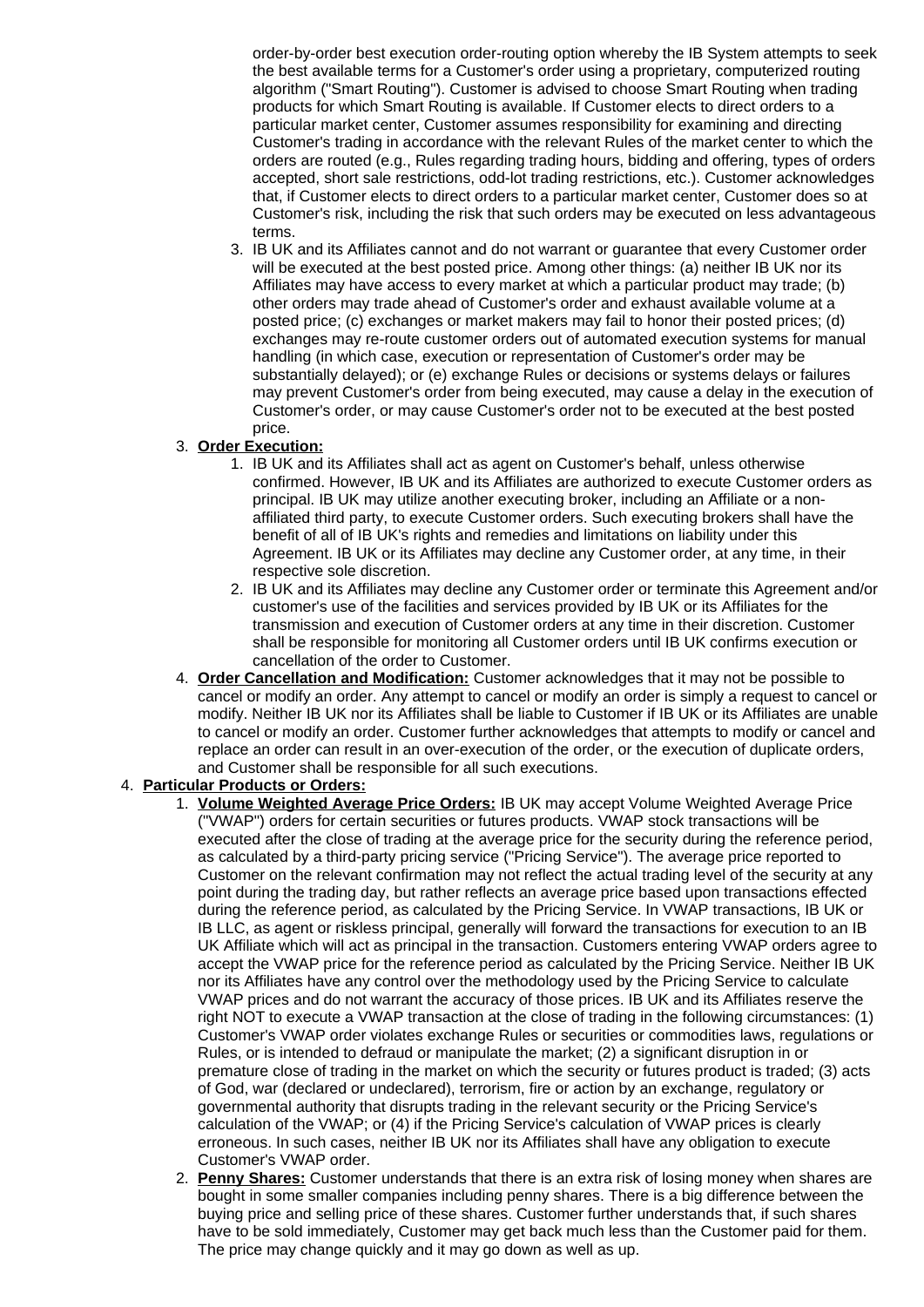order-by-order best execution order-routing option whereby the IB System attempts to seek the best available terms for a Customer's order using a proprietary, computerized routing algorithm ("Smart Routing"). Customer is advised to choose Smart Routing when trading products for which Smart Routing is available. If Customer elects to direct orders to a particular market center, Customer assumes responsibility for examining and directing Customer's trading in accordance with the relevant Rules of the market center to which the orders are routed (e.g., Rules regarding trading hours, bidding and offering, types of orders accepted, short sale restrictions, odd-lot trading restrictions, etc.). Customer acknowledges that, if Customer elects to direct orders to a particular market center, Customer does so at Customer's risk, including the risk that such orders may be executed on less advantageous terms.

      3. IB UK and its Affiliates cannot and do not warrant or guarantee that every Customer order will be executed at the best posted price. Among other things: (a) neither IB UK nor its Affiliates may have access to every market at which a particular product may trade; (b) other orders may trade ahead of Customer's order and exhaust available volume at a posted price; (c) exchanges or market makers may fail to honor their posted prices; (d) exchanges may re-route customer orders out of automated execution systems for manual handling (in which case, execution or representation of Customer's order may be substantially delayed); or (e) exchange Rules or decisions or systems delays or failures may prevent Customer's order from being executed, may cause a delay in the execution of Customer's order, or may cause Customer's order not to be executed at the best posted price.

   3. **Order Execution:**
      1. IB UK and its Affiliates shall act as agent on Customer's behalf, unless otherwise confirmed. However, IB UK and its Affiliates are authorized to execute Customer orders as principal. IB UK may utilize another executing broker, including an Affiliate or a non-affiliated third party, to execute Customer orders. Such executing brokers shall have the benefit of all of IB UK's rights and remedies and limitations on liability under this Agreement. IB UK or its Affiliates may decline any Customer order, at any time, in their respective sole discretion.
      2. IB UK or its Affiliates may decline any Customer order or terminate this Agreement and/or customer's use of the facilities and services provided by IB UK or its Affiliates for the transmission and execution of Customer orders at any time in their discretion. Customer shall be responsible for monitoring all Customer orders until IB UK confirms execution or cancellation of the order to Customer.
   4. **Order Cancellation and Modification:** Customer acknowledges that it may not be possible to cancel or modify an order. Any attempt to cancel or modify an order is simply a request to cancel or modify. Neither IB UK nor its Affiliates shall be liable to Customer if IB UK or its Affiliates are unable to cancel or modify an order. Customer further acknowledges that attempts to modify or cancel and replace an order can result in an over-execution of the order, or the execution of duplicate orders, and Customer shall be responsible for all such executions.

4. **Particular Products or Orders:**
   1. **Volume Weighted Average Price Orders:** IB UK may accept Volume Weighted Average Price ("VWAP") orders for certain securities or futures products. VWAP stock transactions will be executed after the close of trading at the average price for the security during the reference period, as calculated by a third-party pricing service ("Pricing Service"). The average price reported to Customer on the relevant confirmation may not reflect the actual trading level of the security at any point during the trading day, but rather reflects an average price based upon transactions effected during the reference period, as calculated by the Pricing Service. In VWAP transactions, IB UK or IB LLC, as agent or riskless principal, generally will forward the transactions for execution to an IB UK Affiliate which will act as principal in the transaction. Customers entering VWAP orders agree to accept the VWAP price for the reference period as calculated by the Pricing Service. Neither IB UK nor its Affiliates have any control over the methodology used by the Pricing Service to calculate VWAP prices and do not warrant the accuracy of those prices. IB UK and its Affiliates reserve the right NOT to execute a VWAP transaction at the close of trading in the following circumstances: (1) Customer's VWAP order violates exchange Rules or securities or commodities laws, regulations or Rules, or is intended to defraud or manipulate the market; (2) a significant disruption in or premature close of trading in the market on which the security or futures product is traded; (3) acts of God, war (declared or undeclared), terrorism, fire or action by an exchange, regulatory or governmental authority that disrupts trading in the relevant security or the Pricing Service's calculation of the VWAP; or (4) if the Pricing Service's calculation of VWAP prices is clearly erroneous. In such cases, neither IB UK nor its Affiliates shall have any obligation to execute Customer's VWAP order.
   2. **Penny Shares:** Customer understands that there is an extra risk of losing money when shares are bought in some smaller companies including penny shares. There is a big difference between the buying price and selling price of these shares. Customer further understands that, if such shares have to be sold immediately, Customer may get back much less than the Customer paid for them. The price may change quickly and it may go down as well as up.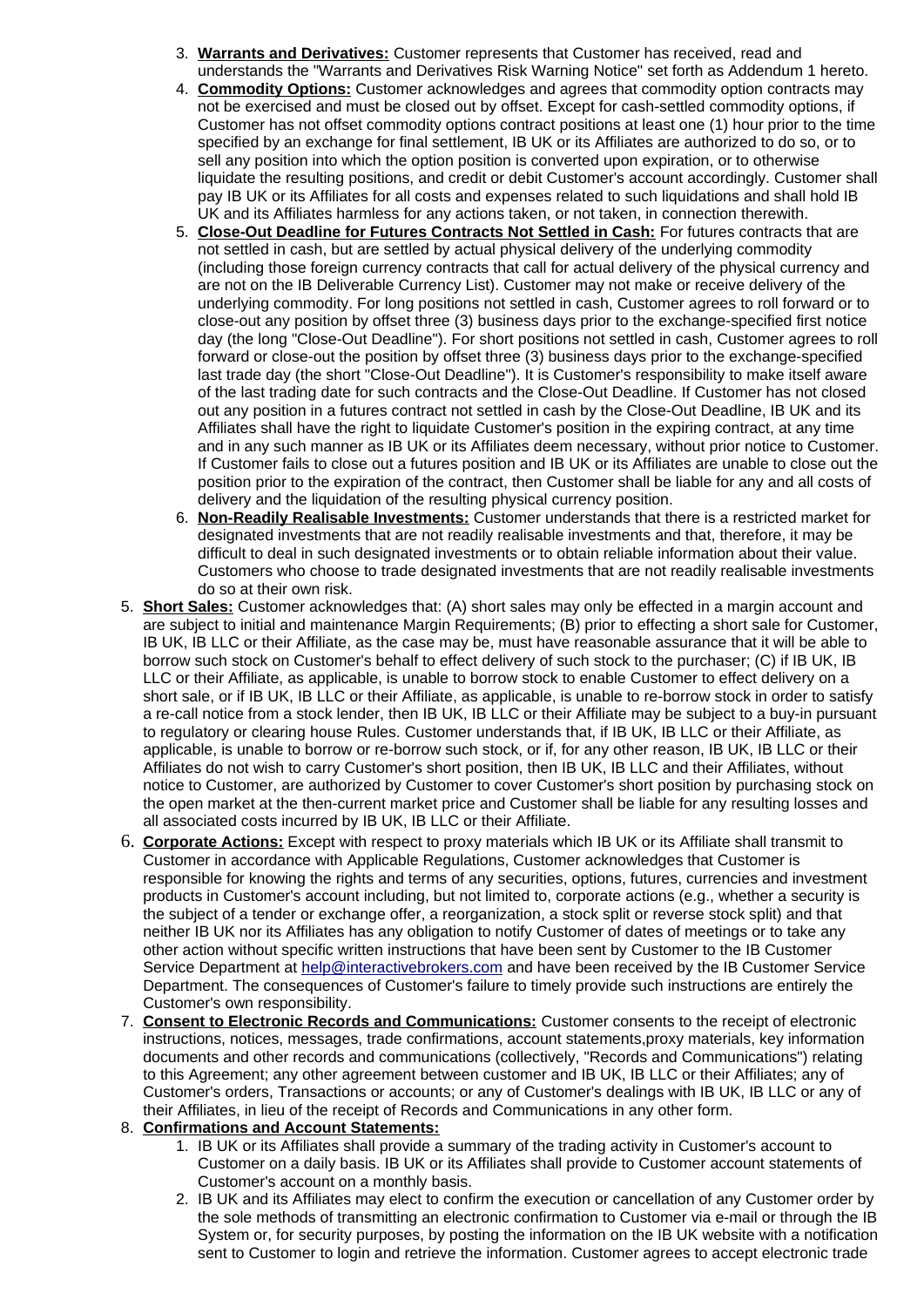3. **Warrants and Derivatives:** Customer represents that Customer has received, read and understands the "Warrants and Derivatives Risk Warning Notice" set forth as Addendum 1 hereto.
4. **Commodity Options:** Customer acknowledges and agrees that commodity option contracts may not be exercised and must be closed out by offset. Except for cash-settled commodity options, if Customer has not offset commodity options contract positions at least one (1) hour prior to the time specified by an exchange for final settlement, IB UK or its Affiliates are authorized to do so, or to sell any position into which the option position is converted upon expiration, or to otherwise liquidate the resulting positions, and credit or debit Customer's account accordingly. Customer shall pay IB UK or its Affiliates for all costs and expenses related to such liquidations and shall hold IB UK and its Affiliates harmless for any actions taken, or not taken, in connection therewith.
5. **Close-Out Deadline for Futures Contracts Not Settled in Cash:** For futures contracts that are not settled in cash, but are settled by actual physical delivery of the underlying commodity (including those foreign currency contracts that call for actual delivery of the physical currency and are not on the IB Deliverable Currency List). Customer may not make or receive delivery of the underlying commodity. For long positions not settled in cash, Customer agrees to roll forward or to close-out any position by offset three (3) business days prior to the exchange-specified first notice day (the long "Close-Out Deadline"). For short positions not settled in cash, Customer agrees to roll forward or close-out the position by offset three (3) business days prior to the exchange-specified last trade day (the short "Close-Out Deadline"). It is Customer's responsibility to make itself aware of the last trading date for such contracts and the Close-Out Deadline. If Customer has not closed out any position in a futures contract not settled in cash by the Close-Out Deadline, IB UK and its Affiliates shall have the right to liquidate Customer's position in the expiring contract, at any time and in any such manner as IB UK or its Affiliates deem necessary, without prior notice to Customer. If Customer fails to close out a futures position and IB UK or its Affiliates are unable to close out the position prior to the expiration of the contract, then Customer shall be liable for any and all costs of delivery and the liquidation of the resulting physical currency position.
6. **Non-Readily Realisable Investments:** Customer understands that there is a restricted market for designated investments that are not readily realisable investments and that, therefore, it may be difficult to deal in such designated investments or to obtain reliable information about their value. Customers who choose to trade designated investments that are not readily realisable investments do so at their own risk.

5. **Short Sales:** Customer acknowledges that: (A) short sales may only be effected in a margin account and are subject to initial and maintenance Margin Requirements; (B) prior to effecting a short sale for Customer, IB UK, IB LLC or their Affiliate, as the case may be, must have reasonable assurance that it will be able to borrow such stock on Customer's behalf to effect delivery of such stock to the purchaser; (C) if IB UK, IB LLC or their Affiliate, as applicable, is unable to borrow stock to enable Customer to effect delivery on a short sale, or if IB UK, IB LLC or their Affiliate, as applicable, is unable to re-borrow stock in order to satisfy a re-call notice from a stock lender, then IB UK, IB LLC or their Affiliate may be subject to a buy-in pursuant to regulatory or clearing house Rules. Customer understands that, if IB UK, IB LLC or their Affiliate, as applicable, is unable to borrow or re-borrow such stock, or if, for any other reason, IB UK, IB LLC or their Affiliates do not wish to carry Customer's short position, then IB UK, IB LLC and their Affiliates, without notice to Customer, are authorized by Customer to cover Customer's short position by purchasing stock on the open market at the then-current market price and Customer shall be liable for any resulting losses and all associated costs incurred by IB UK, IB LLC or their Affiliate.
6. **Corporate Actions:** Except with respect to proxy materials which IB UK or its Affiliate shall transmit to Customer in accordance with Applicable Regulations, Customer acknowledges that Customer is responsible for knowing the rights and terms of any securities, options, futures, currencies and investment products in Customer's account including, but not limited to, corporate actions (e.g., whether a security is the subject of a tender or exchange offer, a reorganization, a stock split or reverse stock split) and that neither IB UK nor its Affiliates has any obligation to notify Customer of dates of meetings or to take any other action without specific written instructions that have been sent by Customer to the IB Customer Service Department at help@interactivebrokers.com and have been received by the IB Customer Service Department. The consequences of Customer's failure to timely provide such instructions are entirely the Customer's own responsibility.
7. **Consent to Electronic Records and Communications:** Customer consents to the receipt of electronic instructions, notices, messages, trade confirmations, account statements,proxy materials, key information documents and other records and communications (collectively, "Records and Communications") relating to this Agreement; any other agreement between customer and IB UK, IB LLC or their Affiliates; any of Customer's orders, Transactions or accounts; or any of Customer's dealings with IB UK, IB LLC or any of their Affiliates, in lieu of the receipt of Records and Communications in any other form.
8. **Confirmations and Account Statements:**
    1. IB UK or its Affiliates shall provide a summary of the trading activity in Customer's account to Customer on a daily basis. IB UK or its Affiliates shall provide to Customer account statements of Customer's account on a monthly basis.
    2. IB UK and its Affiliates may elect to confirm the execution or cancellation of any Customer order by the sole methods of transmitting an electronic confirmation to Customer via e-mail or through the IB System or, for security purposes, by posting the information on the IB UK website with a notification sent to Customer to login and retrieve the information. Customer agrees to accept electronic trade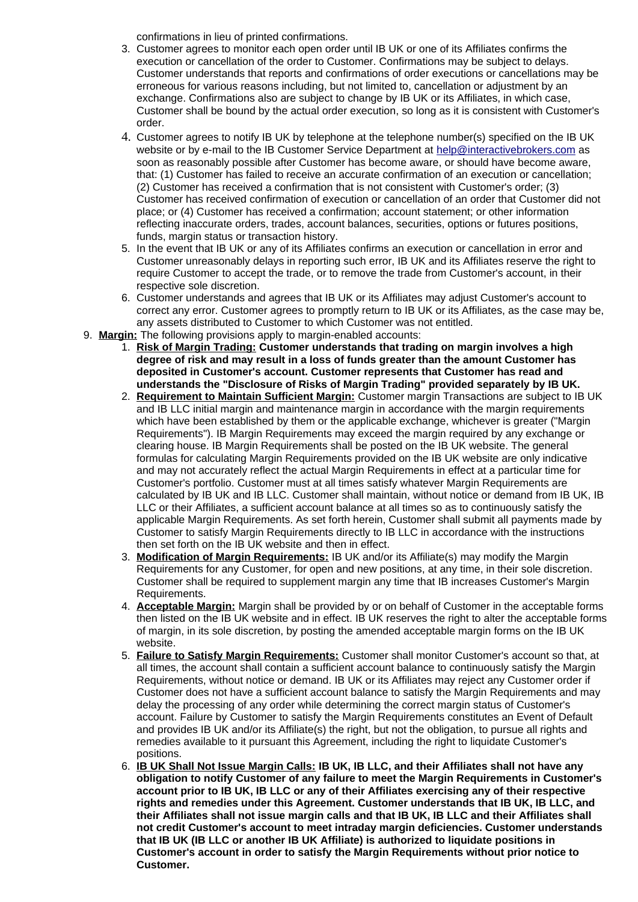confirmations in lieu of printed confirmations.

3. Customer agrees to monitor each open order until IB UK or one of its Affiliates confirms the execution or cancellation of the order to Customer. Confirmations may be subject to delays. Customer understands that reports and confirmations of order executions or cancellations may be erroneous for various reasons including, but not limited to, cancellation or adjustment by an exchange. Confirmations also are subject to change by IB UK or its Affiliates, in which case, Customer shall be bound by the actual order execution, so long as it is consistent with Customer's order.
4. Customer agrees to notify IB UK by telephone at the telephone number(s) specified on the IB UK website or by e-mail to the IB Customer Service Department at help@interactivebrokers.com as soon as reasonably possible after Customer has become aware, or should have become aware, that: (1) Customer has failed to receive an accurate confirmation of an execution or cancellation; (2) Customer has received a confirmation that is not consistent with Customer's order; (3) Customer has received confirmation of execution or cancellation of an order that Customer did not place; or (4) Customer has received a confirmation; account statement; or other information reflecting inaccurate orders, trades, account balances, securities, options or futures positions, funds, margin status or transaction history.
5. In the event that IB UK or any of its Affiliates confirms an execution or cancellation in error and Customer unreasonably delays in reporting such error, IB UK and its Affiliates reserve the right to require Customer to accept the trade, or to remove the trade from Customer's account, in their respective sole discretion.
6. Customer understands and agrees that IB UK or its Affiliates may adjust Customer's account to correct any error. Customer agrees to promptly return to IB UK or its Affiliates, as the case may be, any assets distributed to Customer to which Customer was not entitled.

9. **Margin:** The following provisions apply to margin-enabled accounts:
   1. **Risk of Margin Trading: Customer understands that trading on margin involves a high degree of risk and may result in a loss of funds greater than the amount Customer has deposited in Customer's account. Customer represents that Customer has read and understands the "Disclosure of Risks of Margin Trading" provided separately by IB UK.**
   2. **Requirement to Maintain Sufficient Margin:** Customer margin Transactions are subject to IB UK and IB LLC initial margin and maintenance margin in accordance with the margin requirements which have been established by them or the applicable exchange, whichever is greater ("Margin Requirements"). IB Margin Requirements may exceed the margin required by any exchange or clearing house. IB Margin Requirements shall be posted on the IB UK website. The general formulas for calculating Margin Requirements provided on the IB UK website are only indicative and may not accurately reflect the actual Margin Requirements in effect at a particular time for Customer's portfolio. Customer must at all times satisfy whatever Margin Requirements are calculated by IB UK and IB LLC. Customer shall maintain, without notice or demand from IB UK, IB LLC or their Affiliates, a sufficient account balance at all times so as to continuously satisfy the applicable Margin Requirements. As set forth herein, Customer shall submit all payments made by Customer to satisfy Margin Requirements directly to IB LLC in accordance with the instructions then set forth on the IB UK website and then in effect.
   3. **Modification of Margin Requirements:** IB UK and/or its Affiliate(s) may modify the Margin Requirements for any Customer, for open and new positions, at any time, in their sole discretion. Customer shall be required to supplement margin any time that IB increases Customer's Margin Requirements.
   4. **Acceptable Margin:** Margin shall be provided by or on behalf of Customer in the acceptable forms then listed on the IB UK website and in effect. IB UK reserves the right to alter the acceptable forms of margin, in its sole discretion, by posting the amended acceptable margin forms on the IB UK website.
   5. **Failure to Satisfy Margin Requirements:** Customer shall monitor Customer's account so that, at all times, the account shall contain a sufficient account balance to continuously satisfy the Margin Requirements, without notice or demand. IB UK or its Affiliates may reject any Customer order if Customer does not have a sufficient account balance to satisfy the Margin Requirements and may delay the processing of any order while determining the correct margin status of Customer's account. Failure by Customer to satisfy the Margin Requirements constitutes an Event of Default and provides IB UK and/or its Affiliate(s) the right, but not the obligation, to pursue all rights and remedies available to it pursuant this Agreement, including the right to liquidate Customer's positions.
   6. **IB UK Shall Not Issue Margin Calls: IB UK, IB LLC, and their Affiliates shall not have any obligation to notify Customer of any failure to meet the Margin Requirements in Customer's account prior to IB UK, IB LLC or any of their Affiliates exercising any of their respective rights and remedies under this Agreement. Customer understands that IB UK, IB LLC, and their Affiliates shall not issue margin calls and that IB UK, IB LLC and their Affiliates shall not credit Customer's account to meet intraday margin deficiencies. Customer understands that IB UK (IB LLC or another IB UK Affiliate) is authorized to liquidate positions in Customer's account in order to satisfy the Margin Requirements without prior notice to Customer.**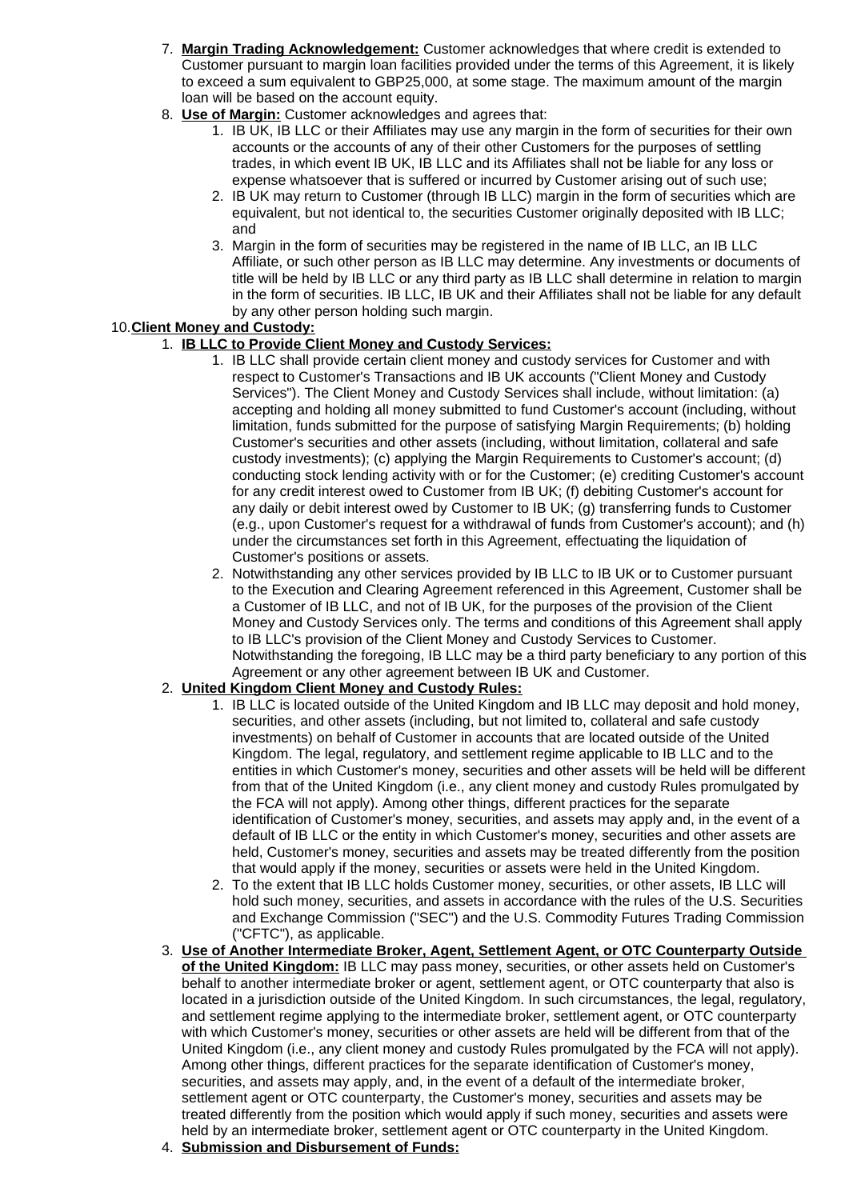7. **Margin Trading Acknowledgement:** Customer acknowledges that where credit is extended to Customer pursuant to margin loan facilities provided under the terms of this Agreement, it is likely to exceed a sum equivalent to GBP25,000, at some stage. The maximum amount of the margin loan will be based on the account equity.
8. **Use of Margin:** Customer acknowledges and agrees that:
   1. IB UK, IB LLC or their Affiliates may use any margin in the form of securities for their own accounts or the accounts of any of their other Customers for the purposes of settling trades, in which event IB UK, IB LLC and its Affiliates shall not be liable for any loss or expense whatsoever that is suffered or incurred by Customer arising out of such use;
   2. IB UK may return to Customer (through IB LLC) margin in the form of securities which are equivalent, but not identical to, the securities Customer originally deposited with IB LLC; and
   3. Margin in the form of securities may be registered in the name of IB LLC, an IB LLC Affiliate, or such other person as IB LLC may determine. Any investments or documents of title will be held by IB LLC or any third party as IB LLC shall determine in relation to margin in the form of securities. IB LLC, IB UK and their Affiliates shall not be liable for any default by any other person holding such margin.

10. **Client Money and Custody:**
    1. **IB LLC to Provide Client Money and Custody Services:**
       1. IB LLC shall provide certain client money and custody services for Customer and with respect to Customer's Transactions and IB UK accounts ("Client Money and Custody Services"). The Client Money and Custody Services shall include, without limitation: (a) accepting and holding all money submitted to fund Customer's account (including, without limitation, funds submitted for the purpose of satisfying Margin Requirements; (b) holding Customer's securities and other assets (including, without limitation, collateral and safe custody investments); (c) applying the Margin Requirements to Customer's account; (d) conducting stock lending activity with or for the Customer; (e) crediting Customer's account for any credit interest owed to Customer from IB UK; (f) debiting Customer's account for any daily or debit interest owed by Customer to IB UK; (g) transferring funds to Customer (e.g., upon Customer's request for a withdrawal of funds from Customer's account); and (h) under the circumstances set forth in this Agreement, effectuating the liquidation of Customer's positions or assets.
       2. Notwithstanding any other services provided by IB LLC to IB UK or to Customer pursuant to the Execution and Clearing Agreement referenced in this Agreement, Customer shall be a Customer of IB LLC, and not of IB UK, for the purposes of the provision of the Client Money and Custody Services only. The terms and conditions of this Agreement shall apply to IB LLC's provision of the Client Money and Custody Services to Customer. Notwithstanding the foregoing, IB LLC may be a third party beneficiary to any portion of this Agreement or any other agreement between IB UK and Customer.
    2. **United Kingdom Client Money and Custody Rules:**
       1. IB LLC is located outside of the United Kingdom and IB LLC may deposit and hold money, securities, and other assets (including, but not limited to, collateral and safe custody investments) on behalf of Customer in accounts that are located outside of the United Kingdom. The legal, regulatory, and settlement regime applicable to IB LLC and to the entities in which Customer's money, securities and other assets will be held will be different from that of the United Kingdom (i.e., any client money and custody Rules promulgated by the FCA will not apply). Among other things, different practices for the separate identification of Customer's money, securities, and assets may apply and, in the event of a default of IB LLC or the entity in which Customer's money, securities and other assets are held, Customer's money, securities and assets may be treated differently from the position that would apply if the money, securities or assets were held in the United Kingdom.
       2. To the extent that IB LLC holds Customer money, securities, or other assets, IB LLC will hold such money, securities, and assets in accordance with the rules of the U.S. Securities and Exchange Commission ("SEC") and the U.S. Commodity Futures Trading Commission ("CFTC"), as applicable.
    3. **Use of Another Intermediate Broker, Agent, Settlement Agent, or OTC Counterparty Outside of the United Kingdom:** IB LLC may pass money, securities, or other assets held on Customer's behalf to another intermediate broker or agent, settlement agent, or OTC counterparty that also is located in a jurisdiction outside of the United Kingdom. In such circumstances, the legal, regulatory, and settlement regime applying to the intermediate broker, settlement agent, or OTC counterparty with which Customer's money, securities or other assets are held will be different from that of the United Kingdom (i.e., any client money and custody Rules promulgated by the FCA will not apply). Among other things, different practices for the separate identification of Customer's money, securities, and assets may apply, and, in the event of a default of the intermediate broker, settlement agent or OTC counterparty, the Customer's money, securities and assets may be treated differently from the position which would apply if such money, securities and assets were held by an intermediate broker, settlement agent or OTC counterparty in the United Kingdom.
    4. **Submission and Disbursement of Funds:**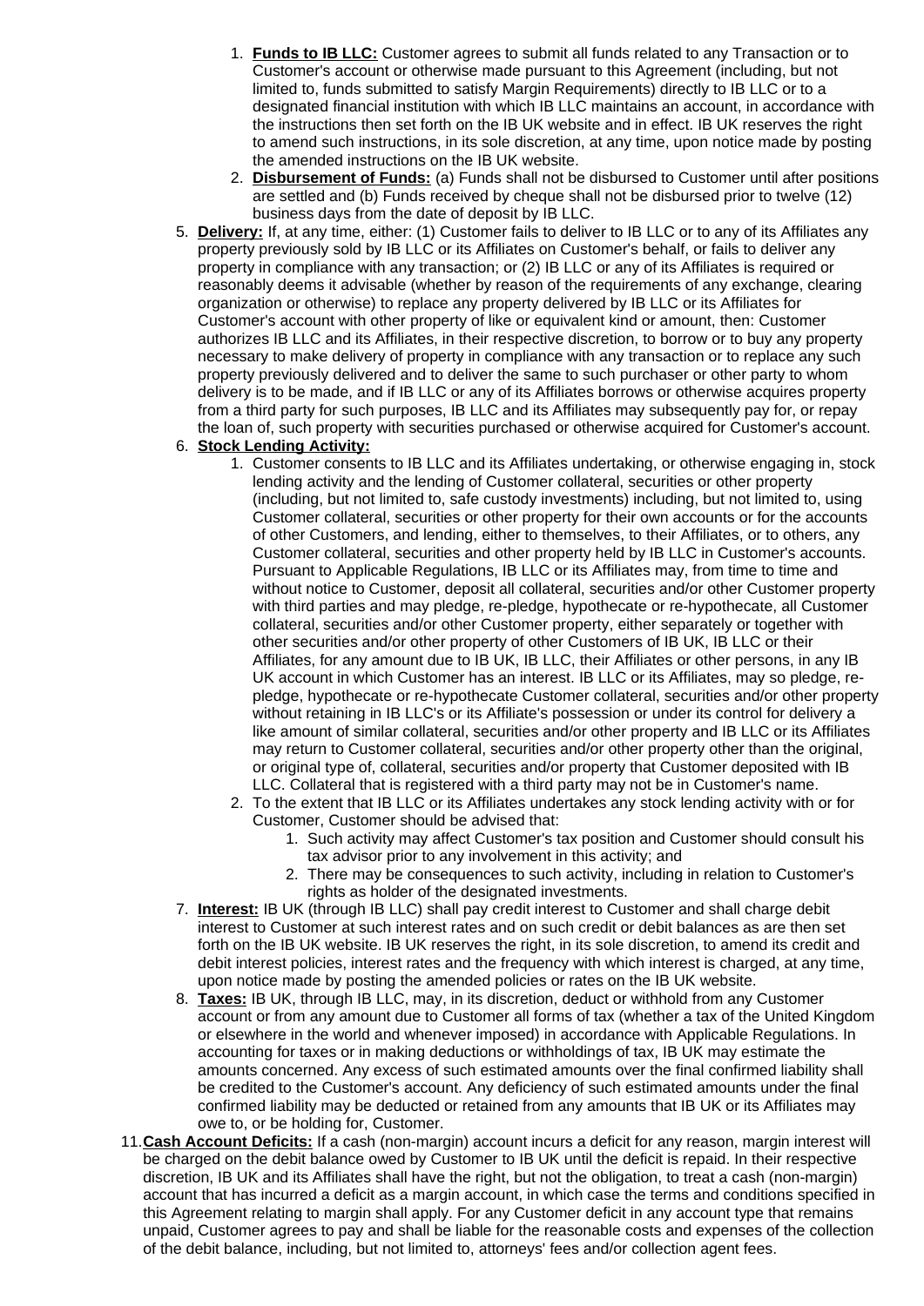1. **Funds to IB LLC:** Customer agrees to submit all funds related to any Transaction or to Customer's account or otherwise made pursuant to this Agreement (including, but not limited to, funds submitted to satisfy Margin Requirements) directly to IB LLC or to a designated financial institution with which IB LLC maintains an account, in accordance with the instructions then set forth on the IB UK website and in effect. IB UK reserves the right to amend such instructions, in its sole discretion, at any time, upon notice made by posting the amended instructions on the IB UK website.
2. **Disbursement of Funds:** (a) Funds shall not be disbursed to Customer until after positions are settled and (b) Funds received by cheque shall not be disbursed prior to twelve (12) business days from the date of deposit by IB LLC.

5. **Delivery:** If, at any time, either: (1) Customer fails to deliver to IB LLC or to any of its Affiliates any property previously sold by IB LLC or its Affiliates on Customer's behalf, or fails to deliver any property in compliance with any transaction; or (2) IB LLC or any of its Affiliates is required or reasonably deems it advisable (whether by reason of the requirements of any exchange, clearing organization or otherwise) to replace any property delivered by IB LLC or its Affiliates for Customer's account with other property of like or equivalent kind or amount, then: Customer authorizes IB LLC and its Affiliates, in their respective discretion, to borrow or to buy any property necessary to make delivery of property in compliance with any transaction or to replace any such property previously delivered and to deliver the same to such purchaser or other party to whom delivery is to be made, and if IB LLC or any of its Affiliates borrows or otherwise acquires property from a third party for such purposes, IB LLC and its Affiliates may subsequently pay for, or repay the loan of, such property with securities purchased or otherwise acquired for Customer's account.
6. **Stock Lending Activity:**
   1. Customer consents to IB LLC and its Affiliates undertaking, or otherwise engaging in, stock lending activity and the lending of Customer collateral, securities or other property (including, but not limited to, safe custody investments) including, but not limited to, using Customer collateral, securities or other property for their own accounts or for the accounts of other Customers, and lending, either to themselves, to their Affiliates, or to others, any Customer collateral, securities and other property held by IB LLC in Customer's accounts. Pursuant to Applicable Regulations, IB LLC or its Affiliates may, from time to time and without notice to Customer, deposit all collateral, securities and/or other Customer property with third parties and may pledge, re-pledge, hypothecate or re-hypothecate, all Customer collateral, securities and/or other Customer property, either separately or together with other securities and/or other property of other Customers of IB UK, IB LLC or their Affiliates, for any amount due to IB UK, IB LLC, their Affiliates or other persons, in any IB UK account in which Customer has an interest. IB LLC or its Affiliates, may so pledge, re-pledge, hypothecate or re-hypothecate Customer collateral, securities and/or other property without retaining in IB LLC's or its Affiliate's possession or under its control for delivery a like amount of similar collateral, securities and/or other property and IB LLC or its Affiliates may return to Customer collateral, securities and/or other property other than the original, or original type of, collateral, securities and/or property that Customer deposited with IB LLC. Collateral that is registered with a third party may not be in Customer's name.
   2. To the extent that IB LLC or its Affiliates undertakes any stock lending activity with or for Customer, Customer should be advised that:
      1. Such activity may affect Customer's tax position and Customer should consult his tax advisor prior to any involvement in this activity; and
      2. There may be consequences to such activity, including in relation to Customer's rights as holder of the designated investments.
7. **Interest:** IB UK (through IB LLC) shall pay credit interest to Customer and shall charge debit interest to Customer at such interest rates and on such credit or debit balances as are then set forth on the IB UK website. IB UK reserves the right, in its sole discretion, to amend its credit and debit interest policies, interest rates and the frequency with which interest is charged, at any time, upon notice made by posting the amended policies or rates on the IB UK website.
8. **Taxes:** IB UK, through IB LLC, may, in its discretion, deduct or withhold from any Customer account or from any amount due to Customer all forms of tax (whether a tax of the United Kingdom or elsewhere in the world and whenever imposed) in accordance with Applicable Regulations. In accounting for taxes or in making deductions or withholdings of tax, IB UK may estimate the amounts concerned. Any excess of such estimated amounts over the final confirmed liability shall be credited to the Customer's account. Any deficiency of such estimated amounts under the final confirmed liability may be deducted or retained from any amounts that IB UK or its Affiliates may owe to, or be holding for, Customer.

11. **Cash Account Deficits:** If a cash (non-margin) account incurs a deficit for any reason, margin interest will be charged on the debit balance owed by Customer to IB UK until the deficit is repaid. In their respective discretion, IB UK and its Affiliates shall have the right, but not the obligation, to treat a cash (non-margin) account that has incurred a deficit as a margin account, in which case the terms and conditions specified in this Agreement relating to margin shall apply. For any Customer deficit in any account type that remains unpaid, Customer agrees to pay and shall be liable for the reasonable costs and expenses of the collection of the debit balance, including, but not limited to, attorneys' fees and/or collection agent fees.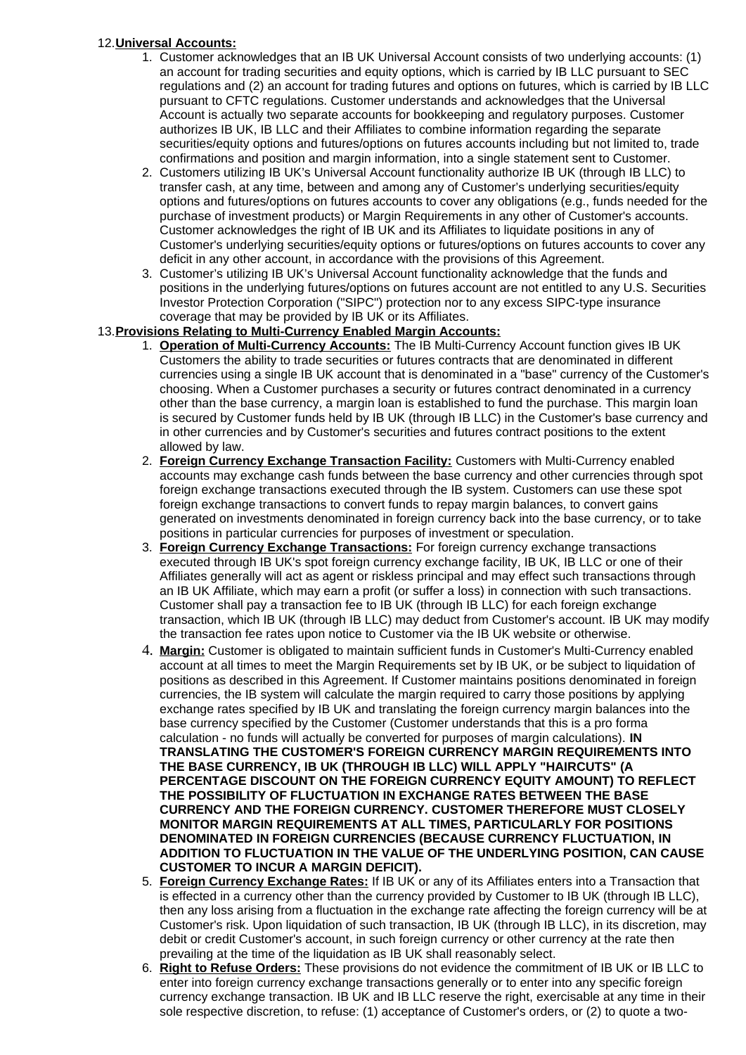12. **Universal Accounts:**
    1. Customer acknowledges that an IB UK Universal Account consists of two underlying accounts: (1) an account for trading securities and equity options, which is carried by IB LLC pursuant to SEC regulations and (2) an account for trading futures and options on futures, which is carried by IB LLC pursuant to CFTC regulations. Customer understands and acknowledges that the Universal Account is actually two separate accounts for bookkeeping and regulatory purposes. Customer authorizes IB UK, IB LLC and their Affiliates to combine information regarding the separate securities/equity options and futures/options on futures accounts including but not limited to, trade confirmations and position and margin information, into a single statement sent to Customer.
    2. Customers utilizing IB UK's Universal Account functionality authorize IB UK (through IB LLC) to transfer cash, at any time, between and among any of Customer's underlying securities/equity options and futures/options on futures accounts to cover any obligations (e.g., funds needed for the purchase of investment products) or Margin Requirements in any other of Customer's accounts. Customer acknowledges the right of IB UK and its Affiliates to liquidate positions in any of Customer's underlying securities/equity options or futures/options on futures accounts to cover any deficit in any other account, in accordance with the provisions of this Agreement.
    3. Customer's utilizing IB UK's Universal Account functionality acknowledge that the funds and positions in the underlying futures/options on futures account are not entitled to any U.S. Securities Investor Protection Corporation ("SIPC") protection nor to any excess SIPC-type insurance coverage that may be provided by IB UK or its Affiliates.
13. **Provisions Relating to Multi-Currency Enabled Margin Accounts:**
    1. **Operation of Multi-Currency Accounts:** The IB Multi-Currency Account function gives IB UK Customers the ability to trade securities or futures contracts that are denominated in different currencies using a single IB UK account that is denominated in a "base" currency of the Customer's choosing. When a Customer purchases a security or futures contract denominated in a currency other than the base currency, a margin loan is established to fund the purchase. This margin loan is secured by Customer funds held by IB UK (through IB LLC) in the Customer's base currency and in other currencies and by Customer's securities and futures contract positions to the extent allowed by law.
    2. **Foreign Currency Exchange Transaction Facility:** Customers with Multi-Currency enabled accounts may exchange cash funds between the base currency and other currencies through spot foreign exchange transactions executed through the IB system. Customers can use these spot foreign exchange transactions to convert funds to repay margin balances, to convert gains generated on investments denominated in foreign currency back into the base currency, or to take positions in particular currencies for purposes of investment or speculation.
    3. **Foreign Currency Exchange Transactions:** For foreign currency exchange transactions executed through IB UK's spot foreign currency exchange facility, IB UK, IB LLC or one of their Affiliates generally will act as agent or riskless principal and may effect such transactions through an IB UK Affiliate, which may earn a profit (or suffer a loss) in connection with such transactions. Customer shall pay a transaction fee to IB UK (through IB LLC) for each foreign exchange transaction, which IB UK (through IB LLC) may deduct from Customer's account. IB UK may modify the transaction fee rates upon notice to Customer via the IB UK website or otherwise.
    4. **Margin:** Customer is obligated to maintain sufficient funds in Customer's Multi-Currency enabled account at all times to meet the Margin Requirements set by IB UK, or be subject to liquidation of positions as described in this Agreement. If Customer maintains positions denominated in foreign currencies, the IB system will calculate the margin required to carry those positions by applying exchange rates specified by IB UK and translating the foreign currency margin balances into the base currency specified by the Customer (Customer understands that this is a pro forma calculation - no funds will actually be converted for purposes of margin calculations). **IN TRANSLATING THE CUSTOMER'S FOREIGN CURRENCY MARGIN REQUIREMENTS INTO THE BASE CURRENCY, IB UK (THROUGH IB LLC) WILL APPLY "HAIRCUTS" (A PERCENTAGE DISCOUNT ON THE FOREIGN CURRENCY EQUITY AMOUNT) TO REFLECT THE POSSIBILITY OF FLUCTUATION IN EXCHANGE RATES BETWEEN THE BASE CURRENCY AND THE FOREIGN CURRENCY. CUSTOMER THEREFORE MUST CLOSELY MONITOR MARGIN REQUIREMENTS AT ALL TIMES, PARTICULARLY FOR POSITIONS DENOMINATED IN FOREIGN CURRENCIES (BECAUSE CURRENCY FLUCTUATION, IN ADDITION TO FLUCTUATION IN THE VALUE OF THE UNDERLYING POSITION, CAN CAUSE CUSTOMER TO INCUR A MARGIN DEFICIT).**
    5. **Foreign Currency Exchange Rates:** If IB UK or any of its Affiliates enters into a Transaction that is effected in a currency other than the currency provided by Customer to IB UK (through IB LLC), then any loss arising from a fluctuation in the exchange rate affecting the foreign currency will be at Customer's risk. Upon liquidation of such transaction, IB UK (through IB LLC), in its discretion, may debit or credit Customer's account, in such foreign currency or other currency at the rate then prevailing at the time of the liquidation as IB UK shall reasonably select.
    6. **Right to Refuse Orders:** These provisions do not evidence the commitment of IB UK or IB LLC to enter into foreign currency exchange transactions generally or to enter into any specific foreign currency exchange transaction. IB UK and IB LLC reserve the right, exercisable at any time in their sole respective discretion, to refuse: (1) acceptance of Customer's orders, or (2) to quote a two-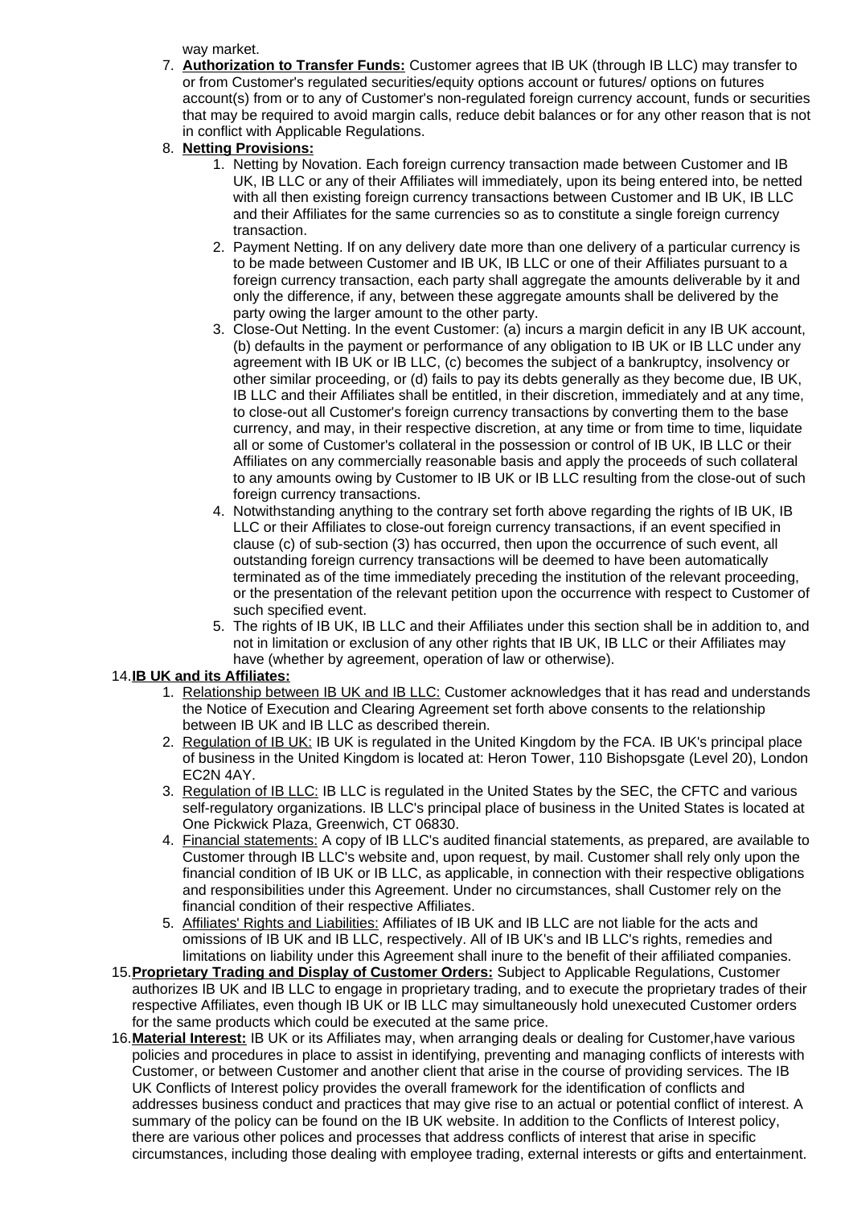way market.

7. **Authorization to Transfer Funds:** Customer agrees that IB UK (through IB LLC) may transfer to or from Customer's regulated securities/equity options account or futures/ options on futures account(s) from or to any of Customer's non-regulated foreign currency account, funds or securities that may be required to avoid margin calls, reduce debit balances or for any other reason that is not in conflict with Applicable Regulations.
8. **Netting Provisions:**
    1. Netting by Novation. Each foreign currency transaction made between Customer and IB UK, IB LLC or any of their Affiliates will immediately, upon its being entered into, be netted with all then existing foreign currency transactions between Customer and IB UK, IB LLC and their Affiliates for the same currencies so as to constitute a single foreign currency transaction.
    2. Payment Netting. If on any delivery date more than one delivery of a particular currency is to be made between Customer and IB UK, IB LLC or one of their Affiliates pursuant to a foreign currency transaction, each party shall aggregate the amounts deliverable by it and only the difference, if any, between these aggregate amounts shall be delivered by the party owing the larger amount to the other party.
    3. Close-Out Netting. In the event Customer: (a) incurs a margin deficit in any IB UK account, (b) defaults in the payment or performance of any obligation to IB UK or IB LLC under any agreement with IB UK or IB LLC, (c) becomes the subject of a bankruptcy, insolvency or other similar proceeding, or (d) fails to pay its debts generally as they become due, IB UK, IB LLC and their Affiliates shall be entitled, in their discretion, immediately and at any time, to close-out all Customer's foreign currency transactions by converting them to the base currency, and may, in their respective discretion, at any time or from time to time, liquidate all or some of Customer's collateral in the possession or control of IB UK, IB LLC or their Affiliates on any commercially reasonable basis and apply the proceeds of such collateral to any amounts owing by Customer to IB UK or IB LLC resulting from the close-out of such foreign currency transactions.
    4. Notwithstanding anything to the contrary set forth above regarding the rights of IB UK, IB LLC or their Affiliates to close-out foreign currency transactions, if an event specified in clause (c) of sub-section (3) has occurred, then upon the occurrence of such event, all outstanding foreign currency transactions will be deemed to have been automatically terminated as of the time immediately preceding the institution of the relevant proceeding, or the presentation of the relevant petition upon the occurrence with respect to Customer of such specified event.
    5. The rights of IB UK, IB LLC and their Affiliates under this section shall be in addition to, and not in limitation or exclusion of any other rights that IB UK, IB LLC or their Affiliates may have (whether by agreement, operation of law or otherwise).

14. **IB UK and its Affiliates:**
    1. Relationship between IB UK and IB LLC: Customer acknowledges that it has read and understands the Notice of Execution and Clearing Agreement set forth above consents to the relationship between IB UK and IB LLC as described therein.
    2. Regulation of IB UK: IB UK is regulated in the United Kingdom by the FCA. IB UK's principal place of business in the United Kingdom is located at: Heron Tower, 110 Bishopsgate (Level 20), London EC2N 4AY.
    3. Regulation of IB LLC: IB LLC is regulated in the United States by the SEC, the CFTC and various self-regulatory organizations. IB LLC's principal place of business in the United States is located at One Pickwick Plaza, Greenwich, CT 06830.
    4. Financial statements: A copy of IB LLC's audited financial statements, as prepared, are available to Customer through IB LLC's website and, upon request, by mail. Customer shall rely only upon the financial condition of IB UK or IB LLC, as applicable, in connection with their respective obligations and responsibilities under this Agreement. Under no circumstances, shall Customer rely on the financial condition of their respective Affiliates.
    5. Affiliates' Rights and Liabilities: Affiliates of IB UK and IB LLC are not liable for the acts and omissions of IB UK and IB LLC, respectively. All of IB UK's and IB LLC's rights, remedies and limitations on liability under this Agreement shall inure to the benefit of their affiliated companies.
15. **Proprietary Trading and Display of Customer Orders:** Subject to Applicable Regulations, Customer authorizes IB UK and IB LLC to engage in proprietary trading, and to execute the proprietary trades of their respective Affiliates, even though IB UK or IB LLC may simultaneously hold unexecuted Customer orders for the same products which could be executed at the same price.
16. **Material Interest:** IB UK or its Affiliates may, when arranging deals or dealing for Customer,have various policies and procedures in place to assist in identifying, preventing and managing conflicts of interests with Customer, or between Customer and another client that arise in the course of providing services. The IB UK Conflicts of Interest policy provides the overall framework for the identification of conflicts and addresses business conduct and practices that may give rise to an actual or potential conflict of interest. A summary of the policy can be found on the IB UK website. In addition to the Conflicts of Interest policy, there are various other polices and processes that address conflicts of interest that arise in specific circumstances, including those dealing with employee trading, external interests or gifts and entertainment.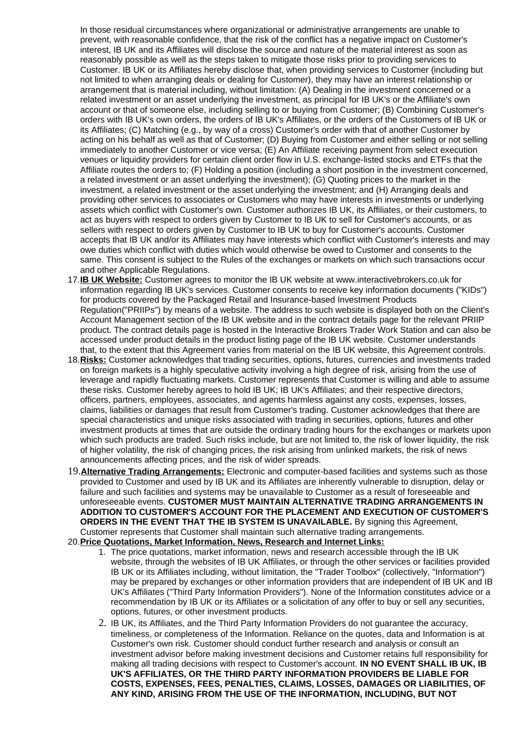In those residual circumstances where organizational or administrative arrangements are unable to prevent, with reasonable confidence, that the risk of the conflict has a negative impact on Customer's interest, IB UK and its Affiliates will disclose the source and nature of the material interest as soon as reasonably possible as well as the steps taken to mitigate those risks prior to providing services to Customer. IB UK or its Affiliates hereby disclose that, when providing services to Customer (including but not limited to when arranging deals or dealing for Customer), they may have an interest relationship or arrangement that is material including, without limitation: (A) Dealing in the investment concerned or a related investment or an asset underlying the investment, as principal for IB UK's or the Affiliate's own account or that of someone else, including selling to or buying from Customer; (B) Combining Customer's orders with IB UK's own orders, the orders of IB UK's Affiliates, or the orders of the Customers of IB UK or its Affiliates; (C) Matching (e.g., by way of a cross) Customer's order with that of another Customer by acting on his behalf as well as that of Customer; (D) Buying from Customer and either selling or not selling immediately to another Customer or vice versa; (E) An Affiliate receiving payment from select execution venues or liquidity providers for certain client order flow in U.S. exchange-listed stocks and ETFs that the Affiliate routes the orders to; (F) Holding a position (including a short position in the investment concerned, a related investment or an asset underlying the investment); (G) Quoting prices to the market in the investment, a related investment or the asset underlying the investment; and (H) Arranging deals and providing other services to associates or Customers who may have interests in investments or underlying assets which conflict with Customer's own. Customer authorizes IB UK, its Affiliates, or their customers, to act as buyers with respect to orders given by Customer to IB UK to sell for Customer's accounts, or as sellers with respect to orders given by Customer to IB UK to buy for Customer's accounts. Customer accepts that IB UK and/or its Affiliates may have interests which conflict with Customer's interests and may owe duties which conflict with duties which would otherwise be owed to Customer and consents to the same. This consent is subject to the Rules of the exchanges or markets on which such transactions occur and other Applicable Regulations.

17. **IB UK Website:** Customer agrees to monitor the IB UK website at www.interactivebrokers.co.uk for information regarding IB UK's services. Customer consents to receive key information documents ("KIDs") for products covered by the Packaged Retail and Insurance-based Investment Products Regulation("PRIIPs") by means of a website. The address to such website is displayed both on the Client's Account Management section of the IB UK website and in the contract details page for the relevant PRIIP product. The contract details page is hosted in the Interactive Brokers Trader Work Station and can also be accessed under product details in the product listing page of the IB UK website. Customer understands that, to the extent that this Agreement varies from material on the IB UK website, this Agreement controls.

18. **Risks:** Customer acknowledges that trading securities, options, futures, currencies and investments traded on foreign markets is a highly speculative activity involving a high degree of risk, arising from the use of leverage and rapidly fluctuating markets. Customer represents that Customer is willing and able to assume these risks. Customer hereby agrees to hold IB UK; IB UK's Affiliates; and their respective directors, officers, partners, employees, associates, and agents harmless against any costs, expenses, losses, claims, liabilities or damages that result from Customer's trading. Customer acknowledges that there are special characteristics and unique risks associated with trading in securities, options, futures and other investment products at times that are outside the ordinary trading hours for the exchanges or markets upon which such products are traded. Such risks include, but are not limited to, the risk of lower liquidity, the risk of higher volatility, the risk of changing prices, the risk arising from unlinked markets, the risk of news announcements affecting prices, and the risk of wider spreads.

19. **Alternative Trading Arrangements:** Electronic and computer-based facilities and systems such as those provided to Customer and used by IB UK and its Affiliates are inherently vulnerable to disruption, delay or failure and such facilities and systems may be unavailable to Customer as a result of foreseeable and unforeseeable events. **CUSTOMER MUST MAINTAIN ALTERNATIVE TRADING ARRANGEMENTS IN ADDITION TO CUSTOMER'S ACCOUNT FOR THE PLACEMENT AND EXECUTION OF CUSTOMER'S ORDERS IN THE EVENT THAT THE IB SYSTEM IS UNAVAILABLE.** By signing this Agreement, Customer represents that Customer shall maintain such alternative trading arrangements.

20. **Price Quotations, Market Information, News, Research and Internet Links:**
    1. The price quotations, market information, news and research accessible through the IB UK website, through the websites of IB UK Affiliates, or through the other services or facilities provided IB UK or its Affiliates including, without limitation, the "Trader Toolbox" (collectively, "Information") may be prepared by exchanges or other information providers that are independent of IB UK and IB UK's Affiliates ("Third Party Information Providers"). None of the Information constitutes advice or a recommendation by IB UK or its Affiliates or a solicitation of any offer to buy or sell any securities, options, futures, or other investment products.
    2. IB UK, its Affiliates, and the Third Party Information Providers do not guarantee the accuracy, timeliness, or completeness of the Information. Reliance on the quotes, data and Information is at Customer's own risk. Customer should conduct further research and analysis or consult an investment advisor before making investment decisions and Customer retains full responsibility for making all trading decisions with respect to Customer's account. **IN NO EVENT SHALL IB UK, IB UK'S AFFILIATES, OR THE THIRD PARTY INFORMATION PROVIDERS BE LIABLE FOR COSTS, EXPENSES, FEES, PENALTIES, CLAIMS, LOSSES, DAMAGES OR LIABILITIES, OF ANY KIND, ARISING FROM THE USE OF THE INFORMATION, INCLUDING, BUT NOT**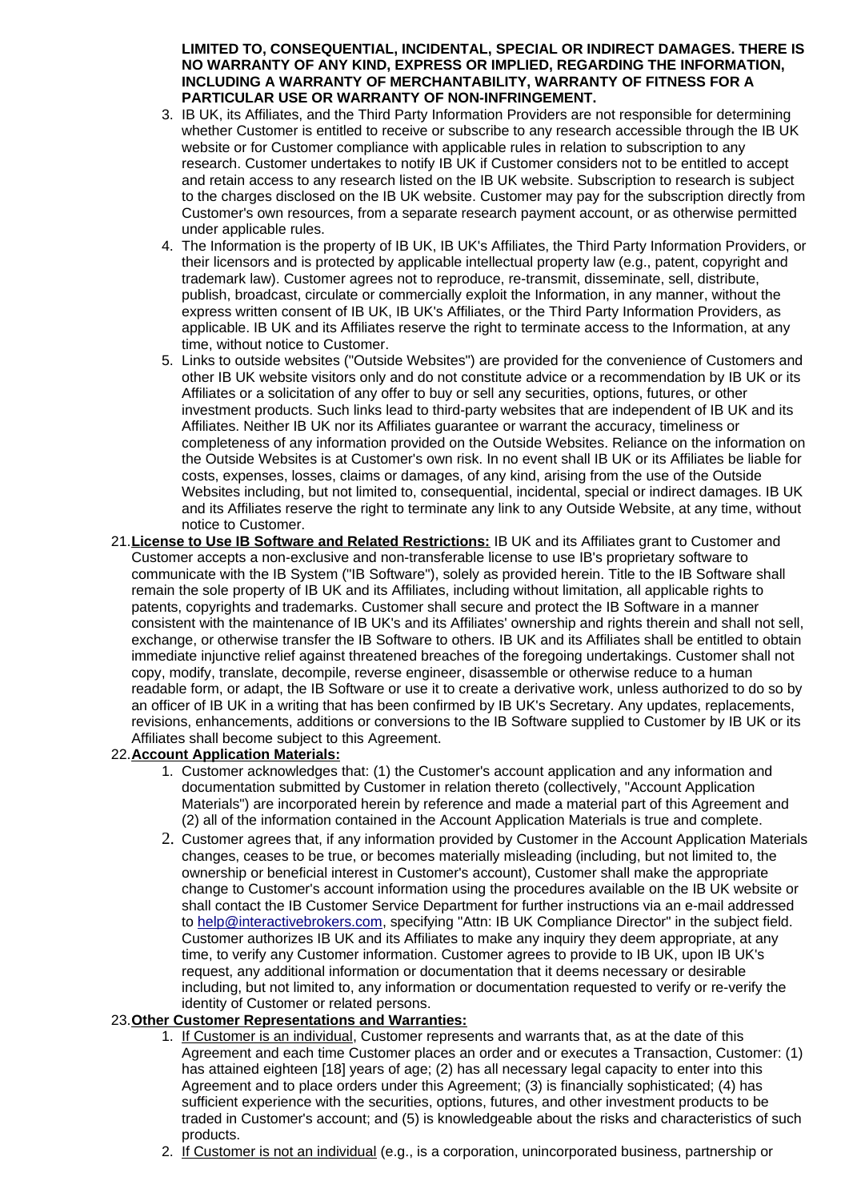**LIMITED TO, CONSEQUENTIAL, INCIDENTAL, SPECIAL OR INDIRECT DAMAGES. THERE IS NO WARRANTY OF ANY KIND, EXPRESS OR IMPLIED, REGARDING THE INFORMATION, INCLUDING A WARRANTY OF MERCHANTABILITY, WARRANTY OF FITNESS FOR A PARTICULAR USE OR WARRANTY OF NON-INFRINGEMENT.**

3. IB UK, its Affiliates, and the Third Party Information Providers are not responsible for determining whether Customer is entitled to receive or subscribe to any research accessible through the IB UK website or for Customer compliance with applicable rules in relation to subscription to any research. Customer undertakes to notify IB UK if Customer considers not to be entitled to accept and retain access to any research listed on the IB UK website. Subscription to research is subject to the charges disclosed on the IB UK website. Customer may pay for the subscription directly from Customer's own resources, from a separate research payment account, or as otherwise permitted under applicable rules.
4. The Information is the property of IB UK, IB UK's Affiliates, the Third Party Information Providers, or their licensors and is protected by applicable intellectual property law (e.g., patent, copyright and trademark law). Customer agrees not to reproduce, re-transmit, disseminate, sell, distribute, publish, broadcast, circulate or commercially exploit the Information, in any manner, without the express written consent of IB UK, IB UK's Affiliates, or the Third Party Information Providers, as applicable. IB UK and its Affiliates reserve the right to terminate access to the Information, at any time, without notice to Customer.
5. Links to outside websites ("Outside Websites") are provided for the convenience of Customers and other IB UK website visitors only and do not constitute advice or a recommendation by IB UK or its Affiliates or a solicitation of any offer to buy or sell any securities, options, futures, or other investment products. Such links lead to third-party websites that are independent of IB UK and its Affiliates. Neither IB UK nor its Affiliates guarantee or warrant the accuracy, timeliness or completeness of any information provided on the Outside Websites. Reliance on the information on the Outside Websites is at Customer's own risk. In no event shall IB UK or its Affiliates be liable for costs, expenses, losses, claims or damages, of any kind, arising from the use of the Outside Websites including, but not limited to, consequential, incidental, special or indirect damages. IB UK and its Affiliates reserve the right to terminate any link to any Outside Website, at any time, without notice to Customer.

21. **License to Use IB Software and Related Restrictions:** IB UK and its Affiliates grant to Customer and Customer accepts a non-exclusive and non-transferable license to use IB's proprietary software to communicate with the IB System ("IB Software"), solely as provided herein. Title to the IB Software shall remain the sole property of IB UK and its Affiliates, including without limitation, all applicable rights to patents, copyrights and trademarks. Customer shall secure and protect the IB Software in a manner consistent with the maintenance of IB UK's and its Affiliates' ownership and rights therein and shall not sell, exchange, or otherwise transfer the IB Software to others. IB UK and its Affiliates shall be entitled to obtain immediate injunctive relief against threatened breaches of the foregoing undertakings. Customer shall not copy, modify, translate, decompile, reverse engineer, disassemble or otherwise reduce to a human readable form, or adapt, the IB Software or use it to create a derivative work, unless authorized to do so by an officer of IB UK in a writing that has been confirmed by IB UK's Secretary. Any updates, replacements, revisions, enhancements, additions or conversions to the IB Software supplied to Customer by IB UK or its Affiliates shall become subject to this Agreement.

22. **Account Application Materials:**
    1. Customer acknowledges that: (1) the Customer's account application and any information and documentation submitted by Customer in relation thereto (collectively, "Account Application Materials") are incorporated herein by reference and made a material part of this Agreement and (2) all of the information contained in the Account Application Materials is true and complete.
    2. Customer agrees that, if any information provided by Customer in the Account Application Materials changes, ceases to be true, or becomes materially misleading (including, but not limited to, the ownership or beneficial interest in Customer's account), Customer shall make the appropriate change to Customer's account information using the procedures available on the IB UK website or shall contact the IB Customer Service Department for further instructions via an e-mail addressed to help@interactivebrokers.com, specifying "Attn: IB UK Compliance Director" in the subject field. Customer authorizes IB UK and its Affiliates to make any inquiry they deem appropriate, at any time, to verify any Customer information. Customer agrees to provide to IB UK, upon IB UK's request, any additional information or documentation that it deems necessary or desirable including, but not limited to, any information or documentation requested to verify or re-verify the identity of Customer or related persons.

23. **Other Customer Representations and Warranties:**
    1. If Customer is an individual, Customer represents and warrants that, as at the date of this Agreement and each time Customer places an order and or executes a Transaction, Customer: (1) has attained eighteen [18] years of age; (2) has all necessary legal capacity to enter into this Agreement and to place orders under this Agreement; (3) is financially sophisticated; (4) has sufficient experience with the securities, options, futures, and other investment products to be traded in Customer's account; and (5) is knowledgeable about the risks and characteristics of such products.
    2. If Customer is not an individual (e.g., is a corporation, unincorporated business, partnership or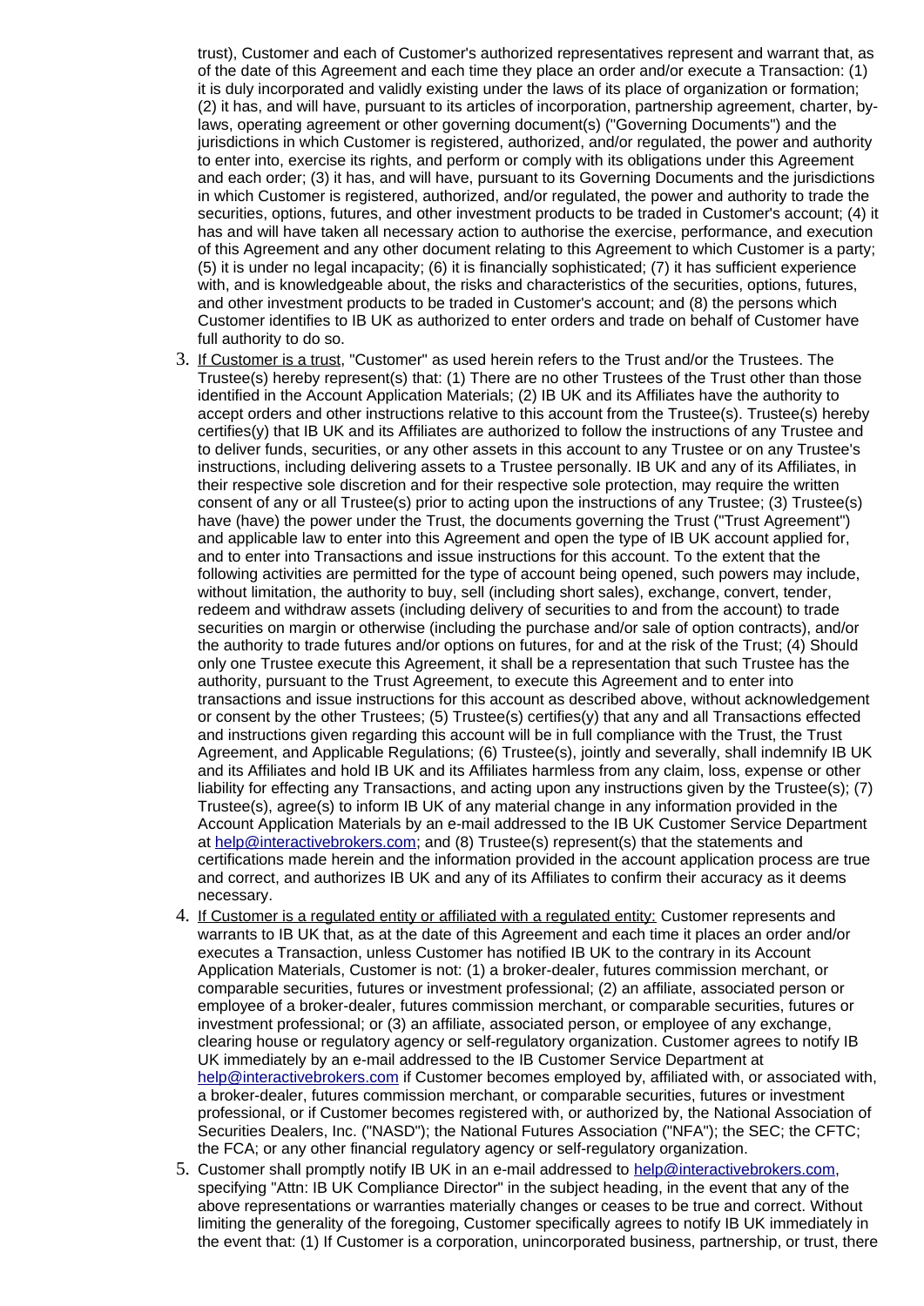trust), Customer and each of Customer's authorized representatives represent and warrant that, as of the date of this Agreement and each time they place an order and/or execute a Transaction: (1) it is duly incorporated and validly existing under the laws of its place of organization or formation; (2) it has, and will have, pursuant to its articles of incorporation, partnership agreement, charter, by-laws, operating agreement or other governing document(s) ("Governing Documents") and the jurisdictions in which Customer is registered, authorized, and/or regulated, the power and authority to enter into, exercise its rights, and perform or comply with its obligations under this Agreement and each order; (3) it has, and will have, pursuant to its Governing Documents and the jurisdictions in which Customer is registered, authorized, and/or regulated, the power and authority to trade the securities, options, futures, and other investment products to be traded in Customer's account; (4) it has and will have taken all necessary action to authorise the exercise, performance, and execution of this Agreement and any other document relating to this Agreement to which Customer is a party; (5) it is under no legal incapacity; (6) it is financially sophisticated; (7) it has sufficient experience with, and is knowledgeable about, the risks and characteristics of the securities, options, futures, and other investment products to be traded in Customer's account; and (8) the persons which Customer identifies to IB UK as authorized to enter orders and trade on behalf of Customer have full authority to do so.

3. If Customer is a trust, "Customer" as used herein refers to the Trust and/or the Trustees. The Trustee(s) hereby represent(s) that: (1) There are no other Trustees of the Trust other than those identified in the Account Application Materials; (2) IB UK and its Affiliates have the authority to accept orders and other instructions relative to this account from the Trustee(s). Trustee(s) hereby certifies(y) that IB UK and its Affiliates are authorized to follow the instructions of any Trustee and to deliver funds, securities, or any other assets in this account to any Trustee or on any Trustee's instructions, including delivering assets to a Trustee personally. IB UK and any of its Affiliates, in their respective sole discretion and for their respective sole protection, may require the written consent of any or all Trustee(s) prior to acting upon the instructions of any Trustee; (3) Trustee(s) have (have) the power under the Trust, the documents governing the Trust ("Trust Agreement") and applicable law to enter into this Agreement and open the type of IB UK account applied for, and to enter into Transactions and issue instructions for this account. To the extent that the following activities are permitted for the type of account being opened, such powers may include, without limitation, the authority to buy, sell (including short sales), exchange, convert, tender, redeem and withdraw assets (including delivery of securities to and from the account) to trade securities on margin or otherwise (including the purchase and/or sale of option contracts), and/or the authority to trade futures and/or options on futures, for and at the risk of the Trust; (4) Should only one Trustee execute this Agreement, it shall be a representation that such Trustee has the authority, pursuant to the Trust Agreement, to execute this Agreement and to enter into transactions and issue instructions for this account as described above, without acknowledgement or consent by the other Trustees; (5) Trustee(s) certifies(y) that any and all Transactions effected and instructions given regarding this account will be in full compliance with the Trust, the Trust Agreement, and Applicable Regulations; (6) Trustee(s), jointly and severally, shall indemnify IB UK and its Affiliates and hold IB UK and its Affiliates harmless from any claim, loss, expense or other liability for effecting any Transactions, and acting upon any instructions given by the Trustee(s); (7) Trustee(s), agree(s) to inform IB UK of any material change in any information provided in the Account Application Materials by an e-mail addressed to the IB UK Customer Service Department at help@interactivebrokers.com; and (8) Trustee(s) represent(s) that the statements and certifications made herein and the information provided in the account application process are true and correct, and authorizes IB UK and any of its Affiliates to confirm their accuracy as it deems necessary.

4. If Customer is a regulated entity or affiliated with a regulated entity: Customer represents and warrants to IB UK that, as at the date of this Agreement and each time it places an order and/or executes a Transaction, unless Customer has notified IB UK to the contrary in its Account Application Materials, Customer is not: (1) a broker-dealer, futures commission merchant, or comparable securities, futures or investment professional; (2) an affiliate, associated person or employee of a broker-dealer, futures commission merchant, or comparable securities, futures or investment professional; or (3) an affiliate, associated person, or employee of any exchange, clearing house or regulatory agency or self-regulatory organization. Customer agrees to notify IB UK immediately by an e-mail addressed to the IB Customer Service Department at help@interactivebrokers.com if Customer becomes employed by, affiliated with, or associated with, a broker-dealer, futures commission merchant, or comparable securities, futures or investment professional, or if Customer becomes registered with, or authorized by, the National Association of Securities Dealers, Inc. ("NASD"); the National Futures Association ("NFA"); the SEC; the CFTC; the FCA; or any other financial regulatory agency or self-regulatory organization.

5. Customer shall promptly notify IB UK in an e-mail addressed to help@interactivebrokers.com, specifying "Attn: IB UK Compliance Director" in the subject heading, in the event that any of the above representations or warranties materially changes or ceases to be true and correct. Without limiting the generality of the foregoing, Customer specifically agrees to notify IB UK immediately in the event that: (1) If Customer is a corporation, unincorporated business, partnership, or trust, there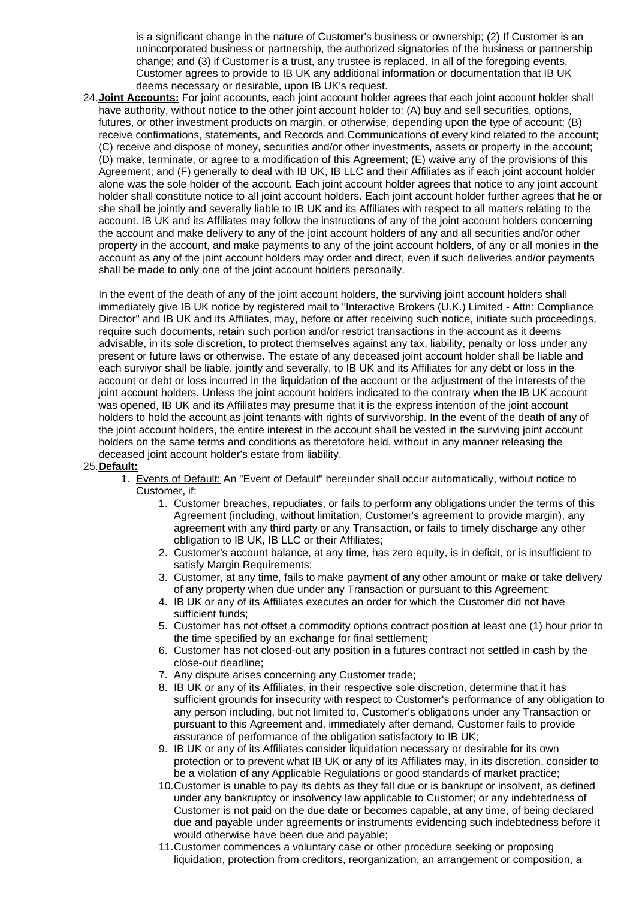is a significant change in the nature of Customer's business or ownership; (2) If Customer is an unincorporated business or partnership, the authorized signatories of the business or partnership change; and (3) if Customer is a trust, any trustee is replaced. In all of the foregoing events, Customer agrees to provide to IB UK any additional information or documentation that IB UK deems necessary or desirable, upon IB UK's request.

24. **Joint Accounts:** For joint accounts, each joint account holder agrees that each joint account holder shall have authority, without notice to the other joint account holder to: (A) buy and sell securities, options, futures, or other investment products on margin, or otherwise, depending upon the type of account; (B) receive confirmations, statements, and Records and Communications of every kind related to the account; (C) receive and dispose of money, securities and/or other investments, assets or property in the account; (D) make, terminate, or agree to a modification of this Agreement; (E) waive any of the provisions of this Agreement; and (F) generally to deal with IB UK, IB LLC and their Affiliates as if each joint account holder alone was the sole holder of the account. Each joint account holder agrees that notice to any joint account holder shall constitute notice to all joint account holders. Each joint account holder further agrees that he or she shall be jointly and severally liable to IB UK and its Affiliates with respect to all matters relating to the account. IB UK and its Affiliates may follow the instructions of any of the joint account holders concerning the account and make delivery to any of the joint account holders of any and all securities and/or other property in the account, and make payments to any of the joint account holders, of any or all monies in the account as any of the joint account holders may order and direct, even if such deliveries and/or payments shall be made to only one of the joint account holders personally.

    In the event of the death of any of the joint account holders, the surviving joint account holders shall immediately give IB UK notice by registered mail to "Interactive Brokers (U.K.) Limited - Attn: Compliance Director" and IB UK and its Affiliates, may, before or after receiving such notice, initiate such proceedings, require such documents, retain such portion and/or restrict transactions in the account as it deems advisable, in its sole discretion, to protect themselves against any tax, liability, penalty or loss under any present or future laws or otherwise. The estate of any deceased joint account holder shall be liable and each survivor shall be liable, jointly and severally, to IB UK and its Affiliates for any debt or loss in the account or debt or loss incurred in the liquidation of the account or the adjustment of the interests of the joint account holders. Unless the joint account holders indicated to the contrary when the IB UK account was opened, IB UK and its Affiliates may presume that it is the express intention of the joint account holders to hold the account as joint tenants with rights of survivorship. In the event of the death of any of the joint account holders, the entire interest in the account shall be vested in the surviving joint account holders on the same terms and conditions as theretofore held, without in any manner releasing the deceased joint account holder's estate from liability.

25. **Default:**
    1. Events of Default: An "Event of Default" hereunder shall occur automatically, without notice to Customer, if:
        1. Customer breaches, repudiates, or fails to perform any obligations under the terms of this Agreement (including, without limitation, Customer's agreement to provide margin), any agreement with any third party or any Transaction, or fails to timely discharge any other obligation to IB UK, IB LLC or their Affiliates;
        2. Customer's account balance, at any time, has zero equity, is in deficit, or is insufficient to satisfy Margin Requirements;
        3. Customer, at any time, fails to make payment of any other amount or make or take delivery of any property when due under any Transaction or pursuant to this Agreement;
        4. IB UK or any of its Affiliates executes an order for which the Customer did not have sufficient funds;
        5. Customer has not offset a commodity options contract position at least one (1) hour prior to the time specified by an exchange for final settlement;
        6. Customer has not closed-out any position in a futures contract not settled in cash by the close-out deadline;
        7. Any dispute arises concerning any Customer trade;
        8. IB UK or any of its Affiliates, in their respective sole discretion, determine that it has sufficient grounds for insecurity with respect to Customer's performance of any obligation to any person including, but not limited to, Customer's obligations under any Transaction or pursuant to this Agreement and, immediately after demand, Customer fails to provide assurance of performance of the obligation satisfactory to IB UK;
        9. IB UK or any of its Affiliates consider liquidation necessary or desirable for its own protection or to prevent what IB UK or any of its Affiliates may, in its discretion, consider to be a violation of any Applicable Regulations or good standards of market practice;
        10. Customer is unable to pay its debts as they fall due or is bankrupt or insolvent, as defined under any bankruptcy or insolvency law applicable to Customer; or any indebtedness of Customer is not paid on the due date or becomes capable, at any time, of being declared due and payable under agreements or instruments evidencing such indebtedness before it would otherwise have been due and payable;
        11. Customer commences a voluntary case or other procedure seeking or proposing liquidation, protection from creditors, reorganization, an arrangement or composition, a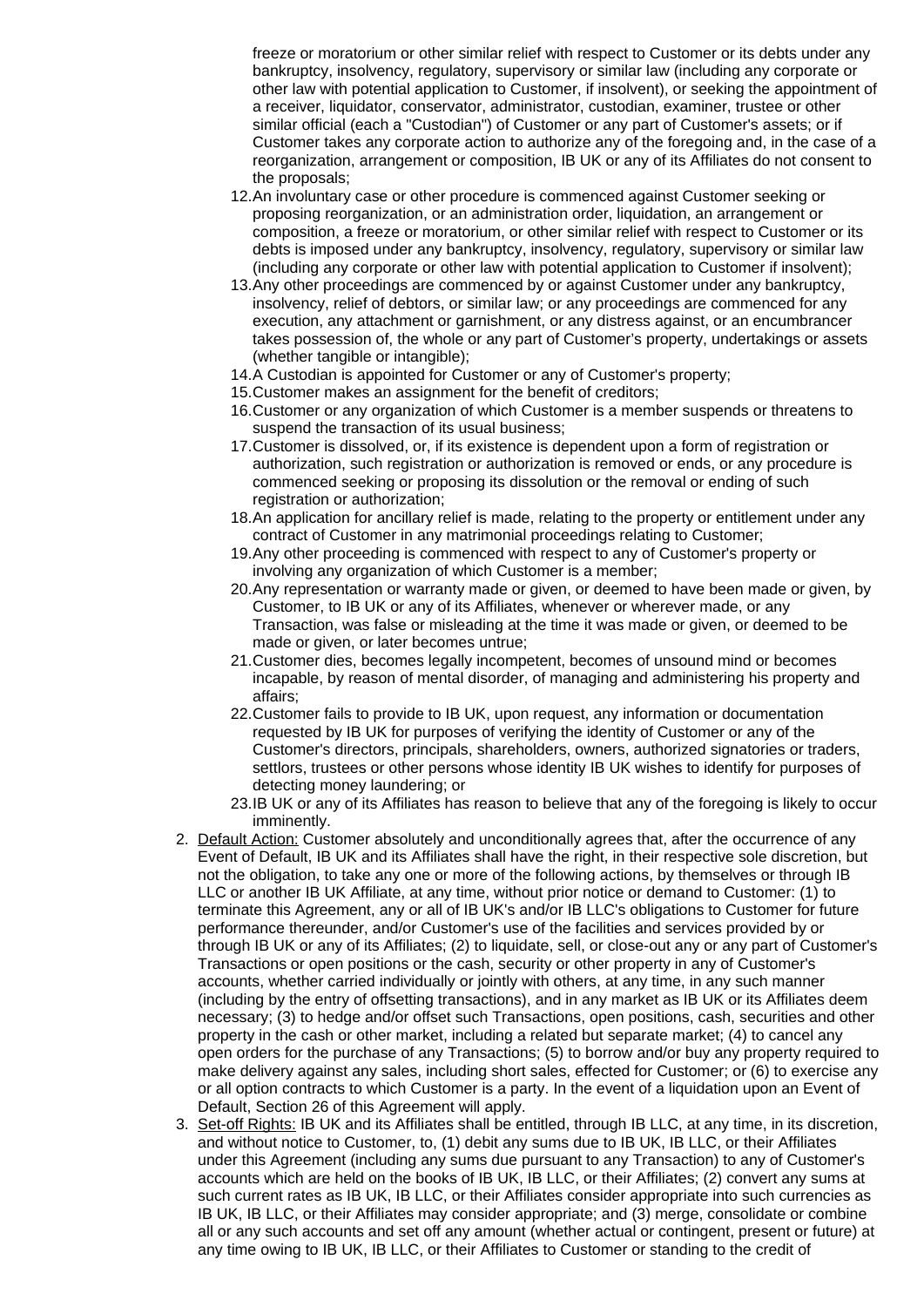freeze or moratorium or other similar relief with respect to Customer or its debts under any bankruptcy, insolvency, regulatory, supervisory or similar law (including any corporate or other law with potential application to Customer, if insolvent), or seeking the appointment of a receiver, liquidator, conservator, administrator, custodian, examiner, trustee or other similar official (each a "Custodian") of Customer or any part of Customer's assets; or if Customer takes any corporate action to authorize any of the foregoing and, in the case of a reorganization, arrangement or composition, IB UK or any of its Affiliates do not consent to the proposals;

12. An involuntary case or other procedure is commenced against Customer seeking or proposing reorganization, or an administration order, liquidation, an arrangement or composition, a freeze or moratorium, or other similar relief with respect to Customer or its debts is imposed under any bankruptcy, insolvency, regulatory, supervisory or similar law (including any corporate or other law with potential application to Customer if insolvent);
13. Any other proceedings are commenced by or against Customer under any bankruptcy, insolvency, relief of debtors, or similar law; or any proceedings are commenced for any execution, any attachment or garnishment, or any distress against, or an encumbrancer takes possession of, the whole or any part of Customer's property, undertakings or assets (whether tangible or intangible);
14. A Custodian is appointed for Customer or any of Customer's property;
15. Customer makes an assignment for the benefit of creditors;
16. Customer or any organization of which Customer is a member suspends or threatens to suspend the transaction of its usual business;
17. Customer is dissolved, or, if its existence is dependent upon a form of registration or authorization, such registration or authorization is removed or ends, or any procedure is commenced seeking or proposing its dissolution or the removal or ending of such registration or authorization;
18. An application for ancillary relief is made, relating to the property or entitlement under any contract of Customer in any matrimonial proceedings relating to Customer;
19. Any other proceeding is commenced with respect to any of Customer's property or involving any organization of which Customer is a member;
20. Any representation or warranty made or given, or deemed to have been made or given, by Customer, to IB UK or any of its Affiliates, whenever or wherever made, or any Transaction, was false or misleading at the time it was made or given, or deemed to be made or given, or later becomes untrue;
21. Customer dies, becomes legally incompetent, becomes of unsound mind or becomes incapable, by reason of mental disorder, of managing and administering his property and affairs;
22. Customer fails to provide to IB UK, upon request, any information or documentation requested by IB UK for purposes of verifying the identity of Customer or any of the Customer's directors, principals, shareholders, owners, authorized signatories or traders, settlors, trustees or other persons whose identity IB UK wishes to identify for purposes of detecting money laundering; or
23. IB UK or any of its Affiliates has reason to believe that any of the foregoing is likely to occur imminently.

2. Default Action: Customer absolutely and unconditionally agrees that, after the occurrence of any Event of Default, IB UK and its Affiliates shall have the right, in their respective sole discretion, but not the obligation, to take any one or more of the following actions, by themselves or through IB LLC or another IB UK Affiliate, at any time, without prior notice or demand to Customer: (1) to terminate this Agreement, any or all of IB UK's and/or IB LLC's obligations to Customer for future performance thereunder, and/or Customer's use of the facilities and services provided by or through IB UK or any of its Affiliates; (2) to liquidate, sell, or close-out any or any part of Customer's Transactions or open positions or the cash, security or other property in any of Customer's accounts, whether carried individually or jointly with others, at any time, in any such manner (including by the entry of offsetting transactions), and in any market as IB UK or its Affiliates deem necessary; (3) to hedge and/or offset such Transactions, open positions, cash, securities and other property in the cash or other market, including a related but separate market; (4) to cancel any open orders for the purchase of any Transactions; (5) to borrow and/or buy any property required to make delivery against any sales, including short sales, effected for Customer; or (6) to exercise any or all option contracts to which Customer is a party. In the event of a liquidation upon an Event of Default, Section 26 of this Agreement will apply.
3. Set-off Rights: IB UK and its Affiliates shall be entitled, through IB LLC, at any time, in its discretion, and without notice to Customer, to, (1) debit any sums due to IB UK, IB LLC, or their Affiliates under this Agreement (including any sums due pursuant to any Transaction) to any of Customer's accounts which are held on the books of IB UK, IB LLC, or their Affiliates; (2) convert any sums at such current rates as IB UK, IB LLC, or their Affiliates consider appropriate into such currencies as IB UK, IB LLC, or their Affiliates may consider appropriate; and (3) merge, consolidate or combine all or any such accounts and set off any amount (whether actual or contingent, present or future) at any time owing to IB UK, IB LLC, or their Affiliates to Customer or standing to the credit of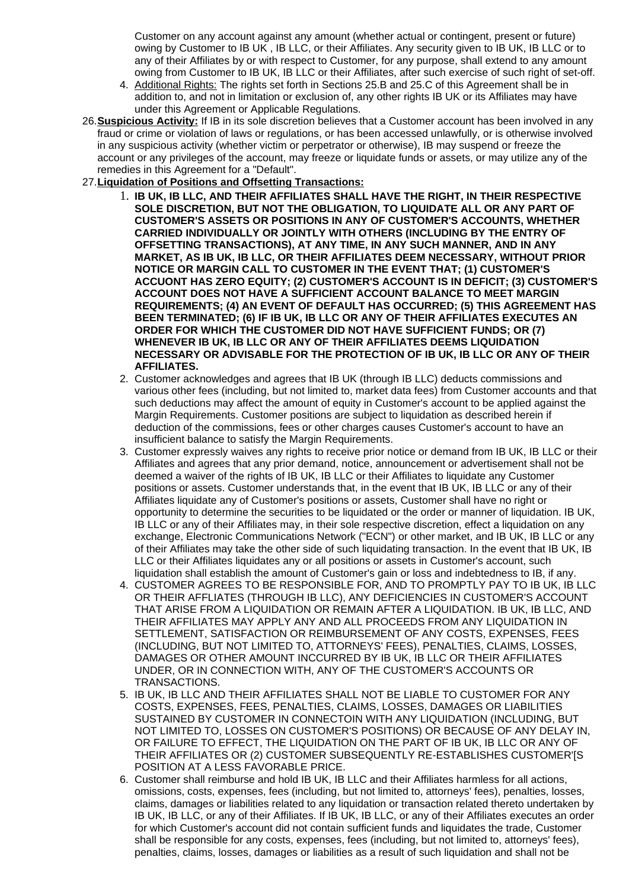Customer on any account against any amount (whether actual or contingent, present or future) owing by Customer to IB UK , IB LLC, or their Affiliates. Any security given to IB UK, IB LLC or to any of their Affiliates by or with respect to Customer, for any purpose, shall extend to any amount owing from Customer to IB UK, IB LLC or their Affiliates, after such exercise of such right of set-off.

4. Additional Rights: The rights set forth in Sections 25.B and 25.C of this Agreement shall be in addition to, and not in limitation or exclusion of, any other rights IB UK or its Affiliates may have under this Agreement or Applicable Regulations.

26. **Suspicious Activity:** If IB in its sole discretion believes that a Customer account has been involved in any fraud or crime or violation of laws or regulations, or has been accessed unlawfully, or is otherwise involved in any suspicious activity (whether victim or perpetrator or otherwise), IB may suspend or freeze the account or any privileges of the account, may freeze or liquidate funds or assets, or may utilize any of the remedies in this Agreement for a "Default".

27. **Liquidation of Positions and Offsetting Transactions:**

1. **IB UK, IB LLC, AND THEIR AFFILIATES SHALL HAVE THE RIGHT, IN THEIR RESPECTIVE SOLE DISCRETION, BUT NOT THE OBLIGATION, TO LIQUIDATE ALL OR ANY PART OF CUSTOMER'S ASSETS OR POSITIONS IN ANY OF CUSTOMER'S ACCOUNTS, WHETHER CARRIED INDIVIDUALLY OR JOINTLY WITH OTHERS (INCLUDING BY THE ENTRY OF OFFSETTING TRANSACTIONS), AT ANY TIME, IN ANY SUCH MANNER, AND IN ANY MARKET, AS IB UK, IB LLC, OR THEIR AFFILIATES DEEM NECESSARY, WITHOUT PRIOR NOTICE OR MARGIN CALL TO CUSTOMER IN THE EVENT THAT; (1) CUSTOMER'S ACCUONT HAS ZERO EQUITY; (2) CUSTOMER'S ACCOUNT IS IN DEFICIT; (3) CUSTOMER'S ACCOUNT DOES NOT HAVE A SUFFICIENT ACCOUNT BALANCE TO MEET MARGIN REQUIREMENTS; (4) AN EVENT OF DEFAULT HAS OCCURRED; (5) THIS AGREEMENT HAS BEEN TERMINATED; (6) IF IB UK, IB LLC OR ANY OF THEIR AFFILIATES EXECUTES AN ORDER FOR WHICH THE CUSTOMER DID NOT HAVE SUFFICIENT FUNDS; OR (7) WHENEVER IB UK, IB LLC OR ANY OF THEIR AFFILIATES DEEMS LIQUIDATION NECESSARY OR ADVISABLE FOR THE PROTECTION OF IB UK, IB LLC OR ANY OF THEIR AFFILIATES.**
2. Customer acknowledges and agrees that IB UK (through IB LLC) deducts commissions and various other fees (including, but not limited to, market data fees) from Customer accounts and that such deductions may affect the amount of equity in Customer's account to be applied against the Margin Requirements. Customer positions are subject to liquidation as described herein if deduction of the commissions, fees or other charges causes Customer's account to have an insufficient balance to satisfy the Margin Requirements.
3. Customer expressly waives any rights to receive prior notice or demand from IB UK, IB LLC or their Affiliates and agrees that any prior demand, notice, announcement or advertisement shall not be deemed a waiver of the rights of IB UK, IB LLC or their Affiliates to liquidate any Customer positions or assets. Customer understands that, in the event that IB UK, IB LLC or any of their Affiliates liquidate any of Customer's positions or assets, Customer shall have no right or opportunity to determine the securities to be liquidated or the order or manner of liquidation. IB UK, IB LLC or any of their Affiliates may, in their sole respective discretion, effect a liquidation on any exchange, Electronic Communications Network ("ECN") or other market, and IB UK, IB LLC or any of their Affiliates may take the other side of such liquidating transaction. In the event that IB UK, IB LLC or their Affiliates liquidates any or all positions or assets in Customer's account, such liquidation shall establish the amount of Customer's gain or loss and indebtedness to IB, if any.
4. CUSTOMER AGREES TO BE RESPONSIBLE FOR, AND TO PROMPTLY PAY TO IB UK, IB LLC OR THEIR AFFLIATES (THROUGH IB LLC), ANY DEFICIENCIES IN CUSTOMER'S ACCOUNT THAT ARISE FROM A LIQUIDATION OR REMAIN AFTER A LIQUIDATION. IB UK, IB LLC, AND THEIR AFFILIATES MAY APPLY ANY AND ALL PROCEEDS FROM ANY LIQUIDATION IN SETTLEMENT, SATISFACTION OR REIMBURSEMENT OF ANY COSTS, EXPENSES, FEES (INCLUDING, BUT NOT LIMITED TO, ATTORNEYS' FEES), PENALTIES, CLAIMS, LOSSES, DAMAGES OR OTHER AMOUNT INCCURRED BY IB UK, IB LLC OR THEIR AFFILIATES UNDER, OR IN CONNECTION WITH, ANY OF THE CUSTOMER'S ACCOUNTS OR TRANSACTIONS.
5. IB UK, IB LLC AND THEIR AFFILIATES SHALL NOT BE LIABLE TO CUSTOMER FOR ANY COSTS, EXPENSES, FEES, PENALTIES, CLAIMS, LOSSES, DAMAGES OR LIABILITIES SUSTAINED BY CUSTOMER IN CONNECTOIN WITH ANY LIQUIDATION (INCLUDING, BUT NOT LIMITED TO, LOSSES ON CUSTOMER'S POSITIONS) OR BECAUSE OF ANY DELAY IN, OR FAILURE TO EFFECT, THE LIQUIDATION ON THE PART OF IB UK, IB LLC OR ANY OF THEIR AFFILIATES OR (2) CUSTOMER SUBSEQUENTLY RE-ESTABLISHES CUSTOMER'[S POSITION AT A LESS FAVORABLE PRICE.
6. Customer shall reimburse and hold IB UK, IB LLC and their Affiliates harmless for all actions, omissions, costs, expenses, fees (including, but not limited to, attorneys' fees), penalties, losses, claims, damages or liabilities related to any liquidation or transaction related thereto undertaken by IB UK, IB LLC, or any of their Affiliates. If IB UK, IB LLC, or any of their Affiliates executes an order for which Customer's account did not contain sufficient funds and liquidates the trade, Customer shall be responsible for any costs, expenses, fees (including, but not limited to, attorneys' fees), penalties, claims, losses, damages or liabilities as a result of such liquidation and shall not be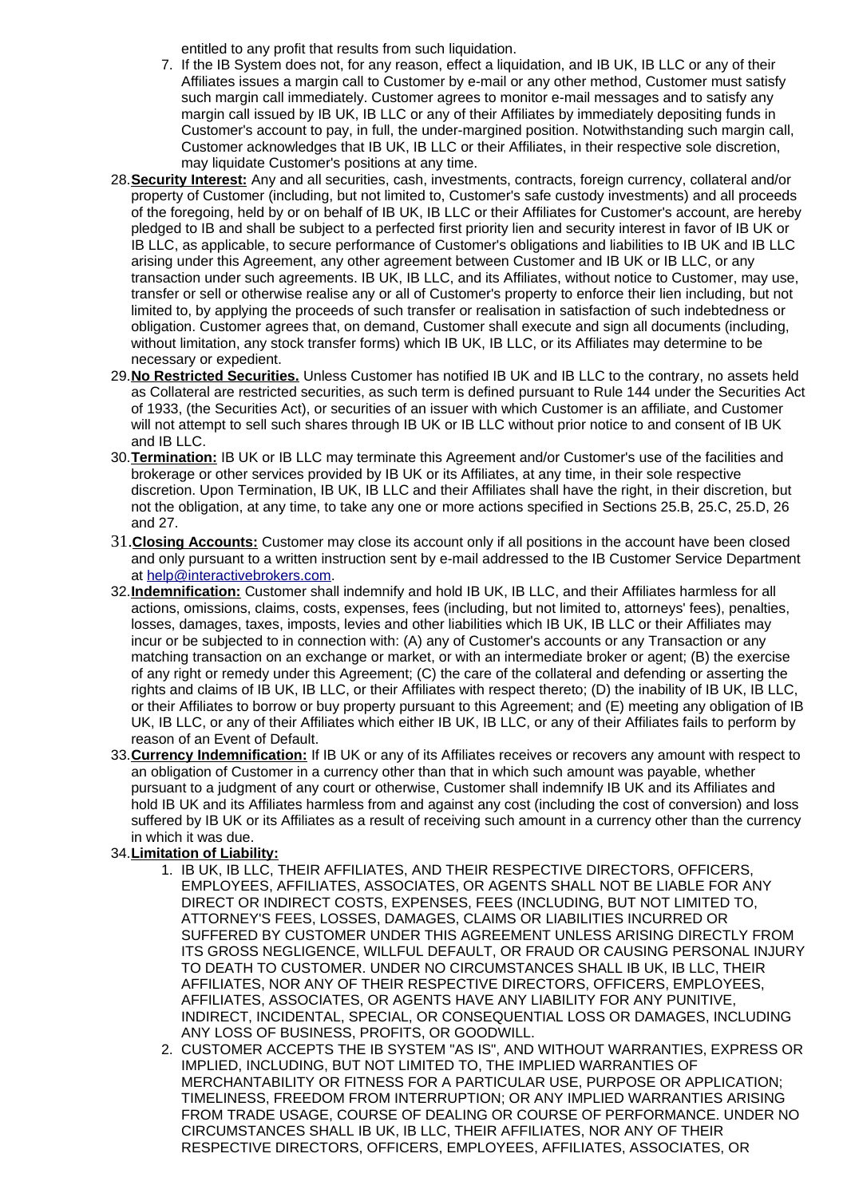entitled to any profit that results from such liquidation.

7. If the IB System does not, for any reason, effect a liquidation, and IB UK, IB LLC or any of their Affiliates issues a margin call to Customer by e-mail or any other method, Customer must satisfy such margin call immediately. Customer agrees to monitor e-mail messages and to satisfy any margin call issued by IB UK, IB LLC or any of their Affiliates by immediately depositing funds in Customer's account to pay, in full, the under-margined position. Notwithstanding such margin call, Customer acknowledges that IB UK, IB LLC or their Affiliates, in their respective sole discretion, may liquidate Customer's positions at any time.

28. **Security Interest:** Any and all securities, cash, investments, contracts, foreign currency, collateral and/or property of Customer (including, but not limited to, Customer's safe custody investments) and all proceeds of the foregoing, held by or on behalf of IB UK, IB LLC or their Affiliates for Customer's account, are hereby pledged to IB and shall be subject to a perfected first priority lien and security interest in favor of IB UK or IB LLC, as applicable, to secure performance of Customer's obligations and liabilities to IB UK and IB LLC arising under this Agreement, any other agreement between Customer and IB UK or IB LLC, or any transaction under such agreements. IB UK, IB LLC, and its Affiliates, without notice to Customer, may use, transfer or sell or otherwise realise any or all of Customer's property to enforce their lien including, but not limited to, by applying the proceeds of such transfer or realisation in satisfaction of such indebtedness or obligation. Customer agrees that, on demand, Customer shall execute and sign all documents (including, without limitation, any stock transfer forms) which IB UK, IB LLC, or its Affiliates may determine to be necessary or expedient.

29. **No Restricted Securities.** Unless Customer has notified IB UK and IB LLC to the contrary, no assets held as Collateral are restricted securities, as such term is defined pursuant to Rule 144 under the Securities Act of 1933, (the Securities Act), or securities of an issuer with which Customer is an affiliate, and Customer will not attempt to sell such shares through IB UK or IB LLC without prior notice to and consent of IB UK and IB LLC.

30. **Termination:** IB UK or IB LLC may terminate this Agreement and/or Customer's use of the facilities and brokerage or other services provided by IB UK or its Affiliates, at any time, in their sole respective discretion. Upon Termination, IB UK, IB LLC and their Affiliates shall have the right, in their discretion, but not the obligation, at any time, to take any one or more actions specified in Sections 25.B, 25.C, 25.D, 26 and 27.

31. **Closing Accounts:** Customer may close its account only if all positions in the account have been closed and only pursuant to a written instruction sent by e-mail addressed to the IB Customer Service Department at help@interactivebrokers.com.

32. **Indemnification:** Customer shall indemnify and hold IB UK, IB LLC, and their Affiliates harmless for all actions, omissions, claims, costs, expenses, fees (including, but not limited to, attorneys' fees), penalties, losses, damages, taxes, imposts, levies and other liabilities which IB UK, IB LLC or their Affiliates may incur or be subjected to in connection with: (A) any of Customer's accounts or any Transaction or any matching transaction on an exchange or market, or with an intermediate broker or agent; (B) the exercise of any right or remedy under this Agreement; (C) the care of the collateral and defending or asserting the rights and claims of IB UK, IB LLC, or their Affiliates with respect thereto; (D) the inability of IB UK, IB LLC, or their Affiliates to borrow or buy property pursuant to this Agreement; and (E) meeting any obligation of IB UK, IB LLC, or any of their Affiliates which either IB UK, IB LLC, or any of their Affiliates fails to perform by reason of an Event of Default.

33. **Currency Indemnification:** If IB UK or any of its Affiliates receives or recovers any amount with respect to an obligation of Customer in a currency other than that in which such amount was payable, whether pursuant to a judgment of any court or otherwise, Customer shall indemnify IB UK and its Affiliates and hold IB UK and its Affiliates harmless from and against any cost (including the cost of conversion) and loss suffered by IB UK or its Affiliates as a result of receiving such amount in a currency other than the currency in which it was due.

34. **Limitation of Liability:**
    1. IB UK, IB LLC, THEIR AFFILIATES, AND THEIR RESPECTIVE DIRECTORS, OFFICERS, EMPLOYEES, AFFILIATES, ASSOCIATES, OR AGENTS SHALL NOT BE LIABLE FOR ANY DIRECT OR INDIRECT COSTS, EXPENSES, FEES (INCLUDING, BUT NOT LIMITED TO, ATTORNEY'S FEES, LOSSES, DAMAGES, CLAIMS OR LIABILITIES INCURRED OR SUFFERED BY CUSTOMER UNDER THIS AGREEMENT UNLESS ARISING DIRECTLY FROM ITS GROSS NEGLIGENCE, WILLFUL DEFAULT, OR FRAUD OR CAUSING PERSONAL INJURY TO DEATH TO CUSTOMER. UNDER NO CIRCUMSTANCES SHALL IB UK, IB LLC, THEIR AFFILIATES, NOR ANY OF THEIR RESPECTIVE DIRECTORS, OFFICERS, EMPLOYEES, AFFILIATES, ASSOCIATES, OR AGENTS HAVE ANY LIABILITY FOR ANY PUNITIVE, INDIRECT, INCIDENTAL, SPECIAL, OR CONSEQUENTIAL LOSS OR DAMAGES, INCLUDING ANY LOSS OF BUSINESS, PROFITS, OR GOODWILL.
    2. CUSTOMER ACCEPTS THE IB SYSTEM "AS IS", AND WITHOUT WARRANTIES, EXPRESS OR IMPLIED, INCLUDING, BUT NOT LIMITED TO, THE IMPLIED WARRANTIES OF MERCHANTABILITY OR FITNESS FOR A PARTICULAR USE, PURPOSE OR APPLICATION; TIMELINESS, FREEDOM FROM INTERRUPTION; OR ANY IMPLIED WARRANTIES ARISING FROM TRADE USAGE, COURSE OF DEALING OR COURSE OF PERFORMANCE. UNDER NO CIRCUMSTANCES SHALL IB UK, IB LLC, THEIR AFFILIATES, NOR ANY OF THEIR RESPECTIVE DIRECTORS, OFFICERS, EMPLOYEES, AFFILIATES, ASSOCIATES, OR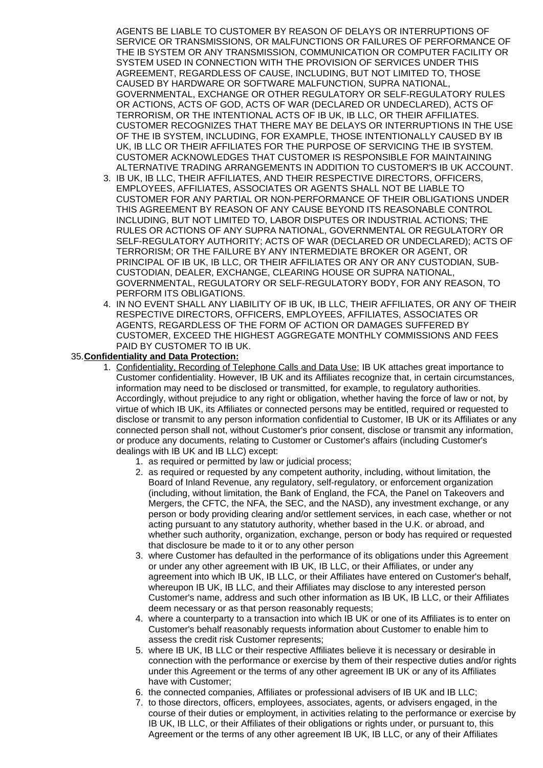AGENTS BE LIABLE TO CUSTOMER BY REASON OF DELAYS OR INTERRUPTIONS OF SERVICE OR TRANSMISSIONS, OR MALFUNCTIONS OR FAILURES OF PERFORMANCE OF THE IB SYSTEM OR ANY TRANSMISSION, COMMUNICATION OR COMPUTER FACILITY OR SYSTEM USED IN CONNECTION WITH THE PROVISION OF SERVICES UNDER THIS AGREEMENT, REGARDLESS OF CAUSE, INCLUDING, BUT NOT LIMITED TO, THOSE CAUSED BY HARDWARE OR SOFTWARE MALFUNCTION, SUPRA NATIONAL, GOVERNMENTAL, EXCHANGE OR OTHER REGULATORY OR SELF-REGULATORY RULES OR ACTIONS, ACTS OF GOD, ACTS OF WAR (DECLARED OR UNDECLARED), ACTS OF TERRORISM, OR THE INTENTIONAL ACTS OF IB UK, IB LLC, OR THEIR AFFILIATES. CUSTOMER RECOGNIZES THAT THERE MAY BE DELAYS OR INTERRUPTIONS IN THE USE OF THE IB SYSTEM, INCLUDING, FOR EXAMPLE, THOSE INTENTIONALLY CAUSED BY IB UK, IB LLC OR THEIR AFFILIATES FOR THE PURPOSE OF SERVICING THE IB SYSTEM. CUSTOMER ACKNOWLEDGES THAT CUSTOMER IS RESPONSIBLE FOR MAINTAINING ALTERNATIVE TRADING ARRANGEMENTS IN ADDITION TO CUSTOMER'S IB UK ACCOUNT.

3. IB UK, IB LLC, THEIR AFFILIATES, AND THEIR RESPECTIVE DIRECTORS, OFFICERS, EMPLOYEES, AFFILIATES, ASSOCIATES OR AGENTS SHALL NOT BE LIABLE TO CUSTOMER FOR ANY PARTIAL OR NON-PERFORMANCE OF THEIR OBLIGATIONS UNDER THIS AGREEMENT BY REASON OF ANY CAUSE BEYOND ITS REASONABLE CONTROL INCLUDING, BUT NOT LIMITED TO, LABOR DISPUTES OR INDUSTRIAL ACTIONS; THE RULES OR ACTIONS OF ANY SUPRA NATIONAL, GOVERNMENTAL OR REGULATORY OR SELF-REGULATORY AUTHORITY; ACTS OF WAR (DECLARED OR UNDECLARED); ACTS OF TERRORISM; OR THE FAILURE BY ANY INTERMEDIATE BROKER OR AGENT, OR PRINCIPAL OF IB UK, IB LLC, OR THEIR AFFILIATES OR ANY OR ANY CUSTODIAN, SUB-CUSTODIAN, DEALER, EXCHANGE, CLEARING HOUSE OR SUPRA NATIONAL, GOVERNMENTAL, REGULATORY OR SELF-REGULATORY BODY, FOR ANY REASON, TO PERFORM ITS OBLIGATIONS.
4. IN NO EVENT SHALL ANY LIABILITY OF IB UK, IB LLC, THEIR AFFILIATES, OR ANY OF THEIR RESPECTIVE DIRECTORS, OFFICERS, EMPLOYEES, AFFILIATES, ASSOCIATES OR AGENTS, REGARDLESS OF THE FORM OF ACTION OR DAMAGES SUFFERED BY CUSTOMER, EXCEED THE HIGHEST AGGREGATE MONTHLY COMMISSIONS AND FEES PAID BY CUSTOMER TO IB UK.

35. **Confidentiality and Data Protection:**

1. Confidentiality, Recording of Telephone Calls and Data Use: IB UK attaches great importance to Customer confidentiality. However, IB UK and its Affiliates recognize that, in certain circumstances, information may need to be disclosed or transmitted, for example, to regulatory authorities. Accordingly, without prejudice to any right or obligation, whether having the force of law or not, by virtue of which IB UK, its Affiliates or connected persons may be entitled, required or requested to disclose or transmit to any person information confidential to Customer, IB UK or its Affiliates or any connected person shall not, without Customer's prior consent, disclose or transmit any information, or produce any documents, relating to Customer or Customer's affairs (including Customer's dealings with IB UK and IB LLC) except:
    1. as required or permitted by law or judicial process;
    2. as required or requested by any competent authority, including, without limitation, the Board of Inland Revenue, any regulatory, self-regulatory, or enforcement organization (including, without limitation, the Bank of England, the FCA, the Panel on Takeovers and Mergers, the CFTC, the NFA, the SEC, and the NASD), any investment exchange, or any person or body providing clearing and/or settlement services, in each case, whether or not acting pursuant to any statutory authority, whether based in the U.K. or abroad, and whether such authority, organization, exchange, person or body has required or requested that disclosure be made to it or to any other person
    3. where Customer has defaulted in the performance of its obligations under this Agreement or under any other agreement with IB UK, IB LLC, or their Affiliates, or under any agreement into which IB UK, IB LLC, or their Affiliates have entered on Customer's behalf, whereupon IB UK, IB LLC, and their Affiliates may disclose to any interested person Customer's name, address and such other information as IB UK, IB LLC, or their Affiliates deem necessary or as that person reasonably requests;
    4. where a counterparty to a transaction into which IB UK or one of its Affiliates is to enter on Customer's behalf reasonably requests information about Customer to enable him to assess the credit risk Customer represents;
    5. where IB UK, IB LLC or their respective Affiliates believe it is necessary or desirable in connection with the performance or exercise by them of their respective duties and/or rights under this Agreement or the terms of any other agreement IB UK or any of its Affiliates have with Customer;
    6. the connected companies, Affiliates or professional advisers of IB UK and IB LLC;
    7. to those directors, officers, employees, associates, agents, or advisers engaged, in the course of their duties or employment, in activities relating to the performance or exercise by IB UK, IB LLC, or their Affiliates of their obligations or rights under, or pursuant to, this Agreement or the terms of any other agreement IB UK, IB LLC, or any of their Affiliates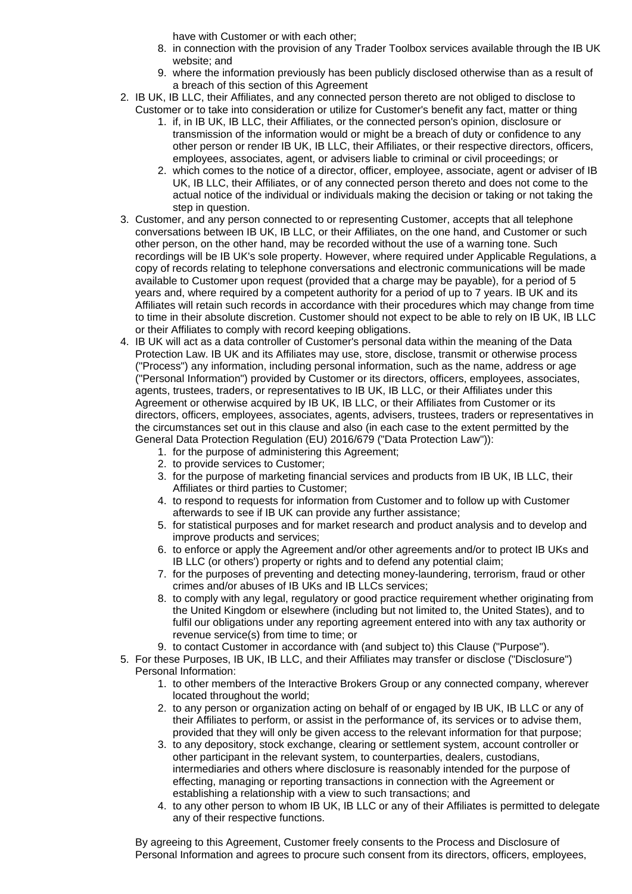have with Customer or with each other;

   8. in connection with the provision of any Trader Toolbox services available through the IB UK website; and
   9. where the information previously has been publicly disclosed otherwise than as a result of a breach of this section of this Agreement

2. IB UK, IB LLC, their Affiliates, and any connected person thereto are not obliged to disclose to Customer or to take into consideration or utilize for Customer's benefit any fact, matter or thing
   1. if, in IB UK, IB LLC, their Affiliates, or the connected person's opinion, disclosure or transmission of the information would or might be a breach of duty or confidence to any other person or render IB UK, IB LLC, their Affiliates, or their respective directors, officers, employees, associates, agent, or advisers liable to criminal or civil proceedings; or
   2. which comes to the notice of a director, officer, employee, associate, agent or adviser of IB UK, IB LLC, their Affiliates, or of any connected person thereto and does not come to the actual notice of the individual or individuals making the decision or taking or not taking the step in question.
3. Customer, and any person connected to or representing Customer, accepts that all telephone conversations between IB UK, IB LLC, or their Affiliates, on the one hand, and Customer or such other person, on the other hand, may be recorded without the use of a warning tone. Such recordings will be IB UK's sole property. However, where required under Applicable Regulations, a copy of records relating to telephone conversations and electronic communications will be made available to Customer upon request (provided that a charge may be payable), for a period of 5 years and, where required by a competent authority for a period of up to 7 years. IB UK and its Affiliates will retain such records in accordance with their procedures which may change from time to time in their absolute discretion. Customer should not expect to be able to rely on IB UK, IB LLC or their Affiliates to comply with record keeping obligations.
4. IB UK will act as a data controller of Customer's personal data within the meaning of the Data Protection Law. IB UK and its Affiliates may use, store, disclose, transmit or otherwise process ("Process") any information, including personal information, such as the name, address or age ("Personal Information") provided by Customer or its directors, officers, employees, associates, agents, trustees, traders, or representatives to IB UK, IB LLC, or their Affiliates under this Agreement or otherwise acquired by IB UK, IB LLC, or their Affiliates from Customer or its directors, officers, employees, associates, agents, advisers, trustees, traders or representatives in the circumstances set out in this clause and also (in each case to the extent permitted by the General Data Protection Regulation (EU) 2016/679 ("Data Protection Law")):
   1. for the purpose of administering this Agreement;
   2. to provide services to Customer;
   3. for the purpose of marketing financial services and products from IB UK, IB LLC, their Affiliates or third parties to Customer;
   4. to respond to requests for information from Customer and to follow up with Customer afterwards to see if IB UK can provide any further assistance;
   5. for statistical purposes and for market research and product analysis and to develop and improve products and services;
   6. to enforce or apply the Agreement and/or other agreements and/or to protect IB UKs and IB LLC (or others') property or rights and to defend any potential claim;
   7. for the purposes of preventing and detecting money-laundering, terrorism, fraud or other crimes and/or abuses of IB UKs and IB LLCs services;
   8. to comply with any legal, regulatory or good practice requirement whether originating from the United Kingdom or elsewhere (including but not limited to, the United States), and to fulfil our obligations under any reporting agreement entered into with any tax authority or revenue service(s) from time to time; or
   9. to contact Customer in accordance with (and subject to) this Clause ("Purpose").
5. For these Purposes, IB UK, IB LLC, and their Affiliates may transfer or disclose ("Disclosure") Personal Information:
   1. to other members of the Interactive Brokers Group or any connected company, wherever located throughout the world;
   2. to any person or organization acting on behalf of or engaged by IB UK, IB LLC or any of their Affiliates to perform, or assist in the performance of, its services or to advise them, provided that they will only be given access to the relevant information for that purpose;
   3. to any depository, stock exchange, clearing or settlement system, account controller or other participant in the relevant system, to counterparties, dealers, custodians, intermediaries and others where disclosure is reasonably intended for the purpose of effecting, managing or reporting transactions in connection with the Agreement or establishing a relationship with a view to such transactions; and
   4. to any other person to whom IB UK, IB LLC or any of their Affiliates is permitted to delegate any of their respective functions.

   By agreeing to this Agreement, Customer freely consents to the Process and Disclosure of Personal Information and agrees to procure such consent from its directors, officers, employees,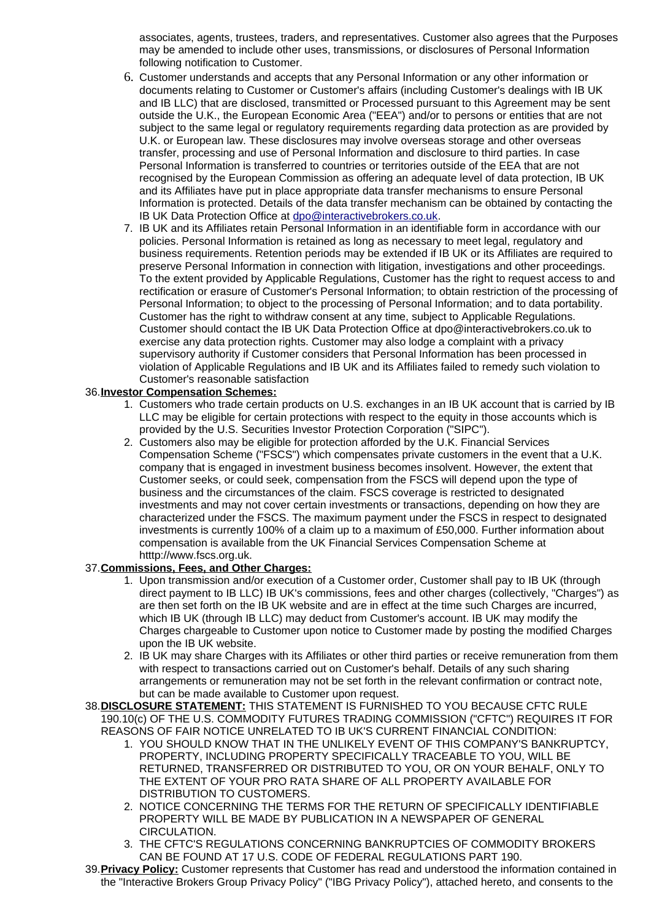associates, agents, trustees, traders, and representatives. Customer also agrees that the Purposes may be amended to include other uses, transmissions, or disclosures of Personal Information following notification to Customer.

6. Customer understands and accepts that any Personal Information or any other information or documents relating to Customer or Customer's affairs (including Customer's dealings with IB UK and IB LLC) that are disclosed, transmitted or Processed pursuant to this Agreement may be sent outside the U.K., the European Economic Area ("EEA") and/or to persons or entities that are not subject to the same legal or regulatory requirements regarding data protection as are provided by U.K. or European law. These disclosures may involve overseas storage and other overseas transfer, processing and use of Personal Information and disclosure to third parties. In case Personal Information is transferred to countries or territories outside of the EEA that are not recognised by the European Commission as offering an adequate level of data protection, IB UK and its Affiliates have put in place appropriate data transfer mechanisms to ensure Personal Information is protected. Details of the data transfer mechanism can be obtained by contacting the IB UK Data Protection Office at dpo@interactivebrokers.co.uk.
7. IB UK and its Affiliates retain Personal Information in an identifiable form in accordance with our policies. Personal Information is retained as long as necessary to meet legal, regulatory and business requirements. Retention periods may be extended if IB UK or its Affiliates are required to preserve Personal Information in connection with litigation, investigations and other proceedings. To the extent provided by Applicable Regulations, Customer has the right to request access to and rectification or erasure of Customer's Personal Information; to obtain restriction of the processing of Personal Information; to object to the processing of Personal Information; and to data portability. Customer has the right to withdraw consent at any time, subject to Applicable Regulations. Customer should contact the IB UK Data Protection Office at dpo@interactivebrokers.co.uk to exercise any data protection rights. Customer may also lodge a complaint with a privacy supervisory authority if Customer considers that Personal Information has been processed in violation of Applicable Regulations and IB UK and its Affiliates failed to remedy such violation to Customer's reasonable satisfaction

36. **Investor Compensation Schemes:**

1. Customers who trade certain products on U.S. exchanges in an IB UK account that is carried by IB LLC may be eligible for certain protections with respect to the equity in those accounts which is provided by the U.S. Securities Investor Protection Corporation ("SIPC").
2. Customers also may be eligible for protection afforded by the U.K. Financial Services Compensation Scheme ("FSCS") which compensates private customers in the event that a U.K. company that is engaged in investment business becomes insolvent. However, the extent that Customer seeks, or could seek, compensation from the FSCS will depend upon the type of business and the circumstances of the claim. FSCS coverage is restricted to designated investments and may not cover certain investments or transactions, depending on how they are characterized under the FSCS. The maximum payment under the FSCS in respect to designated investments is currently 100% of a claim up to a maximum of £50,000. Further information about compensation is available from the UK Financial Services Compensation Scheme at htttp://www.fscs.org.uk.

37. **Commissions, Fees, and Other Charges:**

1. Upon transmission and/or execution of a Customer order, Customer shall pay to IB UK (through direct payment to IB LLC) IB UK's commissions, fees and other charges (collectively, "Charges") as are then set forth on the IB UK website and are in effect at the time such Charges are incurred, which IB UK (through IB LLC) may deduct from Customer's account. IB UK may modify the Charges chargeable to Customer upon notice to Customer made by posting the modified Charges upon the IB UK website.
2. IB UK may share Charges with its Affiliates or other third parties or receive remuneration from them with respect to transactions carried out on Customer's behalf. Details of any such sharing arrangements or remuneration may not be set forth in the relevant confirmation or contract note, but can be made available to Customer upon request.

38. **DISCLOSURE STATEMENT:** THIS STATEMENT IS FURNISHED TO YOU BECAUSE CFTC RULE 190.10(c) OF THE U.S. COMMODITY FUTURES TRADING COMMISSION ("CFTC") REQUIRES IT FOR REASONS OF FAIR NOTICE UNRELATED TO IB UK'S CURRENT FINANCIAL CONDITION:

1. YOU SHOULD KNOW THAT IN THE UNLIKELY EVENT OF THIS COMPANY'S BANKRUPTCY, PROPERTY, INCLUDING PROPERTY SPECIFICALLY TRACEABLE TO YOU, WILL BE RETURNED, TRANSFERRED OR DISTRIBUTED TO YOU, OR ON YOUR BEHALF, ONLY TO THE EXTENT OF YOUR PRO RATA SHARE OF ALL PROPERTY AVAILABLE FOR DISTRIBUTION TO CUSTOMERS.
2. NOTICE CONCERNING THE TERMS FOR THE RETURN OF SPECIFICALLY IDENTIFIABLE PROPERTY WILL BE MADE BY PUBLICATION IN A NEWSPAPER OF GENERAL CIRCULATION.
3. THE CFTC'S REGULATIONS CONCERNING BANKRUPTCIES OF COMMODITY BROKERS CAN BE FOUND AT 17 U.S. CODE OF FEDERAL REGULATIONS PART 190.

39. **Privacy Policy:** Customer represents that Customer has read and understood the information contained in the "Interactive Brokers Group Privacy Policy" ("IBG Privacy Policy"), attached hereto, and consents to the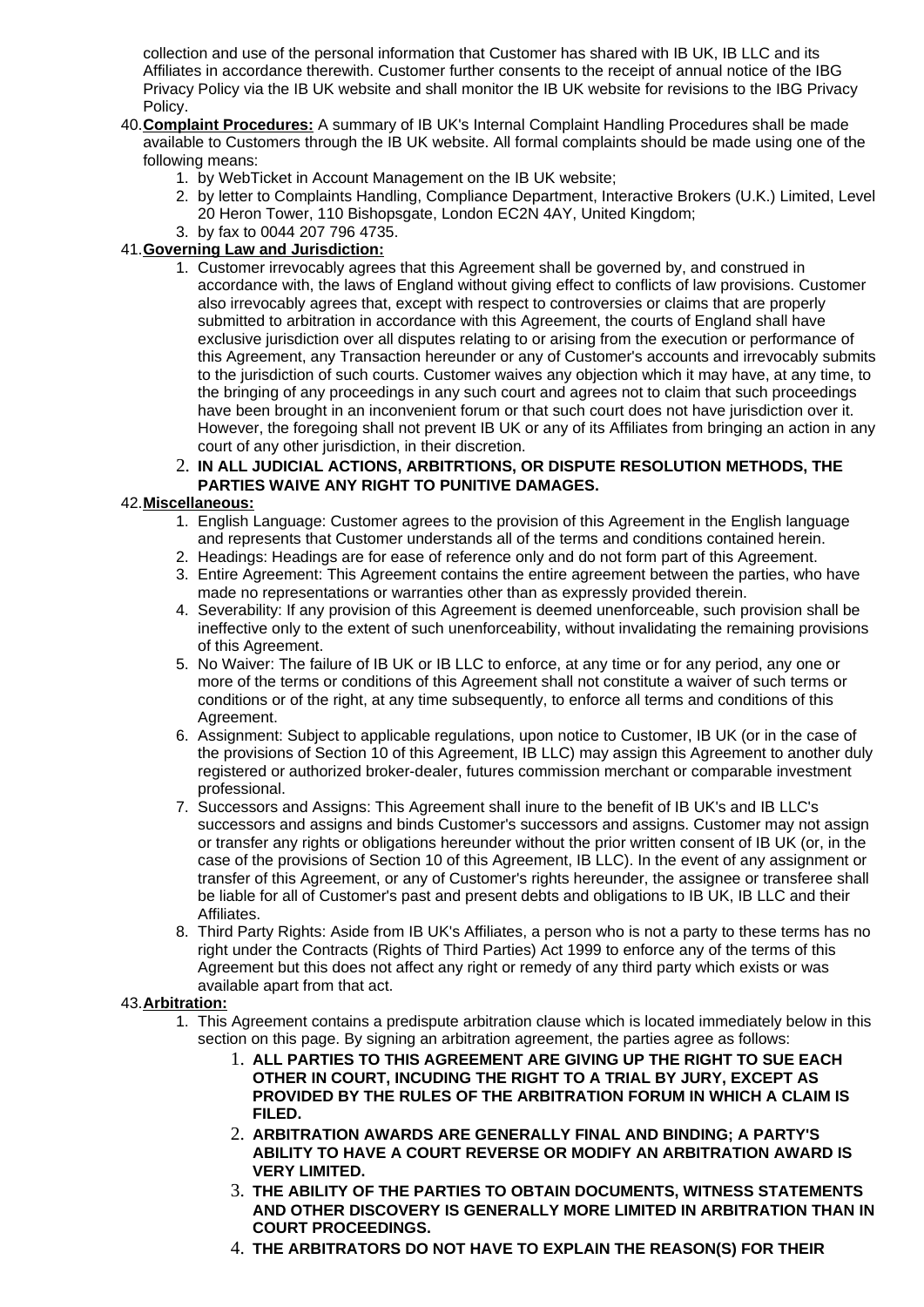collection and use of the personal information that Customer has shared with IB UK, IB LLC and its Affiliates in accordance therewith. Customer further consents to the receipt of annual notice of the IBG Privacy Policy via the IB UK website and shall monitor the IB UK website for revisions to the IBG Privacy Policy.

40. **Complaint Procedures:** A summary of IB UK's Internal Complaint Handling Procedures shall be made available to Customers through the IB UK website. All formal complaints should be made using one of the following means:
    1. by WebTicket in Account Management on the IB UK website;
    2. by letter to Complaints Handling, Compliance Department, Interactive Brokers (U.K.) Limited, Level 20 Heron Tower, 110 Bishopsgate, London EC2N 4AY, United Kingdom;
    3. by fax to 0044 207 796 4735.

41. **Governing Law and Jurisdiction:**
    1. Customer irrevocably agrees that this Agreement shall be governed by, and construed in accordance with, the laws of England without giving effect to conflicts of law provisions. Customer also irrevocably agrees that, except with respect to controversies or claims that are properly submitted to arbitration in accordance with this Agreement, the courts of England shall have exclusive jurisdiction over all disputes relating to or arising from the execution or performance of this Agreement, any Transaction hereunder or any of Customer's accounts and irrevocably submits to the jurisdiction of such courts. Customer waives any objection which it may have, at any time, to the bringing of any proceedings in any such court and agrees not to claim that such proceedings have been brought in an inconvenient forum or that such court does not have jurisdiction over it. However, the foregoing shall not prevent IB UK or any of its Affiliates from bringing an action in any court of any other jurisdiction, in their discretion.
    2. **IN ALL JUDICIAL ACTIONS, ARBITRTIONS, OR DISPUTE RESOLUTION METHODS, THE PARTIES WAIVE ANY RIGHT TO PUNITIVE DAMAGES.**

42. **Miscellaneous:**
    1. English Language: Customer agrees to the provision of this Agreement in the English language and represents that Customer understands all of the terms and conditions contained herein.
    2. Headings: Headings are for ease of reference only and do not form part of this Agreement.
    3. Entire Agreement: This Agreement contains the entire agreement between the parties, who have made no representations or warranties other than as expressly provided therein.
    4. Severability: If any provision of this Agreement is deemed unenforceable, such provision shall be ineffective only to the extent of such unenforceability, without invalidating the remaining provisions of this Agreement.
    5. No Waiver: The failure of IB UK or IB LLC to enforce, at any time or for any period, any one or more of the terms or conditions of this Agreement shall not constitute a waiver of such terms or conditions or of the right, at any time subsequently, to enforce all terms and conditions of this Agreement.
    6. Assignment: Subject to applicable regulations, upon notice to Customer, IB UK (or in the case of the provisions of Section 10 of this Agreement, IB LLC) may assign this Agreement to another duly registered or authorized broker-dealer, futures commission merchant or comparable investment professional.
    7. Successors and Assigns: This Agreement shall inure to the benefit of IB UK's and IB LLC's successors and assigns and binds Customer's successors and assigns. Customer may not assign or transfer any rights or obligations hereunder without the prior written consent of IB UK (or, in the case of the provisions of Section 10 of this Agreement, IB LLC). In the event of any assignment or transfer of this Agreement, or any of Customer's rights hereunder, the assignee or transferee shall be liable for all of Customer's past and present debts and obligations to IB UK, IB LLC and their Affiliates.
    8. Third Party Rights: Aside from IB UK's Affiliates, a person who is not a party to these terms has no right under the Contracts (Rights of Third Parties) Act 1999 to enforce any of the terms of this Agreement but this does not affect any right or remedy of any third party which exists or was available apart from that act.

43. **Arbitration:**
    1. This Agreement contains a predispute arbitration clause which is located immediately below in this section on this page. By signing an arbitration agreement, the parties agree as follows:
        1. **ALL PARTIES TO THIS AGREEMENT ARE GIVING UP THE RIGHT TO SUE EACH OTHER IN COURT, INCUDING THE RIGHT TO A TRIAL BY JURY, EXCEPT AS PROVIDED BY THE RULES OF THE ARBITRATION FORUM IN WHICH A CLAIM IS FILED.**
        2. **ARBITRATION AWARDS ARE GENERALLY FINAL AND BINDING; A PARTY'S ABILITY TO HAVE A COURT REVERSE OR MODIFY AN ARBITRATION AWARD IS VERY LIMITED.**
        3. **THE ABILITY OF THE PARTIES TO OBTAIN DOCUMENTS, WITNESS STATEMENTS AND OTHER DISCOVERY IS GENERALLY MORE LIMITED IN ARBITRATION THAN IN COURT PROCEEDINGS.**
        4. **THE ARBITRATORS DO NOT HAVE TO EXPLAIN THE REASON(S) FOR THEIR**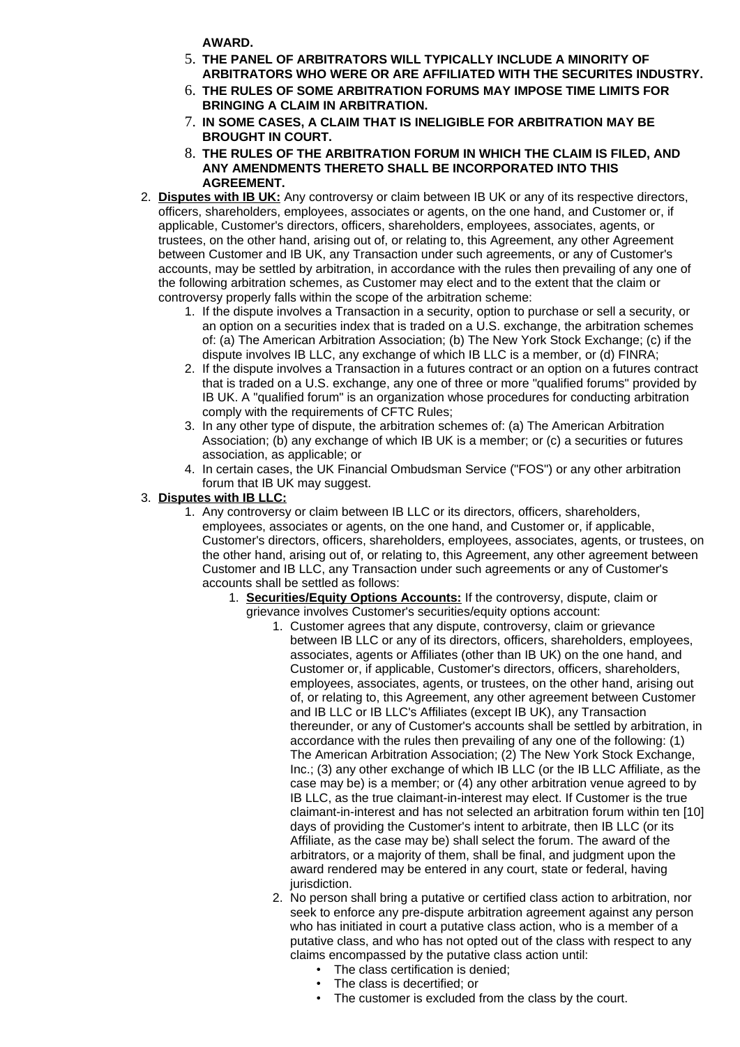**AWARD.**

5. **THE PANEL OF ARBITRATORS WILL TYPICALLY INCLUDE A MINORITY OF ARBITRATORS WHO WERE OR ARE AFFILIATED WITH THE SECURITES INDUSTRY.**
6. **THE RULES OF SOME ARBITRATION FORUMS MAY IMPOSE TIME LIMITS FOR BRINGING A CLAIM IN ARBITRATION.**
7. **IN SOME CASES, A CLAIM THAT IS INELIGIBLE FOR ARBITRATION MAY BE BROUGHT IN COURT.**
8. **THE RULES OF THE ARBITRATION FORUM IN WHICH THE CLAIM IS FILED, AND ANY AMENDMENTS THERETO SHALL BE INCORPORATED INTO THIS AGREEMENT.**

2. **Disputes with IB UK:** Any controversy or claim between IB UK or any of its respective directors, officers, shareholders, employees, associates or agents, on the one hand, and Customer or, if applicable, Customer's directors, officers, shareholders, employees, associates, agents, or trustees, on the other hand, arising out of, or relating to, this Agreement, any other Agreement between Customer and IB UK, any Transaction under such agreements, or any of Customer's accounts, may be settled by arbitration, in accordance with the rules then prevailing of any one of the following arbitration schemes, as Customer may elect and to the extent that the claim or controversy properly falls within the scope of the arbitration scheme:
   1. If the dispute involves a Transaction in a security, option to purchase or sell a security, or an option on a securities index that is traded on a U.S. exchange, the arbitration schemes of: (a) The American Arbitration Association; (b) The New York Stock Exchange; (c) if the dispute involves IB LLC, any exchange of which IB LLC is a member, or (d) FINRA;
   2. If the dispute involves a Transaction in a futures contract or an option on a futures contract that is traded on a U.S. exchange, any one of three or more "qualified forums" provided by IB UK. A "qualified forum" is an organization whose procedures for conducting arbitration comply with the requirements of CFTC Rules;
   3. In any other type of dispute, the arbitration schemes of: (a) The American Arbitration Association; (b) any exchange of which IB UK is a member; or (c) a securities or futures association, as applicable; or
   4. In certain cases, the UK Financial Ombudsman Service ("FOS") or any other arbitration forum that IB UK may suggest.
3. **Disputes with IB LLC:**
   1. Any controversy or claim between IB LLC or its directors, officers, shareholders, employees, associates or agents, on the one hand, and Customer or, if applicable, Customer's directors, officers, shareholders, employees, associates, agents, or trustees, on the other hand, arising out of, or relating to, this Agreement, any other agreement between Customer and IB LLC, any Transaction under such agreements or any of Customer's accounts shall be settled as follows:
      1. **Securities/Equity Options Accounts:** If the controversy, dispute, claim or grievance involves Customer's securities/equity options account:
         1. Customer agrees that any dispute, controversy, claim or grievance between IB LLC or any of its directors, officers, shareholders, employees, associates, agents or Affiliates (other than IB UK) on the one hand, and Customer or, if applicable, Customer's directors, officers, shareholders, employees, associates, agents, or trustees, on the other hand, arising out of, or relating to, this Agreement, any other agreement between Customer and IB LLC or IB LLC's Affiliates (except IB UK), any Transaction thereunder, or any of Customer's accounts shall be settled by arbitration, in accordance with the rules then prevailing of any one of the following: (1) The American Arbitration Association; (2) The New York Stock Exchange, Inc.; (3) any other exchange of which IB LLC (or the IB LLC Affiliate, as the case may be) is a member; or (4) any other arbitration venue agreed to by IB LLC, as the true claimant-in-interest may elect. If Customer is the true claimant-in-interest and has not selected an arbitration forum within ten [10] days of providing the Customer's intent to arbitrate, then IB LLC (or its Affiliate, as the case may be) shall select the forum. The award of the arbitrators, or a majority of them, shall be final, and judgment upon the award rendered may be entered in any court, state or federal, having jurisdiction.
         2. No person shall bring a putative or certified class action to arbitration, nor seek to enforce any pre-dispute arbitration agreement against any person who has initiated in court a putative class action, who is a member of a putative class, and who has not opted out of the class with respect to any claims encompassed by the putative class action until:
            - The class certification is denied;
            - The class is decertified; or
            - The customer is excluded from the class by the court.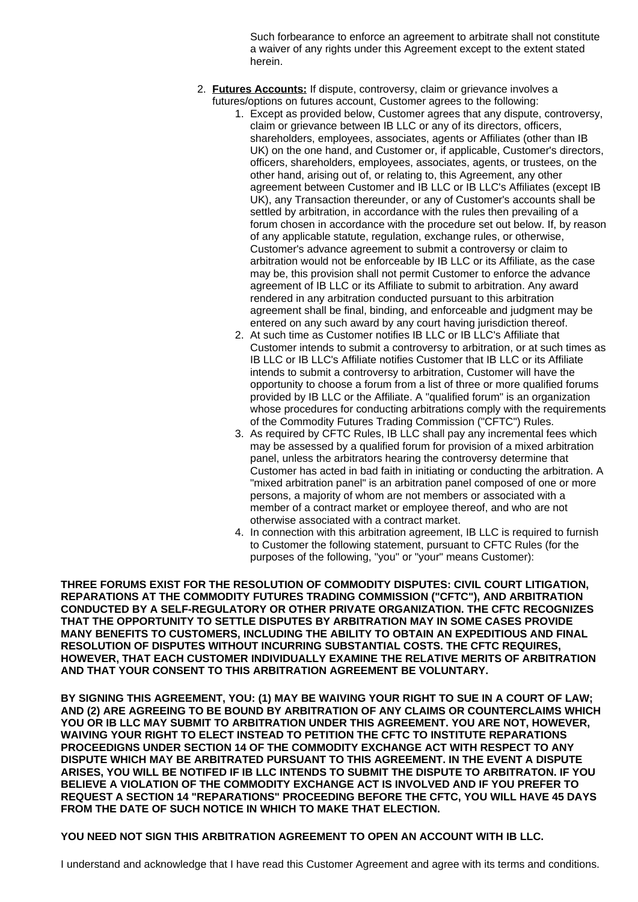Such forbearance to enforce an agreement to arbitrate shall not constitute a waiver of any rights under this Agreement except to the extent stated herein.

2. **Futures Accounts:** If dispute, controversy, claim or grievance involves a futures/options on futures account, Customer agrees to the following:
    1. Except as provided below, Customer agrees that any dispute, controversy, claim or grievance between IB LLC or any of its directors, officers, shareholders, employees, associates, agents or Affiliates (other than IB UK) on the one hand, and Customer or, if applicable, Customer's directors, officers, shareholders, employees, associates, agents, or trustees, on the other hand, arising out of, or relating to, this Agreement, any other agreement between Customer and IB LLC or IB LLC's Affiliates (except IB UK), any Transaction thereunder, or any of Customer's accounts shall be settled by arbitration, in accordance with the rules then prevailing of a forum chosen in accordance with the procedure set out below. If, by reason of any applicable statute, regulation, exchange rules, or otherwise, Customer's advance agreement to submit a controversy or claim to arbitration would not be enforceable by IB LLC or its Affiliate, as the case may be, this provision shall not permit Customer to enforce the advance agreement of IB LLC or its Affiliate to submit to arbitration. Any award rendered in any arbitration conducted pursuant to this arbitration agreement shall be final, binding, and enforceable and judgment may be entered on any such award by any court having jurisdiction thereof.
    2. At such time as Customer notifies IB LLC or IB LLC's Affiliate that Customer intends to submit a controversy to arbitration, or at such times as IB LLC or IB LLC's Affiliate notifies Customer that IB LLC or its Affiliate intends to submit a controversy to arbitration, Customer will have the opportunity to choose a forum from a list of three or more qualified forums provided by IB LLC or the Affiliate. A "qualified forum" is an organization whose procedures for conducting arbitrations comply with the requirements of the Commodity Futures Trading Commission ("CFTC") Rules.
    3. As required by CFTC Rules, IB LLC shall pay any incremental fees which may be assessed by a qualified forum for provision of a mixed arbitration panel, unless the arbitrators hearing the controversy determine that Customer has acted in bad faith in initiating or conducting the arbitration. A "mixed arbitration panel" is an arbitration panel composed of one or more persons, a majority of whom are not members or associated with a member of a contract market or employee thereof, and who are not otherwise associated with a contract market.
    4. In connection with this arbitration agreement, IB LLC is required to furnish to Customer the following statement, pursuant to CFTC Rules (for the purposes of the following, "you" or "your" means Customer):

**THREE FORUMS EXIST FOR THE RESOLUTION OF COMMODITY DISPUTES: CIVIL COURT LITIGATION, REPARATIONS AT THE COMMODITY FUTURES TRADING COMMISSION ("CFTC"), AND ARBITRATION CONDUCTED BY A SELF-REGULATORY OR OTHER PRIVATE ORGANIZATION. THE CFTC RECOGNIZES THAT THE OPPORTUNITY TO SETTLE DISPUTES BY ARBITRATION MAY IN SOME CASES PROVIDE MANY BENEFITS TO CUSTOMERS, INCLUDING THE ABILITY TO OBTAIN AN EXPEDITIOUS AND FINAL RESOLUTION OF DISPUTES WITHOUT INCURRING SUBSTANTIAL COSTS. THE CFTC REQUIRES, HOWEVER, THAT EACH CUSTOMER INDIVIDUALLY EXAMINE THE RELATIVE MERITS OF ARBITRATION AND THAT YOUR CONSENT TO THIS ARBITRATION AGREEMENT BE VOLUNTARY.**

**BY SIGNING THIS AGREEMENT, YOU: (1) MAY BE WAIVING YOUR RIGHT TO SUE IN A COURT OF LAW; AND (2) ARE AGREEING TO BE BOUND BY ARBITRATION OF ANY CLAIMS OR COUNTERCLAIMS WHICH YOU OR IB LLC MAY SUBMIT TO ARBITRATION UNDER THIS AGREEMENT. YOU ARE NOT, HOWEVER, WAIVING YOUR RIGHT TO ELECT INSTEAD TO PETITION THE CFTC TO INSTITUTE REPARATIONS PROCEEDIGNS UNDER SECTION 14 OF THE COMMODITY EXCHANGE ACT WITH RESPECT TO ANY DISPUTE WHICH MAY BE ARBITRATED PURSUANT TO THIS AGREEMENT. IN THE EVENT A DISPUTE ARISES, YOU WILL BE NOTIFED IF IB LLC INTENDS TO SUBMIT THE DISPUTE TO ARBITRATON. IF YOU BELIEVE A VIOLATION OF THE COMMODITY EXCHANGE ACT IS INVOLVED AND IF YOU PREFER TO REQUEST A SECTION 14 "REPARATIONS" PROCEEDING BEFORE THE CFTC, YOU WILL HAVE 45 DAYS FROM THE DATE OF SUCH NOTICE IN WHICH TO MAKE THAT ELECTION.**

**YOU NEED NOT SIGN THIS ARBITRATION AGREEMENT TO OPEN AN ACCOUNT WITH IB LLC.**

I understand and acknowledge that I have read this Customer Agreement and agree with its terms and conditions.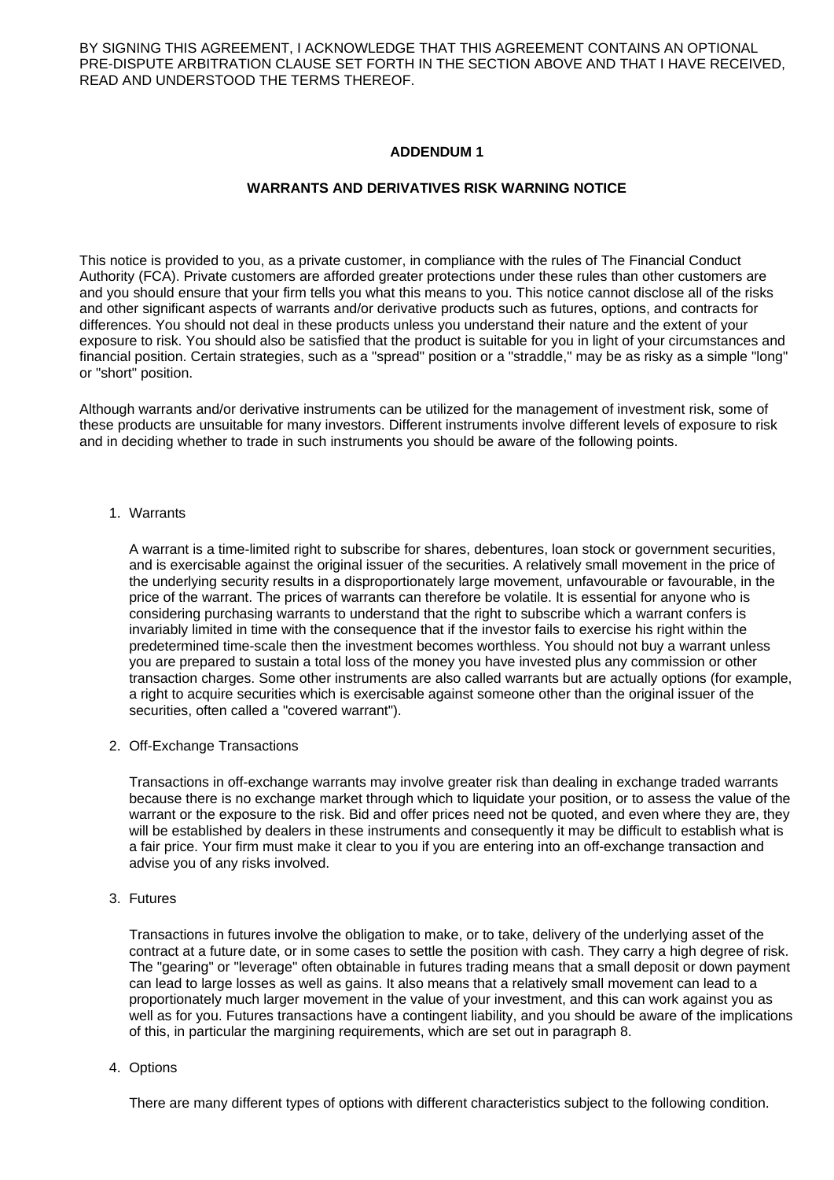BY SIGNING THIS AGREEMENT, I ACKNOWLEDGE THAT THIS AGREEMENT CONTAINS AN OPTIONAL PRE-DISPUTE ARBITRATION CLAUSE SET FORTH IN THE SECTION ABOVE AND THAT I HAVE RECEIVED, READ AND UNDERSTOOD THE TERMS THEREOF.

## ADDENDUM 1

## WARRANTS AND DERIVATIVES RISK WARNING NOTICE

This notice is provided to you, as a private customer, in compliance with the rules of The Financial Conduct Authority (FCA). Private customers are afforded greater protections under these rules than other customers are and you should ensure that your firm tells you what this means to you. This notice cannot disclose all of the risks and other significant aspects of warrants and/or derivative products such as futures, options, and contracts for differences. You should not deal in these products unless you understand their nature and the extent of your exposure to risk. You should also be satisfied that the product is suitable for you in light of your circumstances and financial position. Certain strategies, such as a "spread" position or a "straddle," may be as risky as a simple "long" or "short" position.

Although warrants and/or derivative instruments can be utilized for the management of investment risk, some of these products are unsuitable for many investors. Different instruments involve different levels of exposure to risk and in deciding whether to trade in such instruments you should be aware of the following points.

1. Warrants

   A warrant is a time-limited right to subscribe for shares, debentures, loan stock or government securities, and is exercisable against the original issuer of the securities. A relatively small movement in the price of the underlying security results in a disproportionately large movement, unfavourable or favourable, in the price of the warrant. The prices of warrants can therefore be volatile. It is essential for anyone who is considering purchasing warrants to understand that the right to subscribe which a warrant confers is invariably limited in time with the consequence that if the investor fails to exercise his right within the predetermined time-scale then the investment becomes worthless. You should not buy a warrant unless you are prepared to sustain a total loss of the money you have invested plus any commission or other transaction charges. Some other instruments are also called warrants but are actually options (for example, a right to acquire securities which is exercisable against someone other than the original issuer of the securities, often called a "covered warrant").

2. Off-Exchange Transactions

   Transactions in off-exchange warrants may involve greater risk than dealing in exchange traded warrants because there is no exchange market through which to liquidate your position, or to assess the value of the warrant or the exposure to the risk. Bid and offer prices need not be quoted, and even where they are, they will be established by dealers in these instruments and consequently it may be difficult to establish what is a fair price. Your firm must make it clear to you if you are entering into an off-exchange transaction and advise you of any risks involved.

3. Futures

   Transactions in futures involve the obligation to make, or to take, delivery of the underlying asset of the contract at a future date, or in some cases to settle the position with cash. They carry a high degree of risk. The "gearing" or "leverage" often obtainable in futures trading means that a small deposit or down payment can lead to large losses as well as gains. It also means that a relatively small movement can lead to a proportionately much larger movement in the value of your investment, and this can work against you as well as for you. Futures transactions have a contingent liability, and you should be aware of the implications of this, in particular the margining requirements, which are set out in paragraph 8.

4. Options

   There are many different types of options with different characteristics subject to the following condition.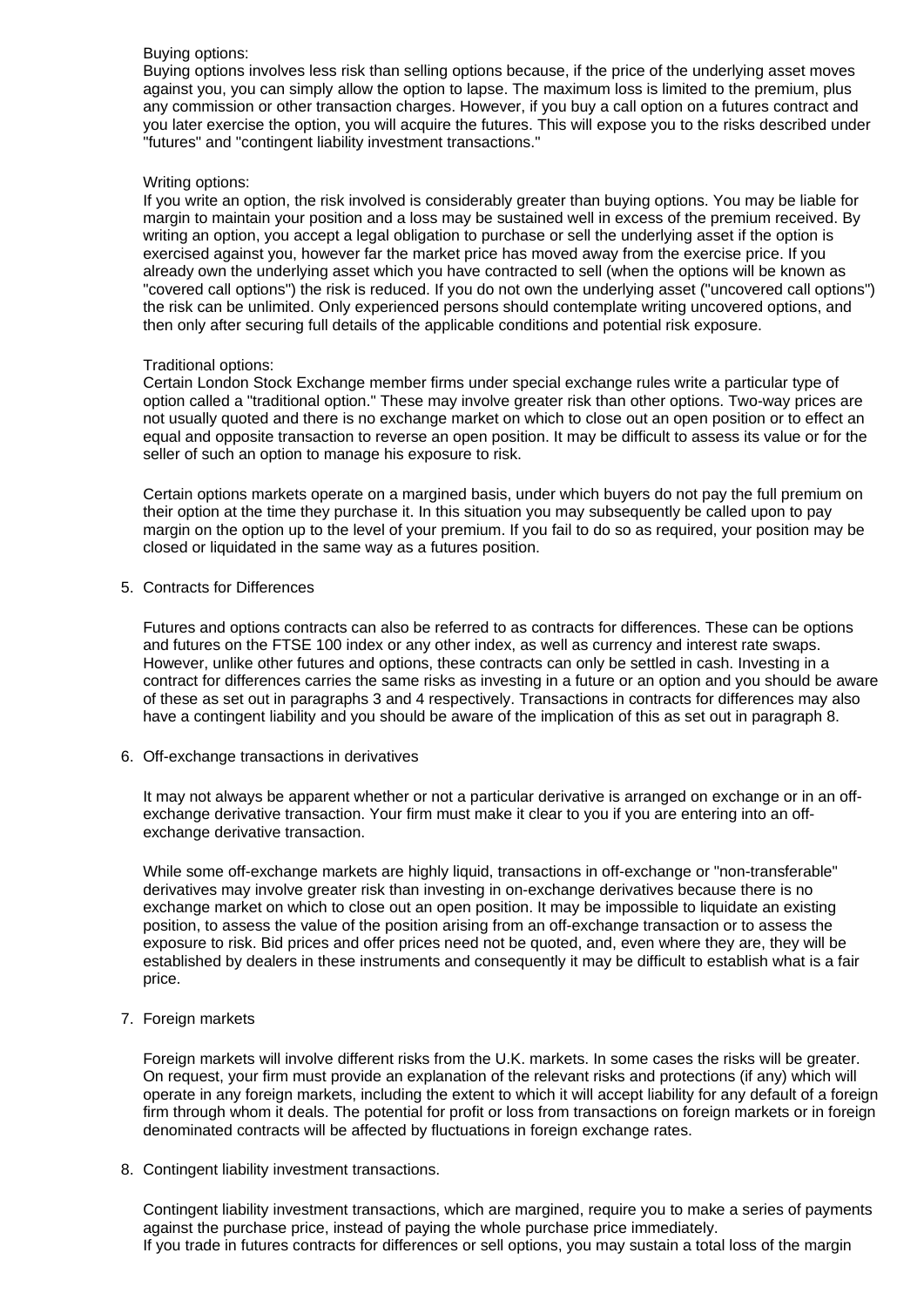Buying options:
Buying options involves less risk than selling options because, if the price of the underlying asset moves against you, you can simply allow the option to lapse. The maximum loss is limited to the premium, plus any commission or other transaction charges. However, if you buy a call option on a futures contract and you later exercise the option, you will acquire the futures. This will expose you to the risks described under "futures" and "contingent liability investment transactions."

Writing options:
If you write an option, the risk involved is considerably greater than buying options. You may be liable for margin to maintain your position and a loss may be sustained well in excess of the premium received. By writing an option, you accept a legal obligation to purchase or sell the underlying asset if the option is exercised against you, however far the market price has moved away from the exercise price. If you already own the underlying asset which you have contracted to sell (when the options will be known as "covered call options") the risk is reduced. If you do not own the underlying asset ("uncovered call options") the risk can be unlimited. Only experienced persons should contemplate writing uncovered options, and then only after securing full details of the applicable conditions and potential risk exposure.

Traditional options:
Certain London Stock Exchange member firms under special exchange rules write a particular type of option called a "traditional option." These may involve greater risk than other options. Two-way prices are not usually quoted and there is no exchange market on which to close out an open position or to effect an equal and opposite transaction to reverse an open position. It may be difficult to assess its value or for the seller of such an option to manage his exposure to risk.

Certain options markets operate on a margined basis, under which buyers do not pay the full premium on their option at the time they purchase it. In this situation you may subsequently be called upon to pay margin on the option up to the level of your premium. If you fail to do so as required, your position may be closed or liquidated in the same way as a futures position.

5. Contracts for Differences

Futures and options contracts can also be referred to as contracts for differences. These can be options and futures on the FTSE 100 index or any other index, as well as currency and interest rate swaps. However, unlike other futures and options, these contracts can only be settled in cash. Investing in a contract for differences carries the same risks as investing in a future or an option and you should be aware of these as set out in paragraphs 3 and 4 respectively. Transactions in contracts for differences may also have a contingent liability and you should be aware of the implication of this as set out in paragraph 8.

6. Off-exchange transactions in derivatives

It may not always be apparent whether or not a particular derivative is arranged on exchange or in an off-exchange derivative transaction. Your firm must make it clear to you if you are entering into an off-exchange derivative transaction.

While some off-exchange markets are highly liquid, transactions in off-exchange or "non-transferable" derivatives may involve greater risk than investing in on-exchange derivatives because there is no exchange market on which to close out an open position. It may be impossible to liquidate an existing position, to assess the value of the position arising from an off-exchange transaction or to assess the exposure to risk. Bid prices and offer prices need not be quoted, and, even where they are, they will be established by dealers in these instruments and consequently it may be difficult to establish what is a fair price.

7. Foreign markets

Foreign markets will involve different risks from the U.K. markets. In some cases the risks will be greater. On request, your firm must provide an explanation of the relevant risks and protections (if any) which will operate in any foreign markets, including the extent to which it will accept liability for any default of a foreign firm through whom it deals. The potential for profit or loss from transactions on foreign markets or in foreign denominated contracts will be affected by fluctuations in foreign exchange rates.

8. Contingent liability investment transactions.

Contingent liability investment transactions, which are margined, require you to make a series of payments against the purchase price, instead of paying the whole purchase price immediately.
If you trade in futures contracts for differences or sell options, you may sustain a total loss of the margin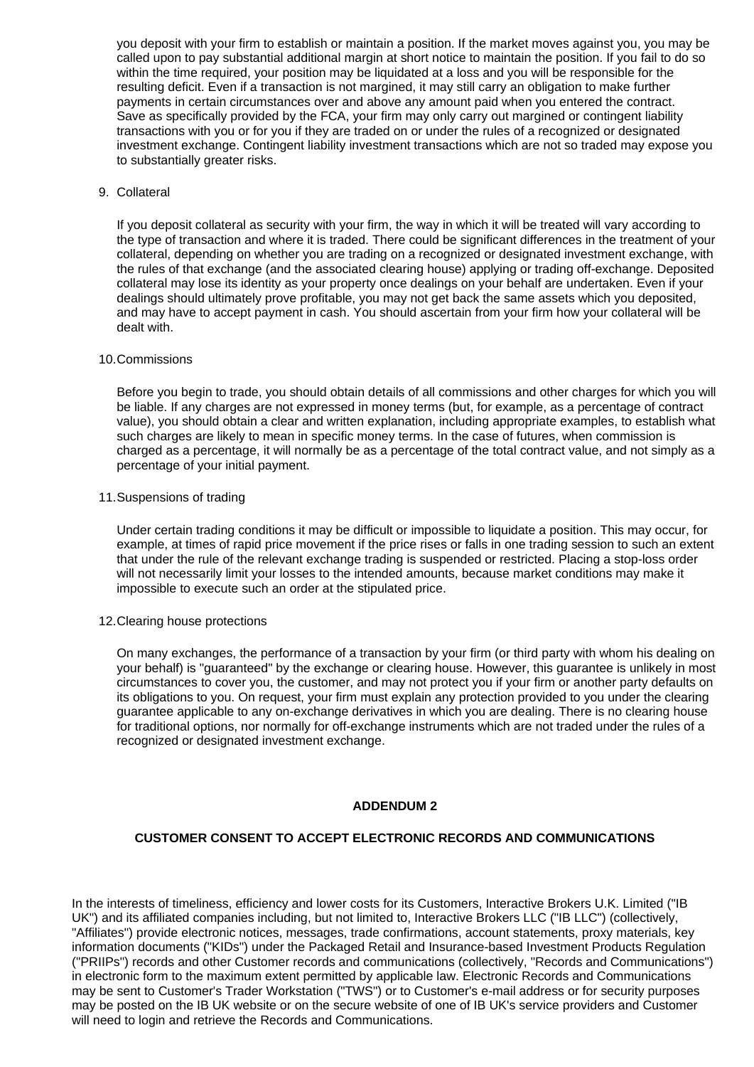you deposit with your firm to establish or maintain a position. If the market moves against you, you may be called upon to pay substantial additional margin at short notice to maintain the position. If you fail to do so within the time required, your position may be liquidated at a loss and you will be responsible for the resulting deficit. Even if a transaction is not margined, it may still carry an obligation to make further payments in certain circumstances over and above any amount paid when you entered the contract. Save as specifically provided by the FCA, your firm may only carry out margined or contingent liability transactions with you or for you if they are traded on or under the rules of a recognized or designated investment exchange. Contingent liability investment transactions which are not so traded may expose you to substantially greater risks.

9. Collateral

   If you deposit collateral as security with your firm, the way in which it will be treated will vary according to the type of transaction and where it is traded. There could be significant differences in the treatment of your collateral, depending on whether you are trading on a recognized or designated investment exchange, with the rules of that exchange (and the associated clearing house) applying or trading off-exchange. Deposited collateral may lose its identity as your property once dealings on your behalf are undertaken. Even if your dealings should ultimately prove profitable, you may not get back the same assets which you deposited, and may have to accept payment in cash. You should ascertain from your firm how your collateral will be dealt with.

10. Commissions

    Before you begin to trade, you should obtain details of all commissions and other charges for which you will be liable. If any charges are not expressed in money terms (but, for example, as a percentage of contract value), you should obtain a clear and written explanation, including appropriate examples, to establish what such charges are likely to mean in specific money terms. In the case of futures, when commission is charged as a percentage, it will normally be as a percentage of the total contract value, and not simply as a percentage of your initial payment.

11. Suspensions of trading

    Under certain trading conditions it may be difficult or impossible to liquidate a position. This may occur, for example, at times of rapid price movement if the price rises or falls in one trading session to such an extent that under the rule of the relevant exchange trading is suspended or restricted. Placing a stop-loss order will not necessarily limit your losses to the intended amounts, because market conditions may make it impossible to execute such an order at the stipulated price.

12. Clearing house protections

    On many exchanges, the performance of a transaction by your firm (or third party with whom his dealing on your behalf) is "guaranteed" by the exchange or clearing house. However, this guarantee is unlikely in most circumstances to cover you, the customer, and may not protect you if your firm or another party defaults on its obligations to you. On request, your firm must explain any protection provided to you under the clearing guarantee applicable to any on-exchange derivatives in which you are dealing. There is no clearing house for traditional options, nor normally for off-exchange instruments which are not traded under the rules of a recognized or designated investment exchange.

## ADDENDUM 2

## CUSTOMER CONSENT TO ACCEPT ELECTRONIC RECORDS AND COMMUNICATIONS

In the interests of timeliness, efficiency and lower costs for its Customers, Interactive Brokers U.K. Limited ("IB UK") and its affiliated companies including, but not limited to, Interactive Brokers LLC ("IB LLC") (collectively, "Affiliates") provide electronic notices, messages, trade confirmations, account statements, proxy materials, key information documents ("KIDs") under the Packaged Retail and Insurance-based Investment Products Regulation ("PRIIPs") records and other Customer records and communications (collectively, "Records and Communications") in electronic form to the maximum extent permitted by applicable law. Electronic Records and Communications may be sent to Customer's Trader Workstation ("TWS") or to Customer's e-mail address or for security purposes may be posted on the IB UK website or on the secure website of one of IB UK's service providers and Customer will need to login and retrieve the Records and Communications.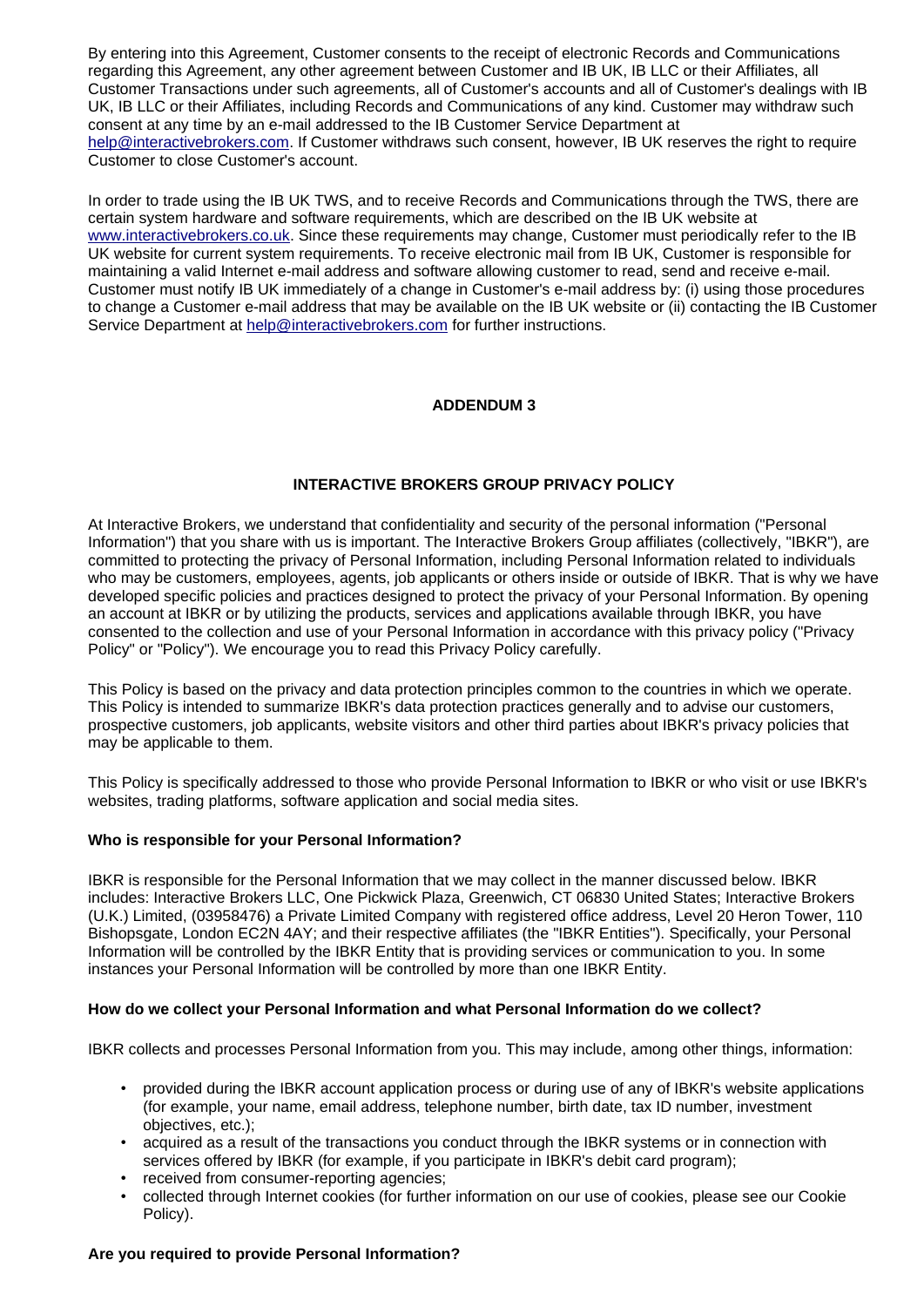By entering into this Agreement, Customer consents to the receipt of electronic Records and Communications regarding this Agreement, any other agreement between Customer and IB UK, IB LLC or their Affiliates, all Customer Transactions under such agreements, all of Customer's accounts and all of Customer's dealings with IB UK, IB LLC or their Affiliates, including Records and Communications of any kind. Customer may withdraw such consent at any time by an e-mail addressed to the IB Customer Service Department at help@interactivebrokers.com. If Customer withdraws such consent, however, IB UK reserves the right to require Customer to close Customer's account.

In order to trade using the IB UK TWS, and to receive Records and Communications through the TWS, there are certain system hardware and software requirements, which are described on the IB UK website at www.interactivebrokers.co.uk. Since these requirements may change, Customer must periodically refer to the IB UK website for current system requirements. To receive electronic mail from IB UK, Customer is responsible for maintaining a valid Internet e-mail address and software allowing customer to read, send and receive e-mail. Customer must notify IB UK immediately of a change in Customer's e-mail address by: (i) using those procedures to change a Customer e-mail address that may be available on the IB UK website or (ii) contacting the IB Customer Service Department at help@interactivebrokers.com for further instructions.

## ADDENDUM 3

## INTERACTIVE BROKERS GROUP PRIVACY POLICY

At Interactive Brokers, we understand that confidentiality and security of the personal information ("Personal Information") that you share with us is important. The Interactive Brokers Group affiliates (collectively, "IBKR"), are committed to protecting the privacy of Personal Information, including Personal Information related to individuals who may be customers, employees, agents, job applicants or others inside or outside of IBKR. That is why we have developed specific policies and practices designed to protect the privacy of your Personal Information. By opening an account at IBKR or by utilizing the products, services and applications available through IBKR, you have consented to the collection and use of your Personal Information in accordance with this privacy policy ("Privacy Policy" or "Policy"). We encourage you to read this Privacy Policy carefully.

This Policy is based on the privacy and data protection principles common to the countries in which we operate. This Policy is intended to summarize IBKR's data protection practices generally and to advise our customers, prospective customers, job applicants, website visitors and other third parties about IBKR's privacy policies that may be applicable to them.

This Policy is specifically addressed to those who provide Personal Information to IBKR or who visit or use IBKR's websites, trading platforms, software application and social media sites.

### Who is responsible for your Personal Information?

IBKR is responsible for the Personal Information that we may collect in the manner discussed below. IBKR includes: Interactive Brokers LLC, One Pickwick Plaza, Greenwich, CT 06830 United States; Interactive Brokers (U.K.) Limited, (03958476) a Private Limited Company with registered office address, Level 20 Heron Tower, 110 Bishopsgate, London EC2N 4AY; and their respective affiliates (the "IBKR Entities"). Specifically, your Personal Information will be controlled by the IBKR Entity that is providing services or communication to you. In some instances your Personal Information will be controlled by more than one IBKR Entity.

### How do we collect your Personal Information and what Personal Information do we collect?

IBKR collects and processes Personal Information from you. This may include, among other things, information:

- provided during the IBKR account application process or during use of any of IBKR's website applications (for example, your name, email address, telephone number, birth date, tax ID number, investment objectives, etc.);
- acquired as a result of the transactions you conduct through the IBKR systems or in connection with services offered by IBKR (for example, if you participate in IBKR's debit card program);
- received from consumer-reporting agencies;
- collected through Internet cookies (for further information on our use of cookies, please see our Cookie Policy).

### Are you required to provide Personal Information?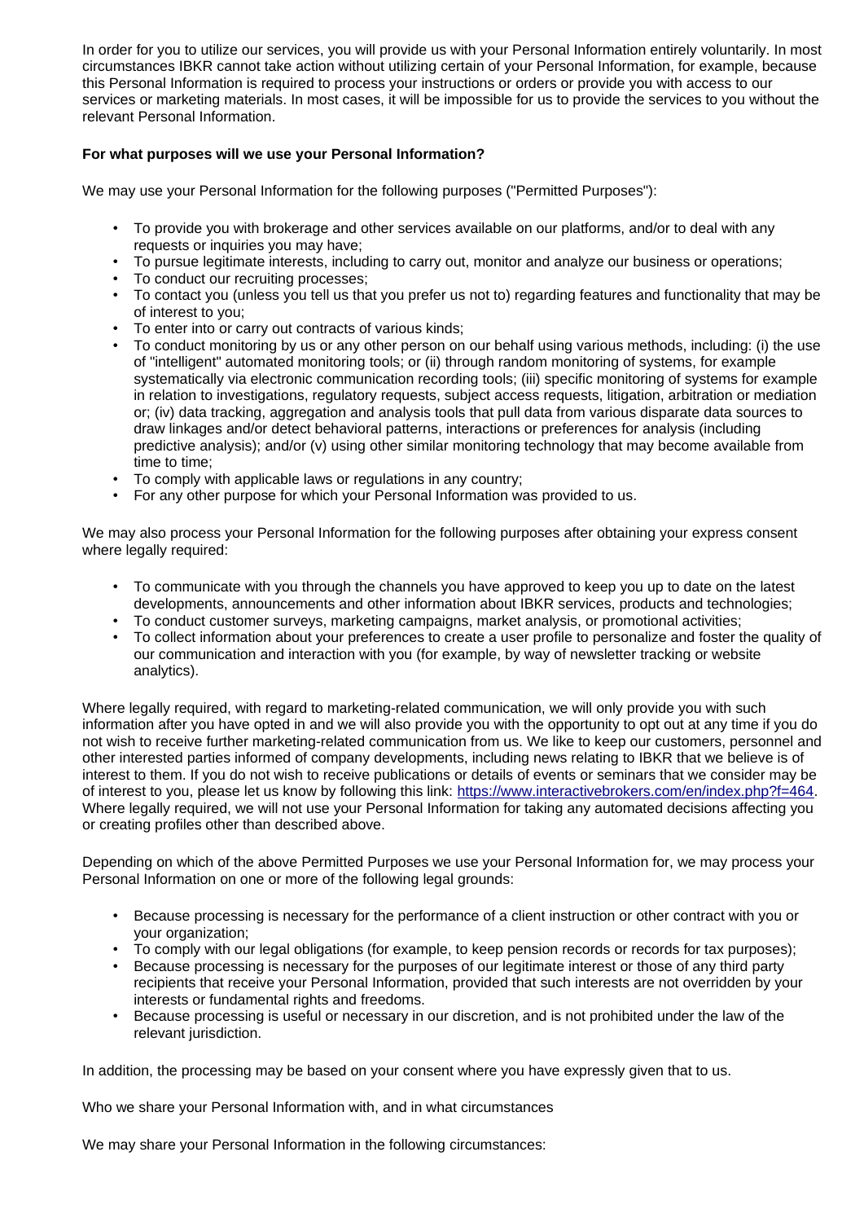In order for you to utilize our services, you will provide us with your Personal Information entirely voluntarily. In most circumstances IBKR cannot take action without utilizing certain of your Personal Information, for example, because this Personal Information is required to process your instructions or orders or provide you with access to our services or marketing materials. In most cases, it will be impossible for us to provide the services to you without the relevant Personal Information.

**For what purposes will we use your Personal Information?**

We may use your Personal Information for the following purposes ("Permitted Purposes"):

- To provide you with brokerage and other services available on our platforms, and/or to deal with any requests or inquiries you may have;
- To pursue legitimate interests, including to carry out, monitor and analyze our business or operations;
- To conduct our recruiting processes;
- To contact you (unless you tell us that you prefer us not to) regarding features and functionality that may be of interest to you;
- To enter into or carry out contracts of various kinds;
- To conduct monitoring by us or any other person on our behalf using various methods, including: (i) the use of "intelligent" automated monitoring tools; or (ii) through random monitoring of systems, for example systematically via electronic communication recording tools; (iii) specific monitoring of systems for example in relation to investigations, regulatory requests, subject access requests, litigation, arbitration or mediation or; (iv) data tracking, aggregation and analysis tools that pull data from various disparate data sources to draw linkages and/or detect behavioral patterns, interactions or preferences for analysis (including predictive analysis); and/or (v) using other similar monitoring technology that may become available from time to time;
- To comply with applicable laws or regulations in any country;
- For any other purpose for which your Personal Information was provided to us.

We may also process your Personal Information for the following purposes after obtaining your express consent where legally required:

- To communicate with you through the channels you have approved to keep you up to date on the latest developments, announcements and other information about IBKR services, products and technologies;
- To conduct customer surveys, marketing campaigns, market analysis, or promotional activities;
- To collect information about your preferences to create a user profile to personalize and foster the quality of our communication and interaction with you (for example, by way of newsletter tracking or website analytics).

Where legally required, with regard to marketing-related communication, we will only provide you with such information after you have opted in and we will also provide you with the opportunity to opt out at any time if you do not wish to receive further marketing-related communication from us. We like to keep our customers, personnel and other interested parties informed of company developments, including news relating to IBKR that we believe is of interest to them. If you do not wish to receive publications or details of events or seminars that we consider may be of interest to you, please let us know by following this link: https://www.interactivebrokers.com/en/index.php?f=464. Where legally required, we will not use your Personal Information for taking any automated decisions affecting you or creating profiles other than described above.

Depending on which of the above Permitted Purposes we use your Personal Information for, we may process your Personal Information on one or more of the following legal grounds:

- Because processing is necessary for the performance of a client instruction or other contract with you or your organization;
- To comply with our legal obligations (for example, to keep pension records or records for tax purposes);
- Because processing is necessary for the purposes of our legitimate interest or those of any third party recipients that receive your Personal Information, provided that such interests are not overridden by your interests or fundamental rights and freedoms.
- Because processing is useful or necessary in our discretion, and is not prohibited under the law of the relevant jurisdiction.

In addition, the processing may be based on your consent where you have expressly given that to us.

Who we share your Personal Information with, and in what circumstances

We may share your Personal Information in the following circumstances: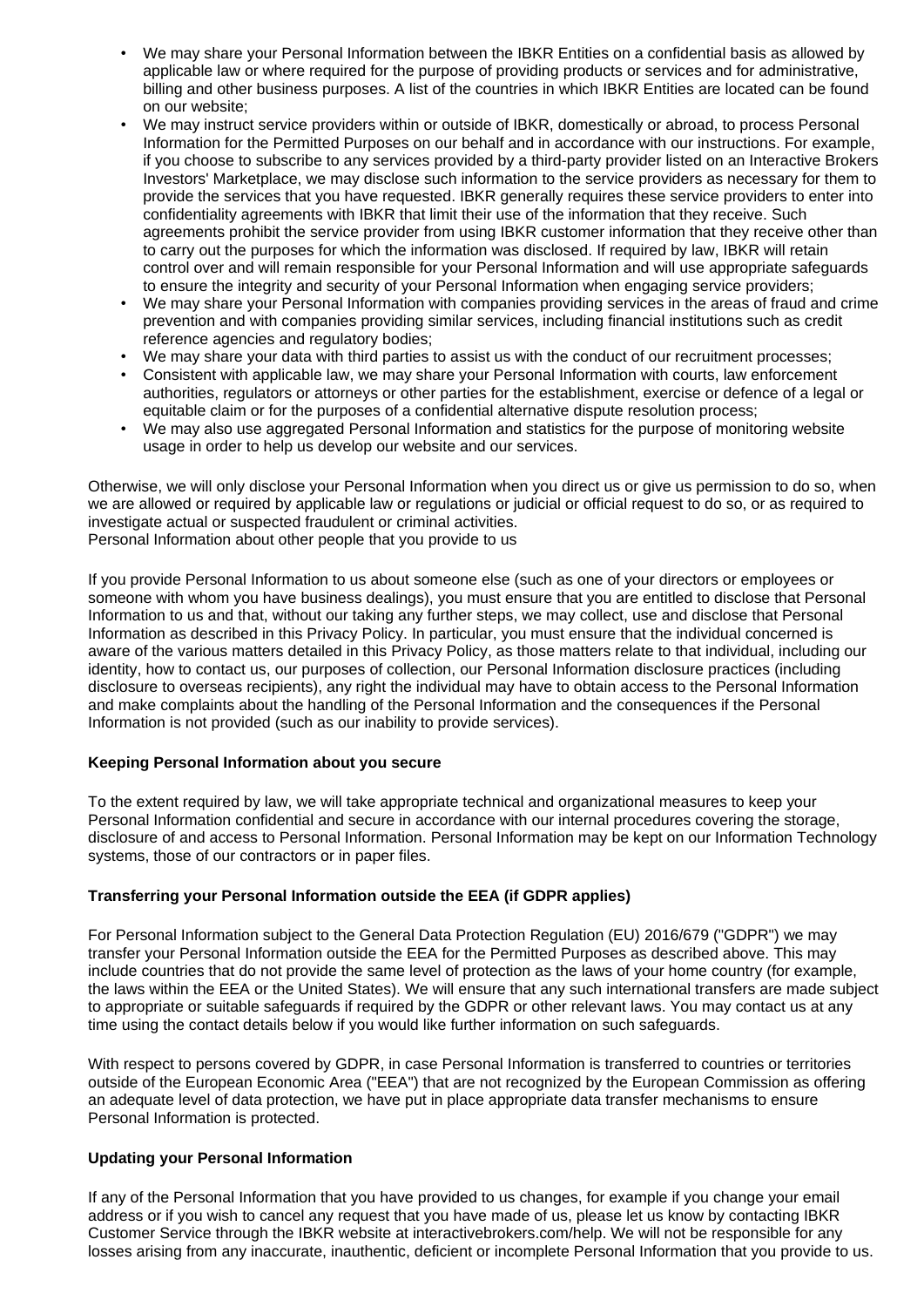- We may share your Personal Information between the IBKR Entities on a confidential basis as allowed by applicable law or where required for the purpose of providing products or services and for administrative, billing and other business purposes. A list of the countries in which IBKR Entities are located can be found on our website;
- We may instruct service providers within or outside of IBKR, domestically or abroad, to process Personal Information for the Permitted Purposes on our behalf and in accordance with our instructions. For example, if you choose to subscribe to any services provided by a third-party provider listed on an Interactive Brokers Investors' Marketplace, we may disclose such information to the service providers as necessary for them to provide the services that you have requested. IBKR generally requires these service providers to enter into confidentiality agreements with IBKR that limit their use of the information that they receive. Such agreements prohibit the service provider from using IBKR customer information that they receive other than to carry out the purposes for which the information was disclosed. If required by law, IBKR will retain control over and will remain responsible for your Personal Information and will use appropriate safeguards to ensure the integrity and security of your Personal Information when engaging service providers;
- We may share your Personal Information with companies providing services in the areas of fraud and crime prevention and with companies providing similar services, including financial institutions such as credit reference agencies and regulatory bodies;
- We may share your data with third parties to assist us with the conduct of our recruitment processes;
- Consistent with applicable law, we may share your Personal Information with courts, law enforcement authorities, regulators or attorneys or other parties for the establishment, exercise or defence of a legal or equitable claim or for the purposes of a confidential alternative dispute resolution process;
- We may also use aggregated Personal Information and statistics for the purpose of monitoring website usage in order to help us develop our website and our services.

Otherwise, we will only disclose your Personal Information when you direct us or give us permission to do so, when we are allowed or required by applicable law or regulations or judicial or official request to do so, or as required to investigate actual or suspected fraudulent or criminal activities.
Personal Information about other people that you provide to us

If you provide Personal Information to us about someone else (such as one of your directors or employees or someone with whom you have business dealings), you must ensure that you are entitled to disclose that Personal Information to us and that, without our taking any further steps, we may collect, use and disclose that Personal Information as described in this Privacy Policy. In particular, you must ensure that the individual concerned is aware of the various matters detailed in this Privacy Policy, as those matters relate to that individual, including our identity, how to contact us, our purposes of collection, our Personal Information disclosure practices (including disclosure to overseas recipients), any right the individual may have to obtain access to the Personal Information and make complaints about the handling of the Personal Information and the consequences if the Personal Information is not provided (such as our inability to provide services).

**Keeping Personal Information about you secure**

To the extent required by law, we will take appropriate technical and organizational measures to keep your Personal Information confidential and secure in accordance with our internal procedures covering the storage, disclosure of and access to Personal Information. Personal Information may be kept on our Information Technology systems, those of our contractors or in paper files.

**Transferring your Personal Information outside the EEA (if GDPR applies)**

For Personal Information subject to the General Data Protection Regulation (EU) 2016/679 ("GDPR") we may transfer your Personal Information outside the EEA for the Permitted Purposes as described above. This may include countries that do not provide the same level of protection as the laws of your home country (for example, the laws within the EEA or the United States). We will ensure that any such international transfers are made subject to appropriate or suitable safeguards if required by the GDPR or other relevant laws. You may contact us at any time using the contact details below if you would like further information on such safeguards.

With respect to persons covered by GDPR, in case Personal Information is transferred to countries or territories outside of the European Economic Area ("EEA") that are not recognized by the European Commission as offering an adequate level of data protection, we have put in place appropriate data transfer mechanisms to ensure Personal Information is protected.

**Updating your Personal Information**

If any of the Personal Information that you have provided to us changes, for example if you change your email address or if you wish to cancel any request that you have made of us, please let us know by contacting IBKR Customer Service through the IBKR website at interactivebrokers.com/help. We will not be responsible for any losses arising from any inaccurate, inauthentic, deficient or incomplete Personal Information that you provide to us.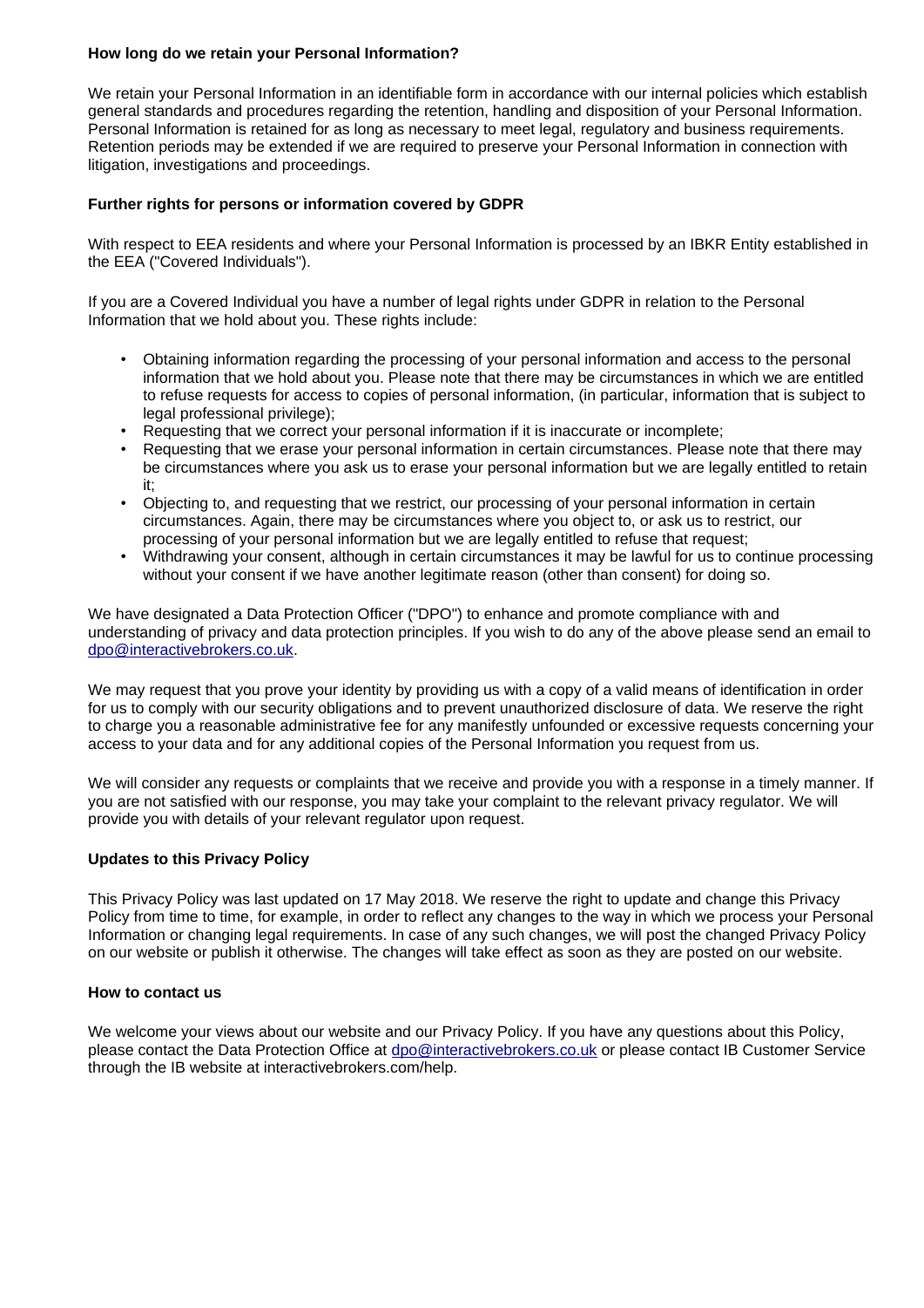**How long do we retain your Personal Information?**

We retain your Personal Information in an identifiable form in accordance with our internal policies which establish general standards and procedures regarding the retention, handling and disposition of your Personal Information. Personal Information is retained for as long as necessary to meet legal, regulatory and business requirements. Retention periods may be extended if we are required to preserve your Personal Information in connection with litigation, investigations and proceedings.

**Further rights for persons or information covered by GDPR**

With respect to EEA residents and where your Personal Information is processed by an IBKR Entity established in the EEA ("Covered Individuals").

If you are a Covered Individual you have a number of legal rights under GDPR in relation to the Personal Information that we hold about you. These rights include:

- Obtaining information regarding the processing of your personal information and access to the personal information that we hold about you. Please note that there may be circumstances in which we are entitled to refuse requests for access to copies of personal information, (in particular, information that is subject to legal professional privilege);
- Requesting that we correct your personal information if it is inaccurate or incomplete;
- Requesting that we erase your personal information in certain circumstances. Please note that there may be circumstances where you ask us to erase your personal information but we are legally entitled to retain it;
- Objecting to, and requesting that we restrict, our processing of your personal information in certain circumstances. Again, there may be circumstances where you object to, or ask us to restrict, our processing of your personal information but we are legally entitled to refuse that request;
- Withdrawing your consent, although in certain circumstances it may be lawful for us to continue processing without your consent if we have another legitimate reason (other than consent) for doing so.

We have designated a Data Protection Officer ("DPO") to enhance and promote compliance with and understanding of privacy and data protection principles. If you wish to do any of the above please send an email to dpo@interactivebrokers.co.uk.

We may request that you prove your identity by providing us with a copy of a valid means of identification in order for us to comply with our security obligations and to prevent unauthorized disclosure of data. We reserve the right to charge you a reasonable administrative fee for any manifestly unfounded or excessive requests concerning your access to your data and for any additional copies of the Personal Information you request from us.

We will consider any requests or complaints that we receive and provide you with a response in a timely manner. If you are not satisfied with our response, you may take your complaint to the relevant privacy regulator. We will provide you with details of your relevant regulator upon request.

**Updates to this Privacy Policy**

This Privacy Policy was last updated on 17 May 2018. We reserve the right to update and change this Privacy Policy from time to time, for example, in order to reflect any changes to the way in which we process your Personal Information or changing legal requirements. In case of any such changes, we will post the changed Privacy Policy on our website or publish it otherwise. The changes will take effect as soon as they are posted on our website.

**How to contact us**

We welcome your views about our website and our Privacy Policy. If you have any questions about this Policy, please contact the Data Protection Office at dpo@interactivebrokers.co.uk or please contact IB Customer Service through the IB website at interactivebrokers.com/help.